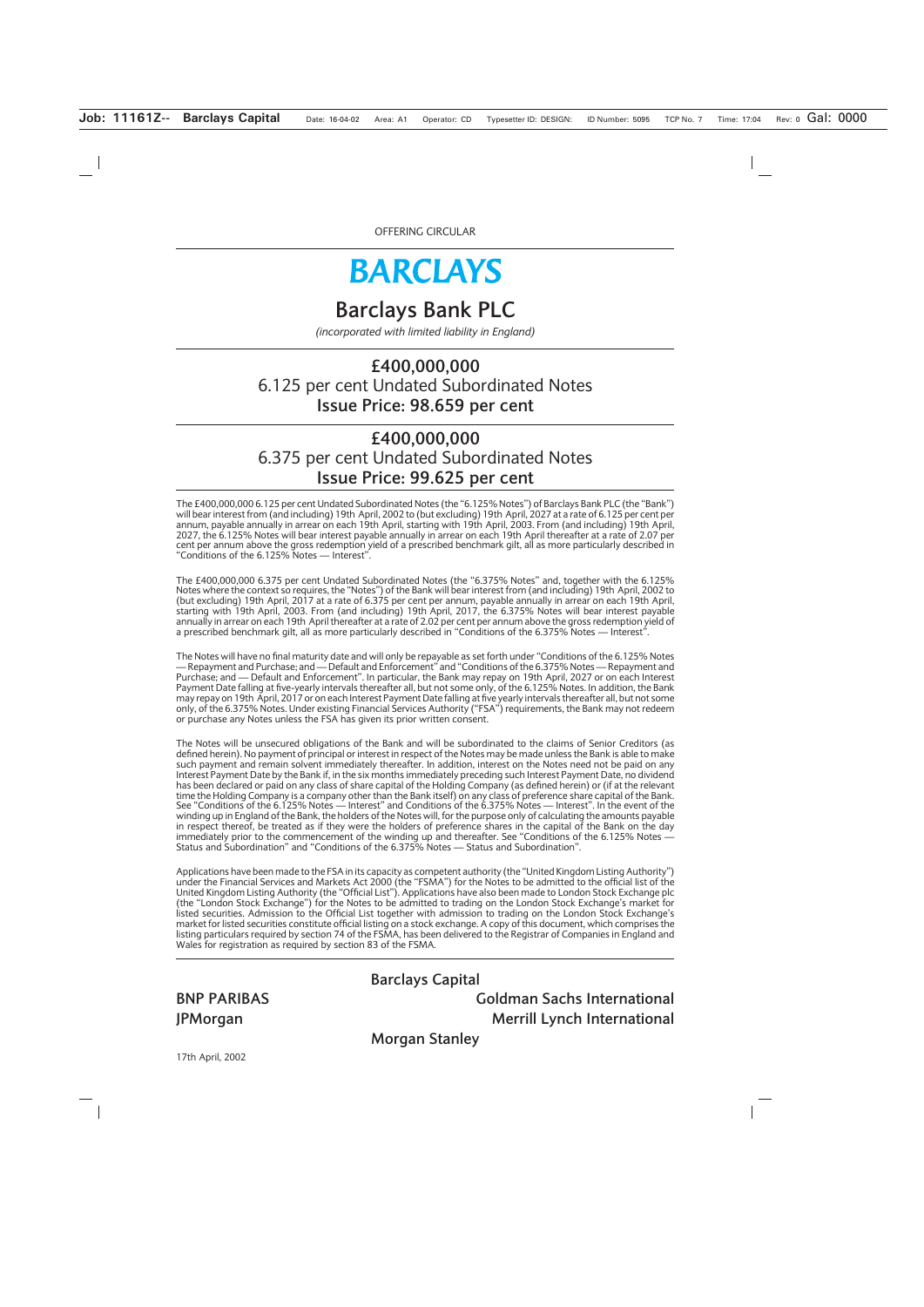OFFERING CIRCULAR

# BARCLAYS

## Barclays Bank PLC

*(incorporated with limited liability in England)*

## £400,000,000
6.125 per cent Undated Subordinated Notes
**Issue Price: 98.659 per cent**

## £400,000,000
6.375 per cent Undated Subordinated Notes
**Issue Price: 99.625 per cent**

The £400,000,000 6.125 per cent Undated Subordinated Notes (the "6.125% Notes") of Barclays Bank PLC (the "Bank") will bear interest from (and including) 19th April, 2002 to (but excluding) 19th April, 2027 at a rate of 6.125 per cent per annum, payable annually in arrear on each 19th April, starting with 19th April, 2003. From (and including) 19th April, 2027, the 6.125% Notes will bear interest payable annually in arrear on each 19th April thereafter at a rate of 2.07 per cent per annum above the gross redemption yield of a prescribed benchmark gilt, all as more particularly described in "Conditions of the 6.125% Notes — Interest".

The £400,000,000 6.375 per cent Undated Subordinated Notes (the "6.375% Notes" and, together with the 6.125% Notes where the context so requires, the "Notes") of the Bank will bear interest from (and including) 19th April, 2002 to (but excluding) 19th April, 2017 at a rate of 6.375 per cent per annum, payable annually in arrear on each 19th April, starting with 19th April, 2003. From (and including) 19th April, 2017, the 6.375% Notes will bear interest payable annually in arrear on each 19th April thereafter at a rate of 2.02 per cent per annum above the gross redemption yield of a prescribed benchmark gilt, all as more particularly described in "Conditions of the 6.375% Notes — Interest".

The Notes will have no final maturity date and will only be repayable as set forth under "Conditions of the 6.125% Notes — Repayment and Purchase; and — Default and Enforcement" and "Conditions of the 6.375% Notes — Repayment and Purchase; and — Default and Enforcement". In particular, the Bank may repay on 19th April, 2027 or on each Interest Payment Date falling at five-yearly intervals thereafter all, but not some only, of the 6.125% Notes. In addition, the Bank may repay on 19th April, 2017 or on each Interest Payment Date falling at five yearly intervals thereafter all, but not some only, of the 6.375% Notes. Under existing Financial Services Authority ("FSA") requirements, the Bank may not redeem or purchase any Notes unless the FSA has given its prior written consent.

The Notes will be unsecured obligations of the Bank and will be subordinated to the claims of Senior Creditors (as defined herein). No payment of principal or interest in respect of the Notes may be made unless the Bank is able to make such payment and remain solvent immediately thereafter. In addition, interest on the Notes need not be paid on any Interest Payment Date by the Bank if, in the six months immediately preceding such Interest Payment Date, no dividend has been declared or paid on any class of share capital of the Holding Company (as defined herein) or (if at the relevant time the Holding Company is a company other than the Bank itself) on any class of preference share capital of the Bank. See "Conditions of the 6.125% Notes — Interest" and Conditions of the 6.375% Notes — Interest". In the event of the winding up in England of the Bank, the holders of the Notes will, for the purpose only of calculating the amounts payable in respect thereof, be treated as if they were the holders of preference shares in the capital of the Bank on the day immediately prior to the commencement of the winding up and thereafter. See "Conditions of the 6.125% Notes — Status and Subordination" and "Conditions of the 6.375% Notes — Status and Subordination".

Applications have been made to the FSA in its capacity as competent authority (the "United Kingdom Listing Authority") under the Financial Services and Markets Act 2000 (the "FSMA") for the Notes to be admitted to the official list of the United Kingdom Listing Authority (the "Official List"). Applications have also been made to London Stock Exchange plc (the "London Stock Exchange") for the Notes to be admitted to trading on the London Stock Exchange's market for listed securities. Admission to the Official List together with admission to trading on the London Stock Exchange's market for listed securities constitute official listing on a stock exchange. A copy of this document, which comprises the listing particulars required by section 74 of the FSMA, has been delivered to the Registrar of Companies in England and Wales for registration as required by section 83 of the FSMA.

**Barclays Capital**

**BNP PARIBAS**

**Goldman Sachs International**

**JPMorgan**

**Merrill Lynch International**

**Morgan Stanley**

17th April, 2002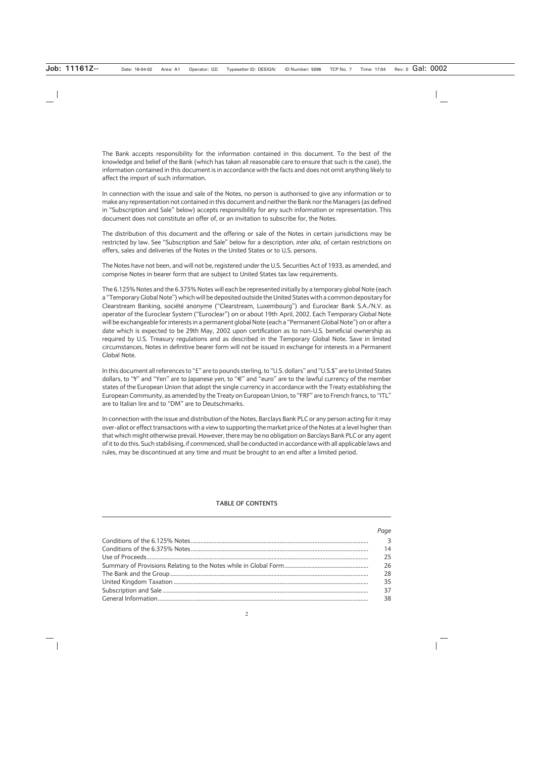The Bank accepts responsibility for the information contained in this document. To the best of the knowledge and belief of the Bank (which has taken all reasonable care to ensure that such is the case), the information contained in this document is in accordance with the facts and does not omit anything likely to affect the import of such information.

In connection with the issue and sale of the Notes, no person is authorised to give any information or to make any representation not contained in this document and neither the Bank nor the Managers (as defined in "Subscription and Sale" below) accepts responsibility for any such information or representation. This document does not constitute an offer of, or an invitation to subscribe for, the Notes.

The distribution of this document and the offering or sale of the Notes in certain jurisdictions may be restricted by law. See "Subscription and Sale" below for a description, *inter alia*, of certain restrictions on offers, sales and deliveries of the Notes in the United States or to U.S. persons.

The Notes have not been, and will not be, registered under the U.S. Securities Act of 1933, as amended, and comprise Notes in bearer form that are subject to United States tax law requirements.

The 6.125% Notes and the 6.375% Notes will each be represented initially by a temporary global Note (each a "Temporary Global Note") which will be deposited outside the United States with a common depositary for Clearstream Banking, société anonyme ("Clearstream, Luxembourg") and Euroclear Bank S.A./N.V. as operator of the Euroclear System ("Euroclear") on or about 19th April, 2002. Each Temporary Global Note will be exchangeable for interests in a permanent global Note (each a "Permanent Global Note") on or after a date which is expected to be 29th May, 2002 upon certification as to non-U.S. beneficial ownership as required by U.S. Treasury regulations and as described in the Temporary Global Note. Save in limited circumstances, Notes in definitive bearer form will not be issued in exchange for interests in a Permanent Global Note.

In this document all references to "£" are to pounds sterling, to "U.S. dollars" and "U.S.$" are to United States dollars, to "¥" and "Yen" are to Japanese yen, to "€" and "euro" are to the lawful currency of the member states of the European Union that adopt the single currency in accordance with the Treaty establishing the European Community, as amended by the Treaty on European Union, to "FRF" are to French francs, to "ITL" are to Italian lire and to "DM" are to Deutschmarks.

In connection with the issue and distribution of the Notes, Barclays Bank PLC or any person acting for it may over-allot or effect transactions with a view to supporting the market price of the Notes at a level higher than that which might otherwise prevail. However, there may be no obligation on Barclays Bank PLC or any agent of it to do this. Such stabilising, if commenced, shall be conducted in accordance with all applicable laws and rules, may be discontinued at any time and must be brought to an end after a limited period.

## TABLE OF CONTENTS

| | *Page* |
|---|---|
| Conditions of the 6.125% Notes | 3 |
| Conditions of the 6.375% Notes | 14 |
| Use of Proceeds | 25 |
| Summary of Provisions Relating to the Notes while in Global Form | 26 |
| The Bank and the Group | 28 |
| United Kingdom Taxation | 35 |
| Subscription and Sale | 37 |
| General Information | 38 |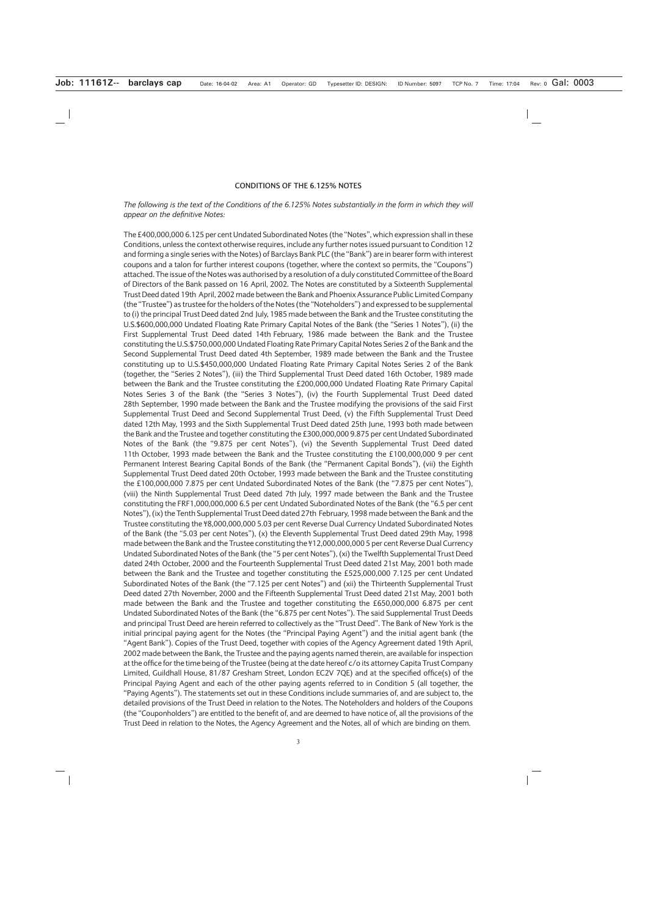## CONDITIONS OF THE 6.125% NOTES

*The following is the text of the Conditions of the 6.125% Notes substantially in the form in which they will appear on the definitive Notes:*

The £400,000,000 6.125 per cent Undated Subordinated Notes (the "Notes", which expression shall in these Conditions, unless the context otherwise requires, include any further notes issued pursuant to Condition 12 and forming a single series with the Notes) of Barclays Bank PLC (the "Bank") are in bearer form with interest coupons and a talon for further interest coupons (together, where the context so permits, the "Coupons") attached. The issue of the Notes was authorised by a resolution of a duly constituted Committee of the Board of Directors of the Bank passed on 16 April, 2002. The Notes are constituted by a Sixteenth Supplemental Trust Deed dated 19th April, 2002 made between the Bank and Phoenix Assurance Public Limited Company (the "Trustee") as trustee for the holders of the Notes (the "Noteholders") and expressed to be supplemental to (i) the principal Trust Deed dated 2nd July, 1985 made between the Bank and the Trustee constituting the U.S.$600,000,000 Undated Floating Rate Primary Capital Notes of the Bank (the "Series 1 Notes"), (ii) the First Supplemental Trust Deed dated 14th February, 1986 made between the Bank and the Trustee constituting the U.S.$750,000,000 Undated Floating Rate Primary Capital Notes Series 2 of the Bank and the Second Supplemental Trust Deed dated 4th September, 1989 made between the Bank and the Trustee constituting up to U.S.$450,000,000 Undated Floating Rate Primary Capital Notes Series 2 of the Bank (together, the "Series 2 Notes"), (iii) the Third Supplemental Trust Deed dated 16th October, 1989 made between the Bank and the Trustee constituting the £200,000,000 Undated Floating Rate Primary Capital Notes Series 3 of the Bank (the "Series 3 Notes"), (iv) the Fourth Supplemental Trust Deed dated 28th September, 1990 made between the Bank and the Trustee modifying the provisions of the said First Supplemental Trust Deed and Second Supplemental Trust Deed, (v) the Fifth Supplemental Trust Deed dated 12th May, 1993 and the Sixth Supplemental Trust Deed dated 25th June, 1993 both made between the Bank and the Trustee and together constituting the £300,000,000 9.875 per cent Undated Subordinated Notes of the Bank (the "9.875 per cent Notes"), (vi) the Seventh Supplemental Trust Deed dated 11th October, 1993 made between the Bank and the Trustee constituting the £100,000,000 9 per cent Permanent Interest Bearing Capital Bonds of the Bank (the "Permanent Capital Bonds"), (vii) the Eighth Supplemental Trust Deed dated 20th October, 1993 made between the Bank and the Trustee constituting the £100,000,000 7.875 per cent Undated Subordinated Notes of the Bank (the "7.875 per cent Notes"), (viii) the Ninth Supplemental Trust Deed dated 7th July, 1997 made between the Bank and the Trustee constituting the FRF1,000,000,000 6.5 per cent Undated Subordinated Notes of the Bank (the "6.5 per cent Notes"), (ix) the Tenth Supplemental Trust Deed dated 27th February, 1998 made between the Bank and the Trustee constituting the ¥8,000,000,000 5.03 per cent Reverse Dual Currency Undated Subordinated Notes of the Bank (the "5.03 per cent Notes"), (x) the Eleventh Supplemental Trust Deed dated 29th May, 1998 made between the Bank and the Trustee constituting the ¥12,000,000,000 5 per cent Reverse Dual Currency Undated Subordinated Notes of the Bank (the "5 per cent Notes"), (xi) the Twelfth Supplemental Trust Deed dated 24th October, 2000 and the Fourteenth Supplemental Trust Deed dated 21st May, 2001 both made between the Bank and the Trustee and together constituting the £525,000,000 7.125 per cent Undated Subordinated Notes of the Bank (the "7.125 per cent Notes") and (xii) the Thirteenth Supplemental Trust Deed dated 27th November, 2000 and the Fifteenth Supplemental Trust Deed dated 21st May, 2001 both made between the Bank and the Trustee and together constituting the £650,000,000 6.875 per cent Undated Subordinated Notes of the Bank (the "6.875 per cent Notes"). The said Supplemental Trust Deeds and principal Trust Deed are herein referred to collectively as the "Trust Deed". The Bank of New York is the initial principal paying agent for the Notes (the "Principal Paying Agent") and the initial agent bank (the "Agent Bank"). Copies of the Trust Deed, together with copies of the Agency Agreement dated 19th April, 2002 made between the Bank, the Trustee and the paying agents named therein, are available for inspection at the office for the time being of the Trustee (being at the date hereof c/o its attorney Capita Trust Company Limited, Guildhall House, 81/87 Gresham Street, London EC2V 7QE) and at the specified office(s) of the Principal Paying Agent and each of the other paying agents referred to in Condition 5 (all together, the "Paying Agents"). The statements set out in these Conditions include summaries of, and are subject to, the detailed provisions of the Trust Deed in relation to the Notes. The Noteholders and holders of the Coupons (the "Couponholders") are entitled to the benefit of, and are deemed to have notice of, all the provisions of the Trust Deed in relation to the Notes, the Agency Agreement and the Notes, all of which are binding on them.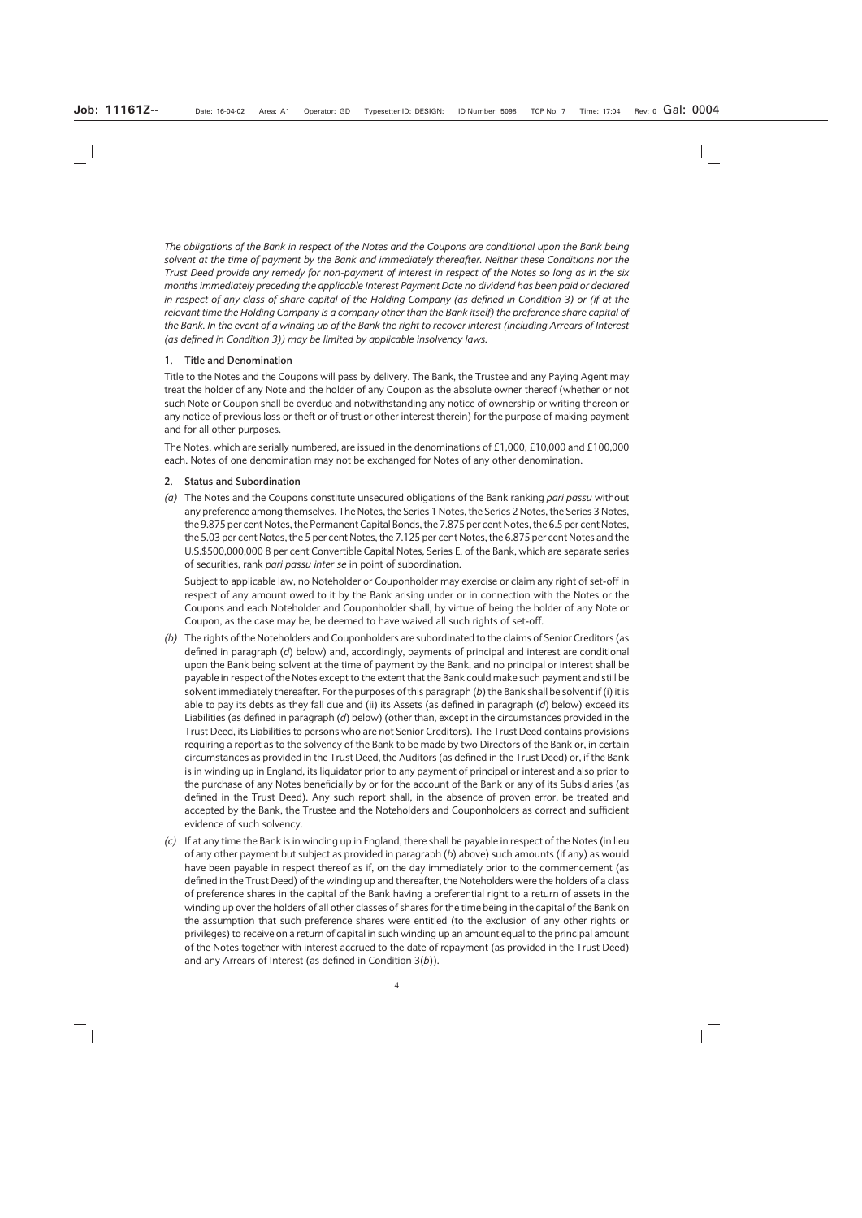*The obligations of the Bank in respect of the Notes and the Coupons are conditional upon the Bank being solvent at the time of payment by the Bank and immediately thereafter. Neither these Conditions nor the Trust Deed provide any remedy for non-payment of interest in respect of the Notes so long as in the six months immediately preceding the applicable Interest Payment Date no dividend has been paid or declared in respect of any class of share capital of the Holding Company (as defined in Condition 3) or (if at the relevant time the Holding Company is a company other than the Bank itself) the preference share capital of the Bank. In the event of a winding up of the Bank the right to recover interest (including Arrears of Interest (as defined in Condition 3)) may be limited by applicable insolvency laws.*

## 1. Title and Denomination

Title to the Notes and the Coupons will pass by delivery. The Bank, the Trustee and any Paying Agent may treat the holder of any Note and the holder of any Coupon as the absolute owner thereof (whether or not such Note or Coupon shall be overdue and notwithstanding any notice of ownership or writing thereon or any notice of previous loss or theft or of trust or other interest therein) for the purpose of making payment and for all other purposes.

The Notes, which are serially numbered, are issued in the denominations of £1,000, £10,000 and £100,000 each. Notes of one denomination may not be exchanged for Notes of any other denomination.

## 2. Status and Subordination

*(a)* The Notes and the Coupons constitute unsecured obligations of the Bank ranking *pari passu* without any preference among themselves. The Notes, the Series 1 Notes, the Series 2 Notes, the Series 3 Notes, the 9.875 per cent Notes, the Permanent Capital Bonds, the 7.875 per cent Notes, the 6.5 per cent Notes, the 5.03 per cent Notes, the 5 per cent Notes, the 7.125 per cent Notes, the 6.875 per cent Notes and the U.S.$500,000,000 8 per cent Convertible Capital Notes, Series E, of the Bank, which are separate series of securities, rank *pari passu inter se* in point of subordination.

Subject to applicable law, no Noteholder or Couponholder may exercise or claim any right of set-off in respect of any amount owed to it by the Bank arising under or in connection with the Notes or the Coupons and each Noteholder and Couponholder shall, by virtue of being the holder of any Note or Coupon, as the case may be, be deemed to have waived all such rights of set-off.

*(b)* The rights of the Noteholders and Couponholders are subordinated to the claims of Senior Creditors (as defined in paragraph (*d*) below) and, accordingly, payments of principal and interest are conditional upon the Bank being solvent at the time of payment by the Bank, and no principal or interest shall be payable in respect of the Notes except to the extent that the Bank could make such payment and still be solvent immediately thereafter. For the purposes of this paragraph (*b*) the Bank shall be solvent if (i) it is able to pay its debts as they fall due and (ii) its Assets (as defined in paragraph (*d*) below) exceed its Liabilities (as defined in paragraph (*d*) below) (other than, except in the circumstances provided in the Trust Deed, its Liabilities to persons who are not Senior Creditors). The Trust Deed contains provisions requiring a report as to the solvency of the Bank to be made by two Directors of the Bank or, in certain circumstances as provided in the Trust Deed, the Auditors (as defined in the Trust Deed) or, if the Bank is in winding up in England, its liquidator prior to any payment of principal or interest and also prior to the purchase of any Notes beneficially by or for the account of the Bank or any of its Subsidiaries (as defined in the Trust Deed). Any such report shall, in the absence of proven error, be treated and accepted by the Bank, the Trustee and the Noteholders and Couponholders as correct and sufficient evidence of such solvency.

*(c)* If at any time the Bank is in winding up in England, there shall be payable in respect of the Notes (in lieu of any other payment but subject as provided in paragraph (*b*) above) such amounts (if any) as would have been payable in respect thereof as if, on the day immediately prior to the commencement (as defined in the Trust Deed) of the winding up and thereafter, the Noteholders were the holders of a class of preference shares in the capital of the Bank having a preferential right to a return of assets in the winding up over the holders of all other classes of shares for the time being in the capital of the Bank on the assumption that such preference shares were entitled (to the exclusion of any other rights or privileges) to receive on a return of capital in such winding up an amount equal to the principal amount of the Notes together with interest accrued to the date of repayment (as provided in the Trust Deed) and any Arrears of Interest (as defined in Condition 3(*b*)).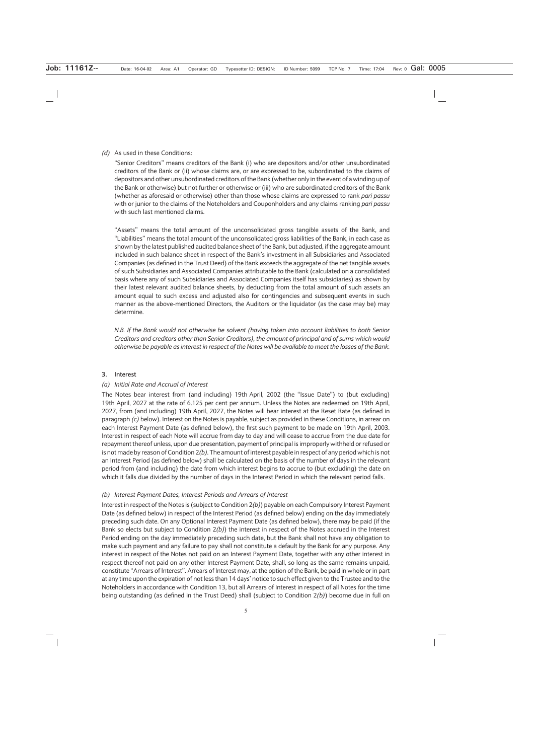*(d)* As used in these Conditions:

"Senior Creditors" means creditors of the Bank (i) who are depositors and/or other unsubordinated creditors of the Bank or (ii) whose claims are, or are expressed to be, subordinated to the claims of depositors and other unsubordinated creditors of the Bank (whether only in the event of a winding up of the Bank or otherwise) but not further or otherwise or (iii) who are subordinated creditors of the Bank (whether as aforesaid or otherwise) other than those whose claims are expressed to rank *pari passu* with or junior to the claims of the Noteholders and Couponholders and any claims ranking *pari passu* with such last mentioned claims.

"Assets" means the total amount of the unconsolidated gross tangible assets of the Bank, and "Liabilities" means the total amount of the unconsolidated gross liabilities of the Bank, in each case as shown by the latest published audited balance sheet of the Bank, but adjusted, if the aggregate amount included in such balance sheet in respect of the Bank's investment in all Subsidiaries and Associated Companies (as defined in the Trust Deed) of the Bank exceeds the aggregate of the net tangible assets of such Subsidiaries and Associated Companies attributable to the Bank (calculated on a consolidated basis where any of such Subsidiaries and Associated Companies itself has subsidiaries) as shown by their latest relevant audited balance sheets, by deducting from the total amount of such assets an amount equal to such excess and adjusted also for contingencies and subsequent events in such manner as the above-mentioned Directors, the Auditors or the liquidator (as the case may be) may determine.

*N.B. If the Bank would not otherwise be solvent (having taken into account liabilities to both Senior Creditors and creditors other than Senior Creditors), the amount of principal and of sums which would otherwise be payable as interest in respect of the Notes will be available to meet the losses of the Bank.*

## 3. Interest

### *(a) Initial Rate and Accrual of Interest*

The Notes bear interest from (and including) 19th April, 2002 (the "Issue Date") to (but excluding) 19th April, 2027 at the rate of 6.125 per cent per annum. Unless the Notes are redeemed on 19th April, 2027, from (and including) 19th April, 2027, the Notes will bear interest at the Reset Rate (as defined in paragraph *(c)* below). Interest on the Notes is payable, subject as provided in these Conditions, in arrear on each Interest Payment Date (as defined below), the first such payment to be made on 19th April, 2003. Interest in respect of each Note will accrue from day to day and will cease to accrue from the due date for repayment thereof unless, upon due presentation, payment of principal is improperly withheld or refused or is not made by reason of Condition 2*(b)*. The amount of interest payable in respect of any period which is not an Interest Period (as defined below) shall be calculated on the basis of the number of days in the relevant period from (and including) the date from which interest begins to accrue to (but excluding) the date on which it falls due divided by the number of days in the Interest Period in which the relevant period falls.

### *(b) Interest Payment Dates, Interest Periods and Arrears of Interest*

Interest in respect of the Notes is (subject to Condition 2*(b)*) payable on each Compulsory Interest Payment Date (as defined below) in respect of the Interest Period (as defined below) ending on the day immediately preceding such date. On any Optional Interest Payment Date (as defined below), there may be paid (if the Bank so elects but subject to Condition 2*(b)*) the interest in respect of the Notes accrued in the Interest Period ending on the day immediately preceding such date, but the Bank shall not have any obligation to make such payment and any failure to pay shall not constitute a default by the Bank for any purpose. Any interest in respect of the Notes not paid on an Interest Payment Date, together with any other interest in respect thereof not paid on any other Interest Payment Date, shall, so long as the same remains unpaid, constitute "Arrears of Interest". Arrears of Interest may, at the option of the Bank, be paid in whole or in part at any time upon the expiration of not less than 14 days' notice to such effect given to the Trustee and to the Noteholders in accordance with Condition 13, but all Arrears of Interest in respect of all Notes for the time being outstanding (as defined in the Trust Deed) shall (subject to Condition 2*(b)*) become due in full on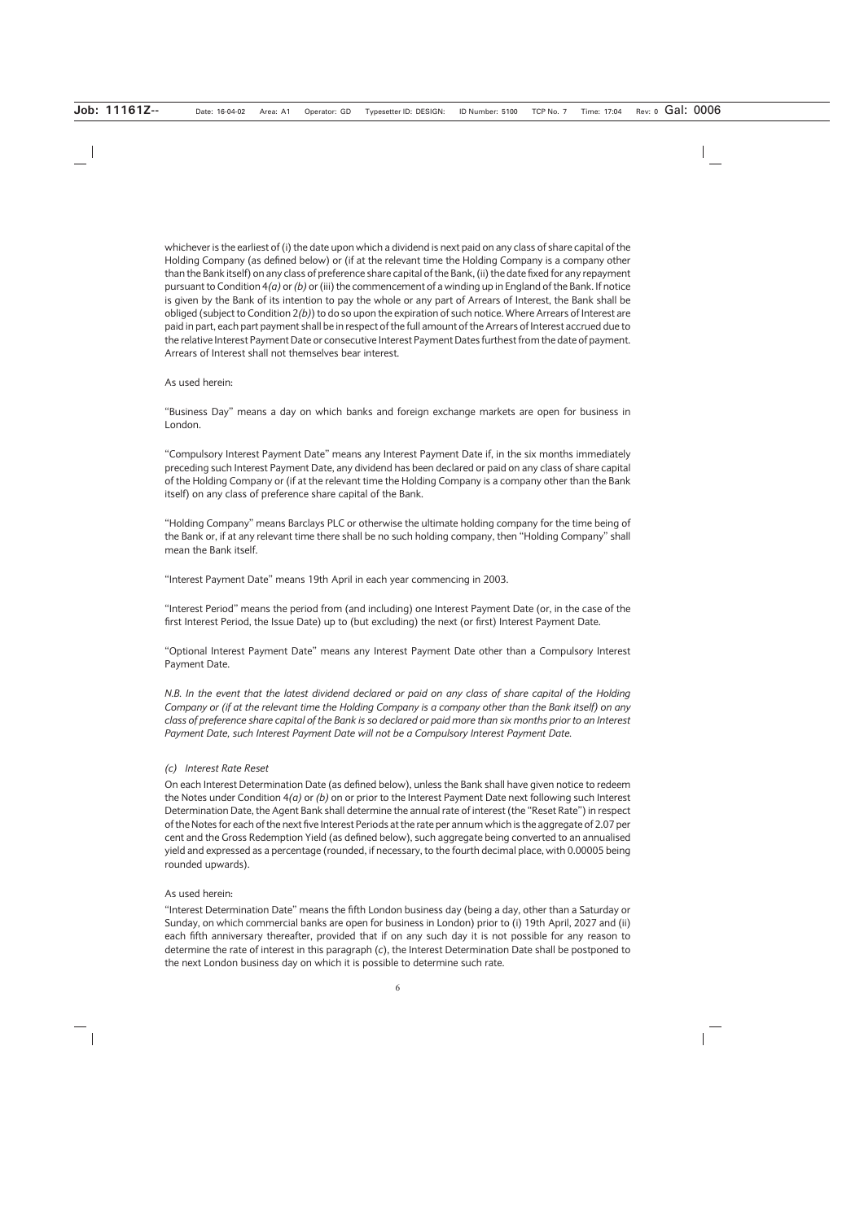whichever is the earliest of (i) the date upon which a dividend is next paid on any class of share capital of the Holding Company (as defined below) or (if at the relevant time the Holding Company is a company other than the Bank itself) on any class of preference share capital of the Bank, (ii) the date fixed for any repayment pursuant to Condition 4*(a)* or *(b)* or (iii) the commencement of a winding up in England of the Bank. If notice is given by the Bank of its intention to pay the whole or any part of Arrears of Interest, the Bank shall be obliged (subject to Condition 2*(b)*) to do so upon the expiration of such notice. Where Arrears of Interest are paid in part, each part payment shall be in respect of the full amount of the Arrears of Interest accrued due to the relative Interest Payment Date or consecutive Interest Payment Dates furthest from the date of payment. Arrears of Interest shall not themselves bear interest.

As used herein:

"Business Day" means a day on which banks and foreign exchange markets are open for business in London.

"Compulsory Interest Payment Date" means any Interest Payment Date if, in the six months immediately preceding such Interest Payment Date, any dividend has been declared or paid on any class of share capital of the Holding Company or (if at the relevant time the Holding Company is a company other than the Bank itself) on any class of preference share capital of the Bank.

"Holding Company" means Barclays PLC or otherwise the ultimate holding company for the time being of the Bank or, if at any relevant time there shall be no such holding company, then "Holding Company" shall mean the Bank itself.

"Interest Payment Date" means 19th April in each year commencing in 2003.

"Interest Period" means the period from (and including) one Interest Payment Date (or, in the case of the first Interest Period, the Issue Date) up to (but excluding) the next (or first) Interest Payment Date.

"Optional Interest Payment Date" means any Interest Payment Date other than a Compulsory Interest Payment Date.

*N.B. In the event that the latest dividend declared or paid on any class of share capital of the Holding Company or (if at the relevant time the Holding Company is a company other than the Bank itself) on any class of preference share capital of the Bank is so declared or paid more than six months prior to an Interest Payment Date, such Interest Payment Date will not be a Compulsory Interest Payment Date.*

*(c) Interest Rate Reset*

On each Interest Determination Date (as defined below), unless the Bank shall have given notice to redeem the Notes under Condition 4*(a)* or *(b)* on or prior to the Interest Payment Date next following such Interest Determination Date, the Agent Bank shall determine the annual rate of interest (the "Reset Rate") in respect of the Notes for each of the next five Interest Periods at the rate per annum which is the aggregate of 2.07 per cent and the Gross Redemption Yield (as defined below), such aggregate being converted to an annualised yield and expressed as a percentage (rounded, if necessary, to the fourth decimal place, with 0.00005 being rounded upwards).

As used herein:

"Interest Determination Date" means the fifth London business day (being a day, other than a Saturday or Sunday, on which commercial banks are open for business in London) prior to (i) 19th April, 2027 and (ii) each fifth anniversary thereafter, provided that if on any such day it is not possible for any reason to determine the rate of interest in this paragraph (*c*), the Interest Determination Date shall be postponed to the next London business day on which it is possible to determine such rate.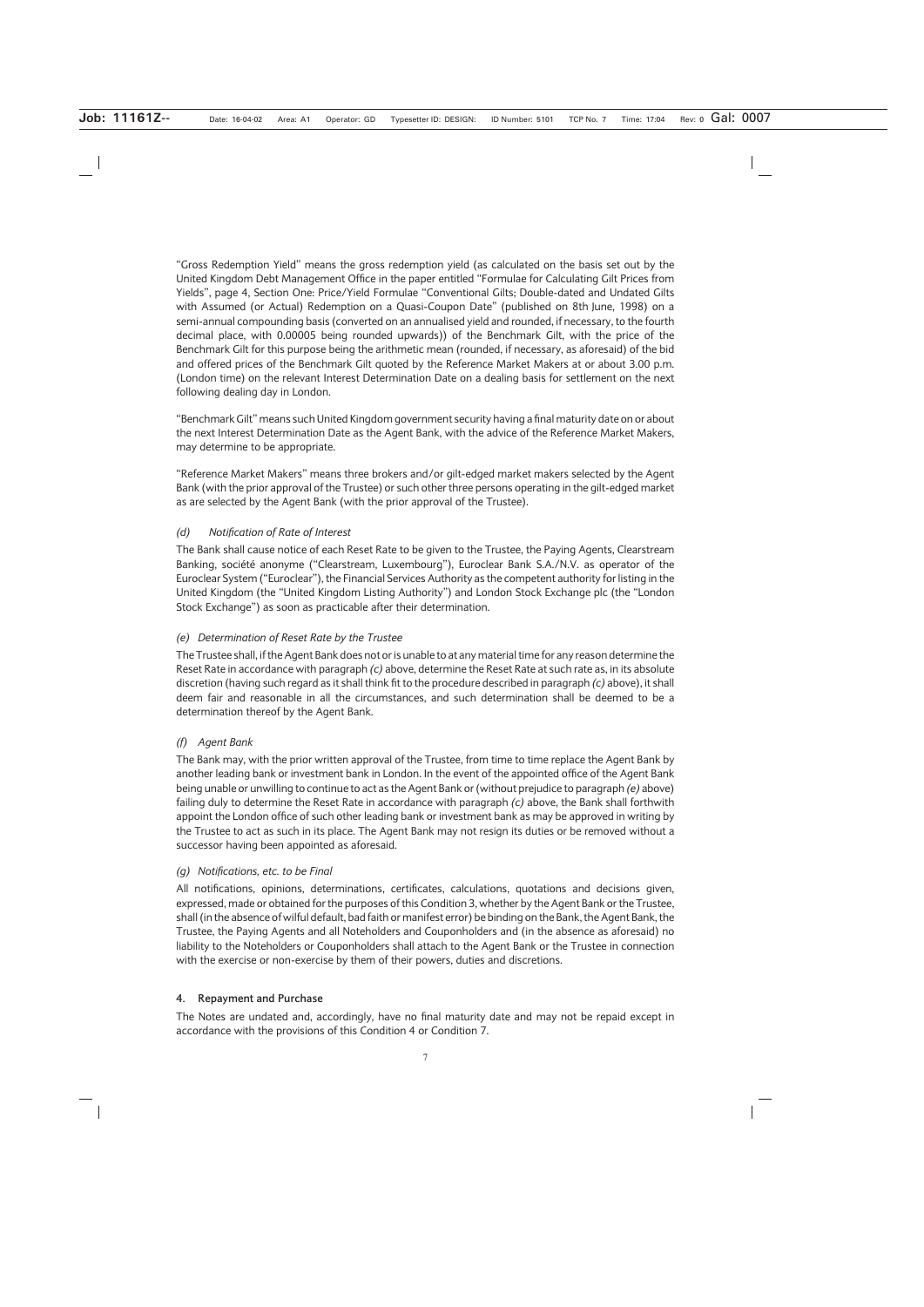"Gross Redemption Yield" means the gross redemption yield (as calculated on the basis set out by the United Kingdom Debt Management Office in the paper entitled "Formulae for Calculating Gilt Prices from Yields", page 4, Section One: Price/Yield Formulae "Conventional Gilts; Double-dated and Undated Gilts with Assumed (or Actual) Redemption on a Quasi-Coupon Date" (published on 8th June, 1998) on a semi-annual compounding basis (converted on an annualised yield and rounded, if necessary, to the fourth decimal place, with 0.00005 being rounded upwards)) of the Benchmark Gilt, with the price of the Benchmark Gilt for this purpose being the arithmetic mean (rounded, if necessary, as aforesaid) of the bid and offered prices of the Benchmark Gilt quoted by the Reference Market Makers at or about 3.00 p.m. (London time) on the relevant Interest Determination Date on a dealing basis for settlement on the next following dealing day in London.

"Benchmark Gilt" means such United Kingdom government security having a final maturity date on or about the next Interest Determination Date as the Agent Bank, with the advice of the Reference Market Makers, may determine to be appropriate.

"Reference Market Makers" means three brokers and/or gilt-edged market makers selected by the Agent Bank (with the prior approval of the Trustee) or such other three persons operating in the gilt-edged market as are selected by the Agent Bank (with the prior approval of the Trustee).

### *(d) Notification of Rate of Interest*

The Bank shall cause notice of each Reset Rate to be given to the Trustee, the Paying Agents, Clearstream Banking, société anonyme ("Clearstream, Luxembourg"), Euroclear Bank S.A./N.V. as operator of the Euroclear System ("Euroclear"), the Financial Services Authority as the competent authority for listing in the United Kingdom (the "United Kingdom Listing Authority") and London Stock Exchange plc (the "London Stock Exchange") as soon as practicable after their determination.

### *(e) Determination of Reset Rate by the Trustee*

The Trustee shall, if the Agent Bank does not or is unable to at any material time for any reason determine the Reset Rate in accordance with paragraph *(c)* above, determine the Reset Rate at such rate as, in its absolute discretion (having such regard as it shall think fit to the procedure described in paragraph *(c)* above), it shall deem fair and reasonable in all the circumstances, and such determination shall be deemed to be a determination thereof by the Agent Bank.

### *(f) Agent Bank*

The Bank may, with the prior written approval of the Trustee, from time to time replace the Agent Bank by another leading bank or investment bank in London. In the event of the appointed office of the Agent Bank being unable or unwilling to continue to act as the Agent Bank or (without prejudice to paragraph *(e)* above) failing duly to determine the Reset Rate in accordance with paragraph *(c)* above, the Bank shall forthwith appoint the London office of such other leading bank or investment bank as may be approved in writing by the Trustee to act as such in its place. The Agent Bank may not resign its duties or be removed without a successor having been appointed as aforesaid.

### *(g) Notifications, etc. to be Final*

All notifications, opinions, determinations, certificates, calculations, quotations and decisions given, expressed, made or obtained for the purposes of this Condition 3, whether by the Agent Bank or the Trustee, shall (in the absence of wilful default, bad faith or manifest error) be binding on the Bank, the Agent Bank, the Trustee, the Paying Agents and all Noteholders and Couponholders and (in the absence as aforesaid) no liability to the Noteholders or Couponholders shall attach to the Agent Bank or the Trustee in connection with the exercise or non-exercise by them of their powers, duties and discretions.

## 4. Repayment and Purchase

The Notes are undated and, accordingly, have no final maturity date and may not be repaid except in accordance with the provisions of this Condition 4 or Condition 7.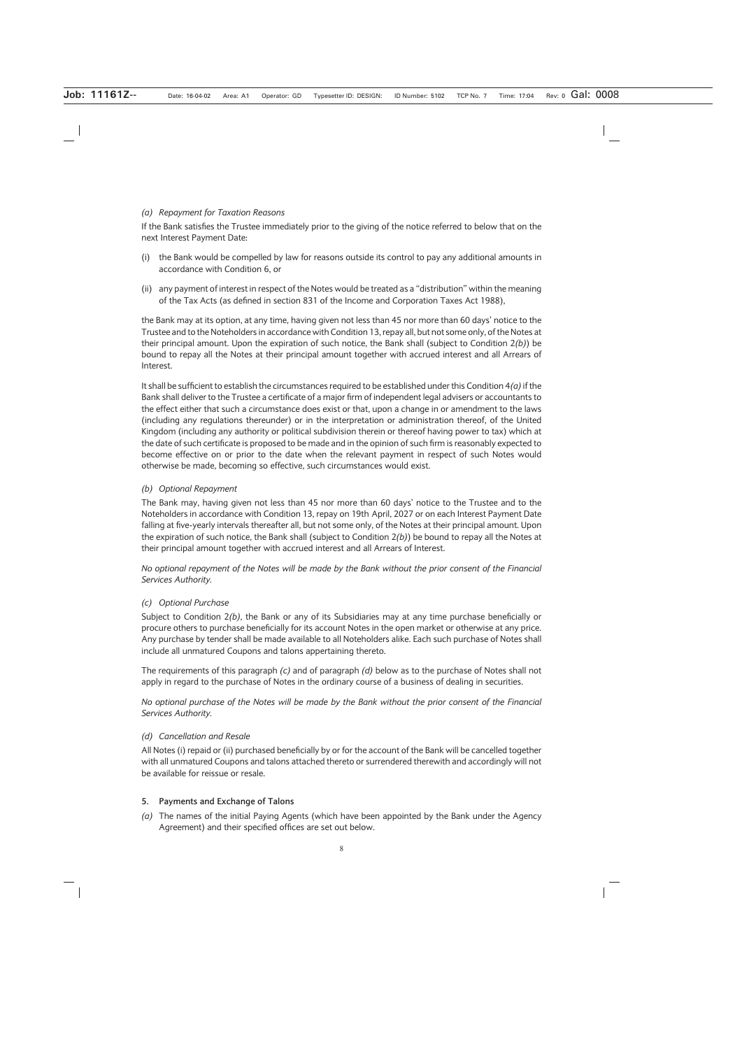*(a) Repayment for Taxation Reasons*

If the Bank satisfies the Trustee immediately prior to the giving of the notice referred to below that on the next Interest Payment Date:

(i) the Bank would be compelled by law for reasons outside its control to pay any additional amounts in accordance with Condition 6, or

(ii) any payment of interest in respect of the Notes would be treated as a "distribution" within the meaning of the Tax Acts (as defined in section 831 of the Income and Corporation Taxes Act 1988),

the Bank may at its option, at any time, having given not less than 45 nor more than 60 days' notice to the Trustee and to the Noteholders in accordance with Condition 13, repay all, but not some only, of the Notes at their principal amount. Upon the expiration of such notice, the Bank shall (subject to Condition 2*(b)*) be bound to repay all the Notes at their principal amount together with accrued interest and all Arrears of Interest.

It shall be sufficient to establish the circumstances required to be established under this Condition 4*(a)* if the Bank shall deliver to the Trustee a certificate of a major firm of independent legal advisers or accountants to the effect either that such a circumstance does exist or that, upon a change in or amendment to the laws (including any regulations thereunder) or in the interpretation or administration thereof, of the United Kingdom (including any authority or political subdivision therein or thereof having power to tax) which at the date of such certificate is proposed to be made and in the opinion of such firm is reasonably expected to become effective on or prior to the date when the relevant payment in respect of such Notes would otherwise be made, becoming so effective, such circumstances would exist.

*(b) Optional Repayment*

The Bank may, having given not less than 45 nor more than 60 days' notice to the Trustee and to the Noteholders in accordance with Condition 13, repay on 19th April, 2027 or on each Interest Payment Date falling at five-yearly intervals thereafter all, but not some only, of the Notes at their principal amount. Upon the expiration of such notice, the Bank shall (subject to Condition 2*(b)*) be bound to repay all the Notes at their principal amount together with accrued interest and all Arrears of Interest.

*No optional repayment of the Notes will be made by the Bank without the prior consent of the Financial Services Authority.*

*(c) Optional Purchase*

Subject to Condition 2*(b)*, the Bank or any of its Subsidiaries may at any time purchase beneficially or procure others to purchase beneficially for its account Notes in the open market or otherwise at any price. Any purchase by tender shall be made available to all Noteholders alike. Each such purchase of Notes shall include all unmatured Coupons and talons appertaining thereto.

The requirements of this paragraph *(c)* and of paragraph *(d)* below as to the purchase of Notes shall not apply in regard to the purchase of Notes in the ordinary course of a business of dealing in securities.

*No optional purchase of the Notes will be made by the Bank without the prior consent of the Financial Services Authority.*

*(d) Cancellation and Resale*

All Notes (i) repaid or (ii) purchased beneficially by or for the account of the Bank will be cancelled together with all unmatured Coupons and talons attached thereto or surrendered therewith and accordingly will not be available for reissue or resale.

**5. Payments and Exchange of Talons**

*(a)* The names of the initial Paying Agents (which have been appointed by the Bank under the Agency Agreement) and their specified offices are set out below.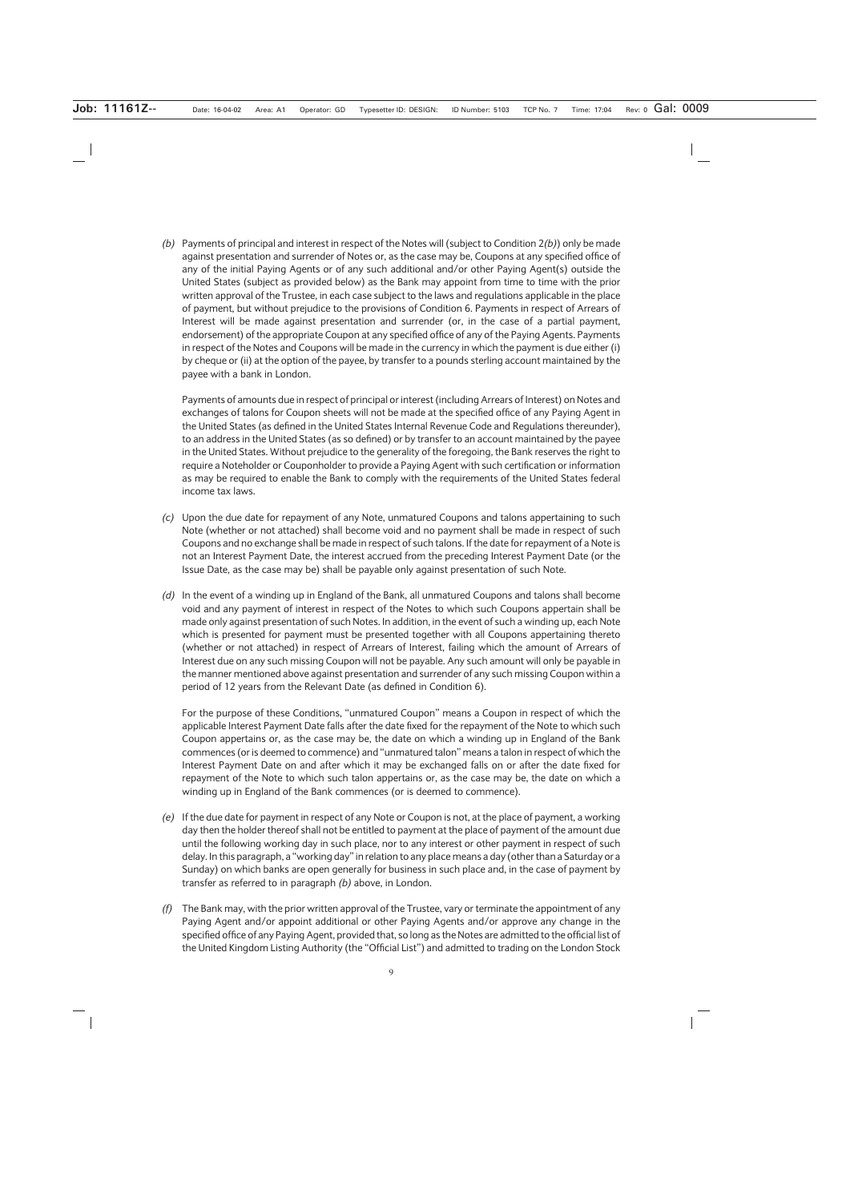*(b)* Payments of principal and interest in respect of the Notes will (subject to Condition 2*(b)*) only be made against presentation and surrender of Notes or, as the case may be, Coupons at any specified office of any of the initial Paying Agents or of any such additional and/or other Paying Agent(s) outside the United States (subject as provided below) as the Bank may appoint from time to time with the prior written approval of the Trustee, in each case subject to the laws and regulations applicable in the place of payment, but without prejudice to the provisions of Condition 6. Payments in respect of Arrears of Interest will be made against presentation and surrender (or, in the case of a partial payment, endorsement) of the appropriate Coupon at any specified office of any of the Paying Agents. Payments in respect of the Notes and Coupons will be made in the currency in which the payment is due either (i) by cheque or (ii) at the option of the payee, by transfer to a pounds sterling account maintained by the payee with a bank in London.

Payments of amounts due in respect of principal or interest (including Arrears of Interest) on Notes and exchanges of talons for Coupon sheets will not be made at the specified office of any Paying Agent in the United States (as defined in the United States Internal Revenue Code and Regulations thereunder), to an address in the United States (as so defined) or by transfer to an account maintained by the payee in the United States. Without prejudice to the generality of the foregoing, the Bank reserves the right to require a Noteholder or Couponholder to provide a Paying Agent with such certification or information as may be required to enable the Bank to comply with the requirements of the United States federal income tax laws.

*(c)* Upon the due date for repayment of any Note, unmatured Coupons and talons appertaining to such Note (whether or not attached) shall become void and no payment shall be made in respect of such Coupons and no exchange shall be made in respect of such talons. If the date for repayment of a Note is not an Interest Payment Date, the interest accrued from the preceding Interest Payment Date (or the Issue Date, as the case may be) shall be payable only against presentation of such Note.

*(d)* In the event of a winding up in England of the Bank, all unmatured Coupons and talons shall become void and any payment of interest in respect of the Notes to which such Coupons appertain shall be made only against presentation of such Notes. In addition, in the event of such a winding up, each Note which is presented for payment must be presented together with all Coupons appertaining thereto (whether or not attached) in respect of Arrears of Interest, failing which the amount of Arrears of Interest due on any such missing Coupon will not be payable. Any such amount will only be payable in the manner mentioned above against presentation and surrender of any such missing Coupon within a period of 12 years from the Relevant Date (as defined in Condition 6).

For the purpose of these Conditions, "unmatured Coupon" means a Coupon in respect of which the applicable Interest Payment Date falls after the date fixed for the repayment of the Note to which such Coupon appertains or, as the case may be, the date on which a winding up in England of the Bank commences (or is deemed to commence) and "unmatured talon" means a talon in respect of which the Interest Payment Date on and after which it may be exchanged falls on or after the date fixed for repayment of the Note to which such talon appertains or, as the case may be, the date on which a winding up in England of the Bank commences (or is deemed to commence).

*(e)* If the due date for payment in respect of any Note or Coupon is not, at the place of payment, a working day then the holder thereof shall not be entitled to payment at the place of payment of the amount due until the following working day in such place, nor to any interest or other payment in respect of such delay. In this paragraph, a "working day" in relation to any place means a day (other than a Saturday or a Sunday) on which banks are open generally for business in such place and, in the case of payment by transfer as referred to in paragraph *(b)* above, in London.

*(f)* The Bank may, with the prior written approval of the Trustee, vary or terminate the appointment of any Paying Agent and/or appoint additional or other Paying Agents and/or approve any change in the specified office of any Paying Agent, provided that, so long as the Notes are admitted to the official list of the United Kingdom Listing Authority (the "Official List") and admitted to trading on the London Stock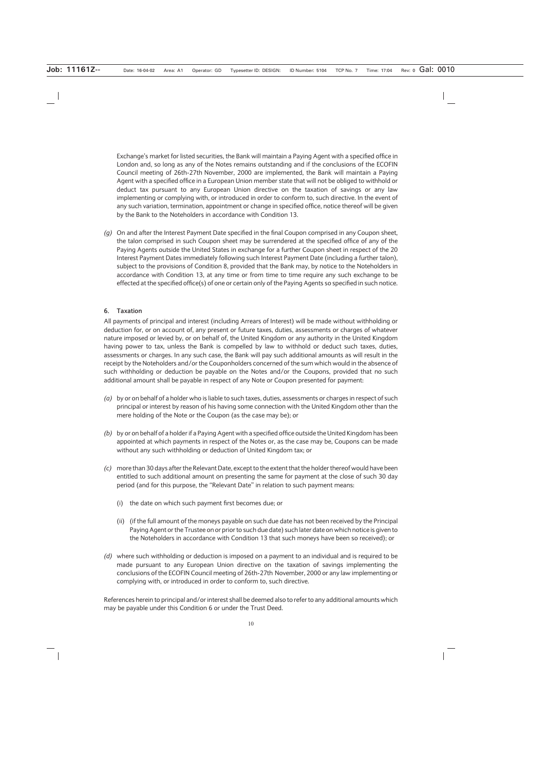Exchange's market for listed securities, the Bank will maintain a Paying Agent with a specified office in London and, so long as any of the Notes remains outstanding and if the conclusions of the ECOFIN Council meeting of 26th-27th November, 2000 are implemented, the Bank will maintain a Paying Agent with a specified office in a European Union member state that will not be obliged to withhold or deduct tax pursuant to any European Union directive on the taxation of savings or any law implementing or complying with, or introduced in order to conform to, such directive. In the event of any such variation, termination, appointment or change in specified office, notice thereof will be given by the Bank to the Noteholders in accordance with Condition 13.

*(g)* On and after the Interest Payment Date specified in the final Coupon comprised in any Coupon sheet, the talon comprised in such Coupon sheet may be surrendered at the specified office of any of the Paying Agents outside the United States in exchange for a further Coupon sheet in respect of the 20 Interest Payment Dates immediately following such Interest Payment Date (including a further talon), subject to the provisions of Condition 8, provided that the Bank may, by notice to the Noteholders in accordance with Condition 13, at any time or from time to time require any such exchange to be effected at the specified office(s) of one or certain only of the Paying Agents so specified in such notice.

## 6. Taxation

All payments of principal and interest (including Arrears of Interest) will be made without withholding or deduction for, or on account of, any present or future taxes, duties, assessments or charges of whatever nature imposed or levied by, or on behalf of, the United Kingdom or any authority in the United Kingdom having power to tax, unless the Bank is compelled by law to withhold or deduct such taxes, duties, assessments or charges. In any such case, the Bank will pay such additional amounts as will result in the receipt by the Noteholders and/or the Couponholders concerned of the sum which would in the absence of such withholding or deduction be payable on the Notes and/or the Coupons, provided that no such additional amount shall be payable in respect of any Note or Coupon presented for payment:

*(a)* by or on behalf of a holder who is liable to such taxes, duties, assessments or charges in respect of such principal or interest by reason of his having some connection with the United Kingdom other than the mere holding of the Note or the Coupon (as the case may be); or

*(b)* by or on behalf of a holder if a Paying Agent with a specified office outside the United Kingdom has been appointed at which payments in respect of the Notes or, as the case may be, Coupons can be made without any such withholding or deduction of United Kingdom tax; or

*(c)* more than 30 days after the Relevant Date, except to the extent that the holder thereof would have been entitled to such additional amount on presenting the same for payment at the close of such 30 day period (and for this purpose, the "Relevant Date" in relation to such payment means:

   (i) the date on which such payment first becomes due; or

   (ii) (if the full amount of the moneys payable on such due date has not been received by the Principal Paying Agent or the Trustee on or prior to such due date) such later date on which notice is given to the Noteholders in accordance with Condition 13 that such moneys have been so received); or

*(d)* where such withholding or deduction is imposed on a payment to an individual and is required to be made pursuant to any European Union directive on the taxation of savings implementing the conclusions of the ECOFIN Council meeting of 26th-27th November, 2000 or any law implementing or complying with, or introduced in order to conform to, such directive.

References herein to principal and/or interest shall be deemed also to refer to any additional amounts which may be payable under this Condition 6 or under the Trust Deed.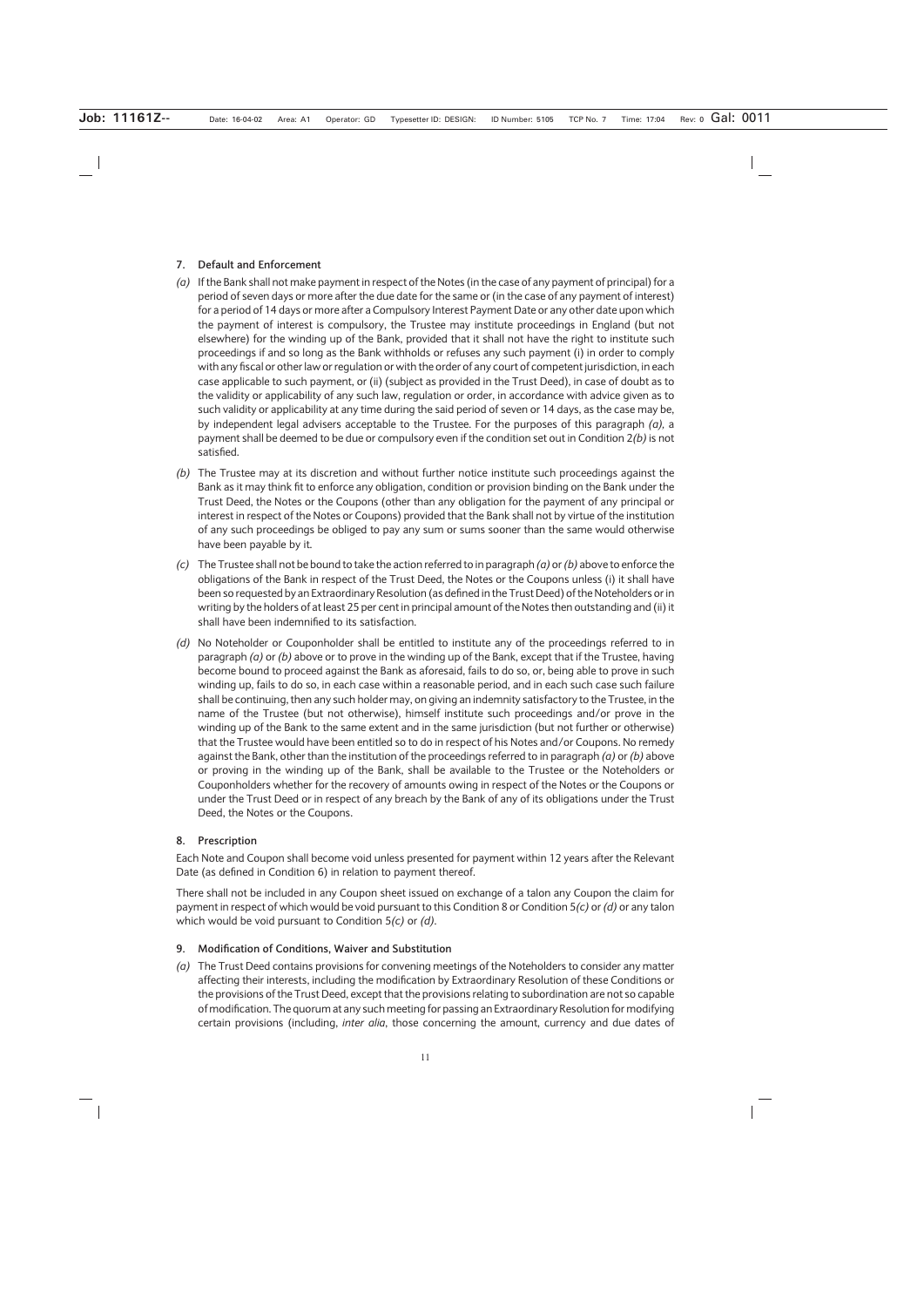## 7. Default and Enforcement

*(a)* If the Bank shall not make payment in respect of the Notes (in the case of any payment of principal) for a period of seven days or more after the due date for the same or (in the case of any payment of interest) for a period of 14 days or more after a Compulsory Interest Payment Date or any other date upon which the payment of interest is compulsory, the Trustee may institute proceedings in England (but not elsewhere) for the winding up of the Bank, provided that it shall not have the right to institute such proceedings if and so long as the Bank withholds or refuses any such payment (i) in order to comply with any fiscal or other law or regulation or with the order of any court of competent jurisdiction, in each case applicable to such payment, or (ii) (subject as provided in the Trust Deed), in case of doubt as to the validity or applicability of any such law, regulation or order, in accordance with advice given as to such validity or applicability at any time during the said period of seven or 14 days, as the case may be, by independent legal advisers acceptable to the Trustee. For the purposes of this paragraph *(a)*, a payment shall be deemed to be due or compulsory even if the condition set out in Condition 2*(b)* is not satisfied.

*(b)* The Trustee may at its discretion and without further notice institute such proceedings against the Bank as it may think fit to enforce any obligation, condition or provision binding on the Bank under the Trust Deed, the Notes or the Coupons (other than any obligation for the payment of any principal or interest in respect of the Notes or Coupons) provided that the Bank shall not by virtue of the institution of any such proceedings be obliged to pay any sum or sums sooner than the same would otherwise have been payable by it.

*(c)* The Trustee shall not be bound to take the action referred to in paragraph *(a)* or *(b)* above to enforce the obligations of the Bank in respect of the Trust Deed, the Notes or the Coupons unless (i) it shall have been so requested by an Extraordinary Resolution (as defined in the Trust Deed) of the Noteholders or in writing by the holders of at least 25 per cent in principal amount of the Notes then outstanding and (ii) it shall have been indemnified to its satisfaction.

*(d)* No Noteholder or Couponholder shall be entitled to institute any of the proceedings referred to in paragraph *(a)* or *(b)* above or to prove in the winding up of the Bank, except that if the Trustee, having become bound to proceed against the Bank as aforesaid, fails to do so, or, being able to prove in such winding up, fails to do so, in each case within a reasonable period, and in each such case such failure shall be continuing, then any such holder may, on giving an indemnity satisfactory to the Trustee, in the name of the Trustee (but not otherwise), himself institute such proceedings and/or prove in the winding up of the Bank to the same extent and in the same jurisdiction (but not further or otherwise) that the Trustee would have been entitled so to do in respect of his Notes and/or Coupons. No remedy against the Bank, other than the institution of the proceedings referred to in paragraph *(a)* or *(b)* above or proving in the winding up of the Bank, shall be available to the Trustee or the Noteholders or Couponholders whether for the recovery of amounts owing in respect of the Notes or the Coupons or under the Trust Deed or in respect of any breach by the Bank of any of its obligations under the Trust Deed, the Notes or the Coupons.

## 8. Prescription

Each Note and Coupon shall become void unless presented for payment within 12 years after the Relevant Date (as defined in Condition 6) in relation to payment thereof.

There shall not be included in any Coupon sheet issued on exchange of a talon any Coupon the claim for payment in respect of which would be void pursuant to this Condition 8 or Condition 5*(c)* or *(d)* or any talon which would be void pursuant to Condition 5*(c)* or *(d)*.

## 9. Modification of Conditions, Waiver and Substitution

*(a)* The Trust Deed contains provisions for convening meetings of the Noteholders to consider any matter affecting their interests, including the modification by Extraordinary Resolution of these Conditions or the provisions of the Trust Deed, except that the provisions relating to subordination are not so capable of modification. The quorum at any such meeting for passing an Extraordinary Resolution for modifying certain provisions (including, *inter alia*, those concerning the amount, currency and due dates of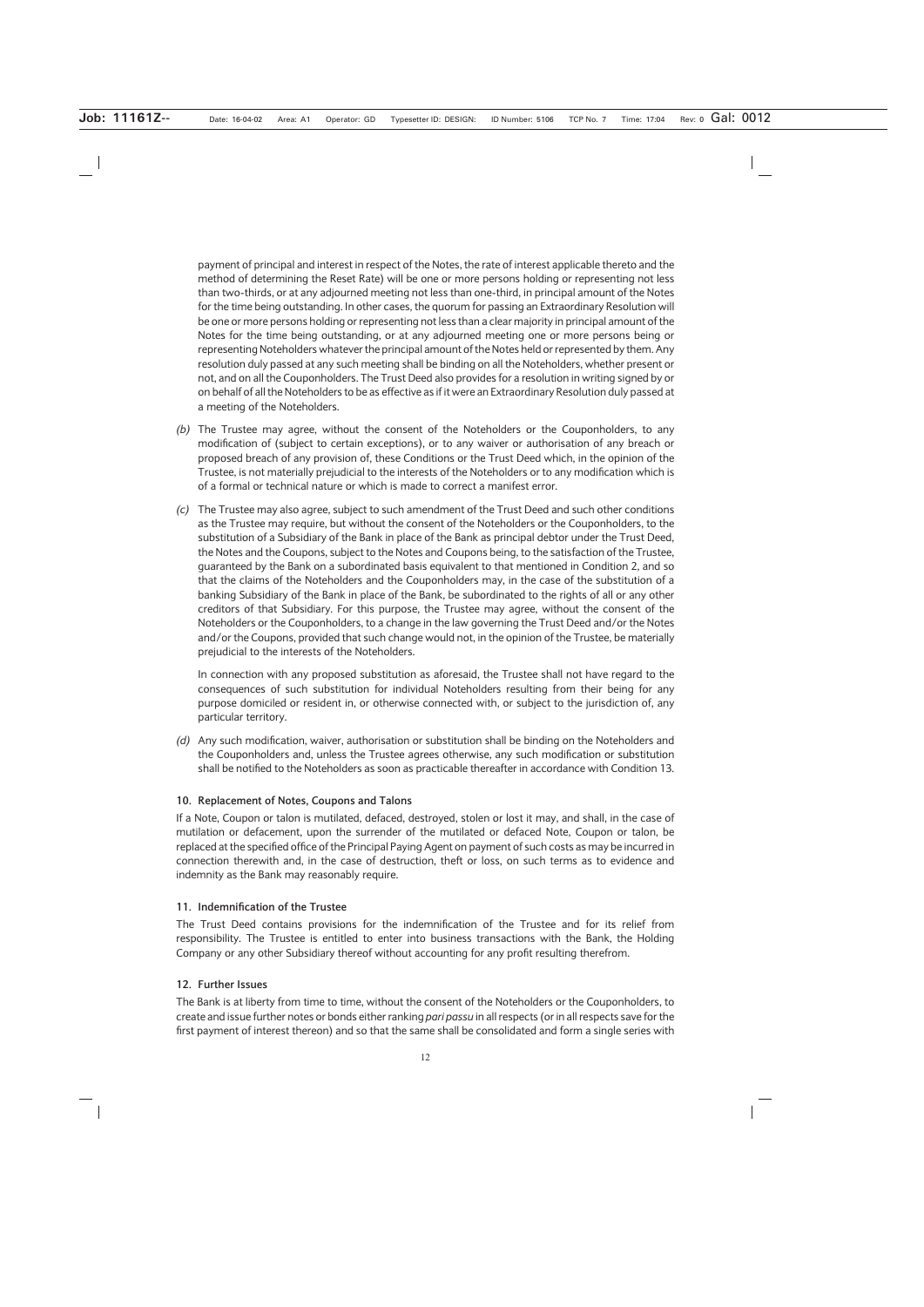payment of principal and interest in respect of the Notes, the rate of interest applicable thereto and the method of determining the Reset Rate) will be one or more persons holding or representing not less than two-thirds, or at any adjourned meeting not less than one-third, in principal amount of the Notes for the time being outstanding. In other cases, the quorum for passing an Extraordinary Resolution will be one or more persons holding or representing not less than a clear majority in principal amount of the Notes for the time being outstanding, or at any adjourned meeting one or more persons being or representing Noteholders whatever the principal amount of the Notes held or represented by them. Any resolution duly passed at any such meeting shall be binding on all the Noteholders, whether present or not, and on all the Couponholders. The Trust Deed also provides for a resolution in writing signed by or on behalf of all the Noteholders to be as effective as if it were an Extraordinary Resolution duly passed at a meeting of the Noteholders.

*(b)* The Trustee may agree, without the consent of the Noteholders or the Couponholders, to any modification of (subject to certain exceptions), or to any waiver or authorisation of any breach or proposed breach of any provision of, these Conditions or the Trust Deed which, in the opinion of the Trustee, is not materially prejudicial to the interests of the Noteholders or to any modification which is of a formal or technical nature or which is made to correct a manifest error.

*(c)* The Trustee may also agree, subject to such amendment of the Trust Deed and such other conditions as the Trustee may require, but without the consent of the Noteholders or the Couponholders, to the substitution of a Subsidiary of the Bank in place of the Bank as principal debtor under the Trust Deed, the Notes and the Coupons, subject to the Notes and Coupons being, to the satisfaction of the Trustee, guaranteed by the Bank on a subordinated basis equivalent to that mentioned in Condition 2, and so that the claims of the Noteholders and the Couponholders may, in the case of the substitution of a banking Subsidiary of the Bank in place of the Bank, be subordinated to the rights of all or any other creditors of that Subsidiary. For this purpose, the Trustee may agree, without the consent of the Noteholders or the Couponholders, to a change in the law governing the Trust Deed and/or the Notes and/or the Coupons, provided that such change would not, in the opinion of the Trustee, be materially prejudicial to the interests of the Noteholders.

In connection with any proposed substitution as aforesaid, the Trustee shall not have regard to the consequences of such substitution for individual Noteholders resulting from their being for any purpose domiciled or resident in, or otherwise connected with, or subject to the jurisdiction of, any particular territory.

*(d)* Any such modification, waiver, authorisation or substitution shall be binding on the Noteholders and the Couponholders and, unless the Trustee agrees otherwise, any such modification or substitution shall be notified to the Noteholders as soon as practicable thereafter in accordance with Condition 13.

### 10. Replacement of Notes, Coupons and Talons

If a Note, Coupon or talon is mutilated, defaced, destroyed, stolen or lost it may, and shall, in the case of mutilation or defacement, upon the surrender of the mutilated or defaced Note, Coupon or talon, be replaced at the specified office of the Principal Paying Agent on payment of such costs as may be incurred in connection therewith and, in the case of destruction, theft or loss, on such terms as to evidence and indemnity as the Bank may reasonably require.

### 11. Indemnification of the Trustee

The Trust Deed contains provisions for the indemnification of the Trustee and for its relief from responsibility. The Trustee is entitled to enter into business transactions with the Bank, the Holding Company or any other Subsidiary thereof without accounting for any profit resulting therefrom.

### 12. Further Issues

The Bank is at liberty from time to time, without the consent of the Noteholders or the Couponholders, to create and issue further notes or bonds either ranking *pari passu* in all respects (or in all respects save for the first payment of interest thereon) and so that the same shall be consolidated and form a single series with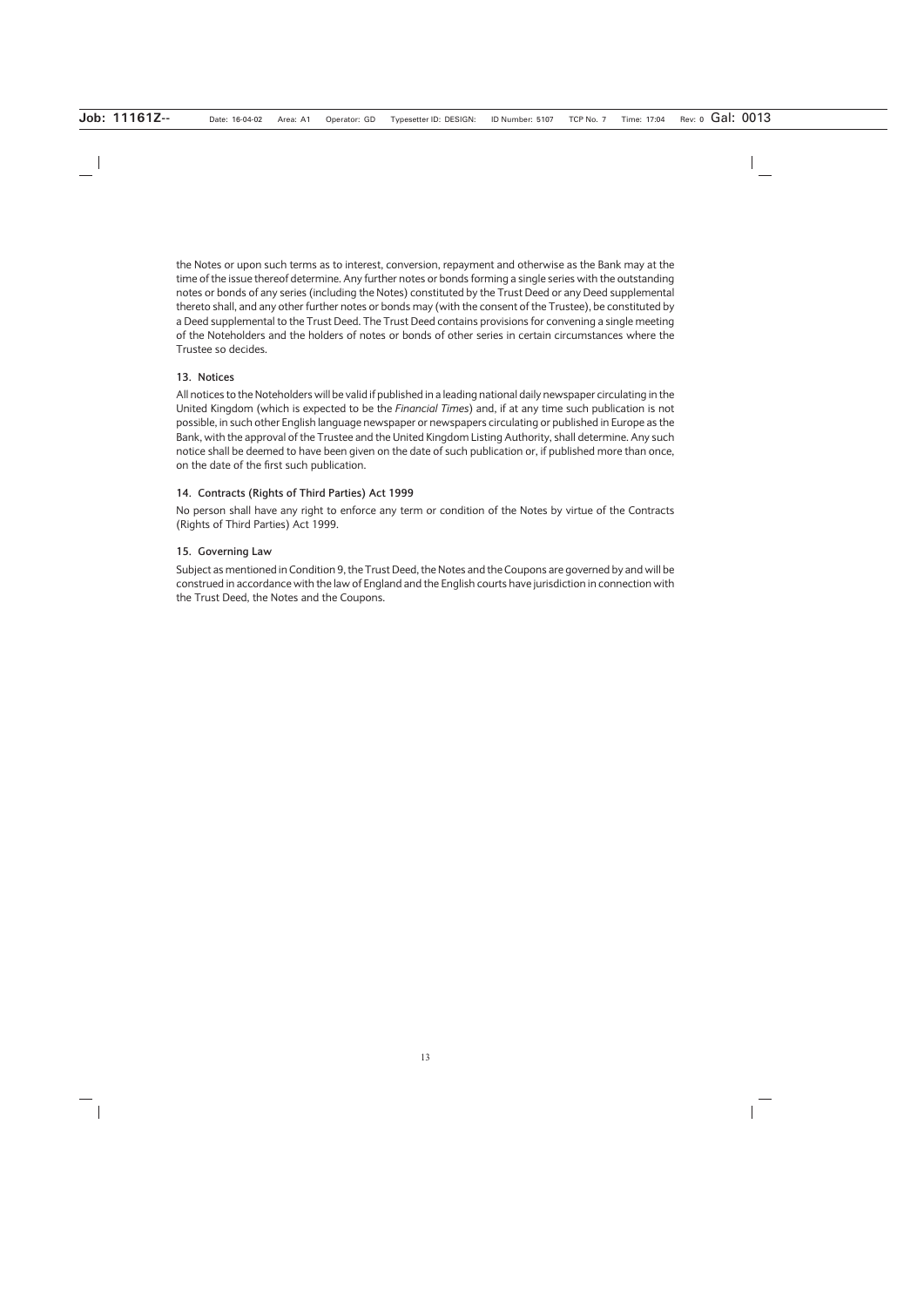the Notes or upon such terms as to interest, conversion, repayment and otherwise as the Bank may at the time of the issue thereof determine. Any further notes or bonds forming a single series with the outstanding notes or bonds of any series (including the Notes) constituted by the Trust Deed or any Deed supplemental thereto shall, and any other further notes or bonds may (with the consent of the Trustee), be constituted by a Deed supplemental to the Trust Deed. The Trust Deed contains provisions for convening a single meeting of the Noteholders and the holders of notes or bonds of other series in certain circumstances where the Trustee so decides.

### 13. Notices

All notices to the Noteholders will be valid if published in a leading national daily newspaper circulating in the United Kingdom (which is expected to be the *Financial Times*) and, if at any time such publication is not possible, in such other English language newspaper or newspapers circulating or published in Europe as the Bank, with the approval of the Trustee and the United Kingdom Listing Authority, shall determine. Any such notice shall be deemed to have been given on the date of such publication or, if published more than once, on the date of the first such publication.

### 14. Contracts (Rights of Third Parties) Act 1999

No person shall have any right to enforce any term or condition of the Notes by virtue of the Contracts (Rights of Third Parties) Act 1999.

### 15. Governing Law

Subject as mentioned in Condition 9, the Trust Deed, the Notes and the Coupons are governed by and will be construed in accordance with the law of England and the English courts have jurisdiction in connection with the Trust Deed, the Notes and the Coupons.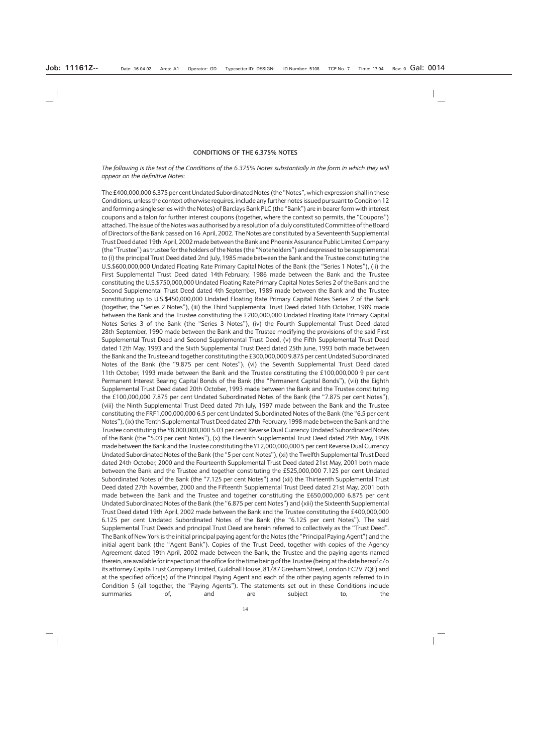## CONDITIONS OF THE 6.375% NOTES

*The following is the text of the Conditions of the 6.375% Notes substantially in the form in which they will appear on the definitive Notes:*

The £400,000,000 6.375 per cent Undated Subordinated Notes (the "Notes", which expression shall in these Conditions, unless the context otherwise requires, include any further notes issued pursuant to Condition 12 and forming a single series with the Notes) of Barclays Bank PLC (the "Bank") are in bearer form with interest coupons and a talon for further interest coupons (together, where the context so permits, the "Coupons") attached. The issue of the Notes was authorised by a resolution of a duly constituted Committee of the Board of Directors of the Bank passed on 16 April, 2002. The Notes are constituted by a Seventeenth Supplemental Trust Deed dated 19th April, 2002 made between the Bank and Phoenix Assurance Public Limited Company (the "Trustee") as trustee for the holders of the Notes (the "Noteholders") and expressed to be supplemental to (i) the principal Trust Deed dated 2nd July, 1985 made between the Bank and the Trustee constituting the U.S.$600,000,000 Undated Floating Rate Primary Capital Notes of the Bank (the "Series 1 Notes"), (ii) the First Supplemental Trust Deed dated 14th February, 1986 made between the Bank and the Trustee constituting the U.S.$750,000,000 Undated Floating Rate Primary Capital Notes Series 2 of the Bank and the Second Supplemental Trust Deed dated 4th September, 1989 made between the Bank and the Trustee constituting up to U.S.$450,000,000 Undated Floating Rate Primary Capital Notes Series 2 of the Bank (together, the "Series 2 Notes"), (iii) the Third Supplemental Trust Deed dated 16th October, 1989 made between the Bank and the Trustee constituting the £200,000,000 Undated Floating Rate Primary Capital Notes Series 3 of the Bank (the "Series 3 Notes"), (iv) the Fourth Supplemental Trust Deed dated 28th September, 1990 made between the Bank and the Trustee modifying the provisions of the said First Supplemental Trust Deed and Second Supplemental Trust Deed, (v) the Fifth Supplemental Trust Deed dated 12th May, 1993 and the Sixth Supplemental Trust Deed dated 25th June, 1993 both made between the Bank and the Trustee and together constituting the £300,000,000 9.875 per cent Undated Subordinated Notes of the Bank (the "9.875 per cent Notes"), (vi) the Seventh Supplemental Trust Deed dated 11th October, 1993 made between the Bank and the Trustee constituting the £100,000,000 9 per cent Permanent Interest Bearing Capital Bonds of the Bank (the "Permanent Capital Bonds"), (vii) the Eighth Supplemental Trust Deed dated 20th October, 1993 made between the Bank and the Trustee constituting the £100,000,000 7.875 per cent Undated Subordinated Notes of the Bank (the "7.875 per cent Notes"), (viii) the Ninth Supplemental Trust Deed dated 7th July, 1997 made between the Bank and the Trustee constituting the FRF1,000,000,000 6.5 per cent Undated Subordinated Notes of the Bank (the "6.5 per cent Notes"), (ix) the Tenth Supplemental Trust Deed dated 27th February, 1998 made between the Bank and the Trustee constituting the ¥8,000,000,000 5.03 per cent Reverse Dual Currency Undated Subordinated Notes of the Bank (the "5.03 per cent Notes"), (x) the Eleventh Supplemental Trust Deed dated 29th May, 1998 made between the Bank and the Trustee constituting the ¥12,000,000,000 5 per cent Reverse Dual Currency Undated Subordinated Notes of the Bank (the "5 per cent Notes"), (xi) the Twelfth Supplemental Trust Deed dated 24th October, 2000 and the Fourteenth Supplemental Trust Deed dated 21st May, 2001 both made between the Bank and the Trustee and together constituting the £525,000,000 7.125 per cent Undated Subordinated Notes of the Bank (the "7.125 per cent Notes") and (xii) the Thirteenth Supplemental Trust Deed dated 27th November, 2000 and the Fifteenth Supplemental Trust Deed dated 21st May, 2001 both made between the Bank and the Trustee and together constituting the £650,000,000 6.875 per cent Undated Subordinated Notes of the Bank (the "6.875 per cent Notes") and (xiii) the Sixteenth Supplemental Trust Deed dated 19th April, 2002 made between the Bank and the Trustee constituting the £400,000,000 6.125 per cent Undated Subordinated Notes of the Bank (the "6.125 per cent Notes"). The said Supplemental Trust Deeds and principal Trust Deed are herein referred to collectively as the "Trust Deed". The Bank of New York is the initial principal paying agent for the Notes (the "Principal Paying Agent") and the initial agent bank (the "Agent Bank"). Copies of the Trust Deed, together with copies of the Agency Agreement dated 19th April, 2002 made between the Bank, the Trustee and the paying agents named therein, are available for inspection at the office for the time being of the Trustee (being at the date hereof c/o its attorney Capita Trust Company Limited, Guildhall House, 81/87 Gresham Street, London EC2V 7QE) and at the specified office(s) of the Principal Paying Agent and each of the other paying agents referred to in Condition 5 (all together, the "Paying Agents"). The statements set out in these Conditions include summaries of, and are subject to, the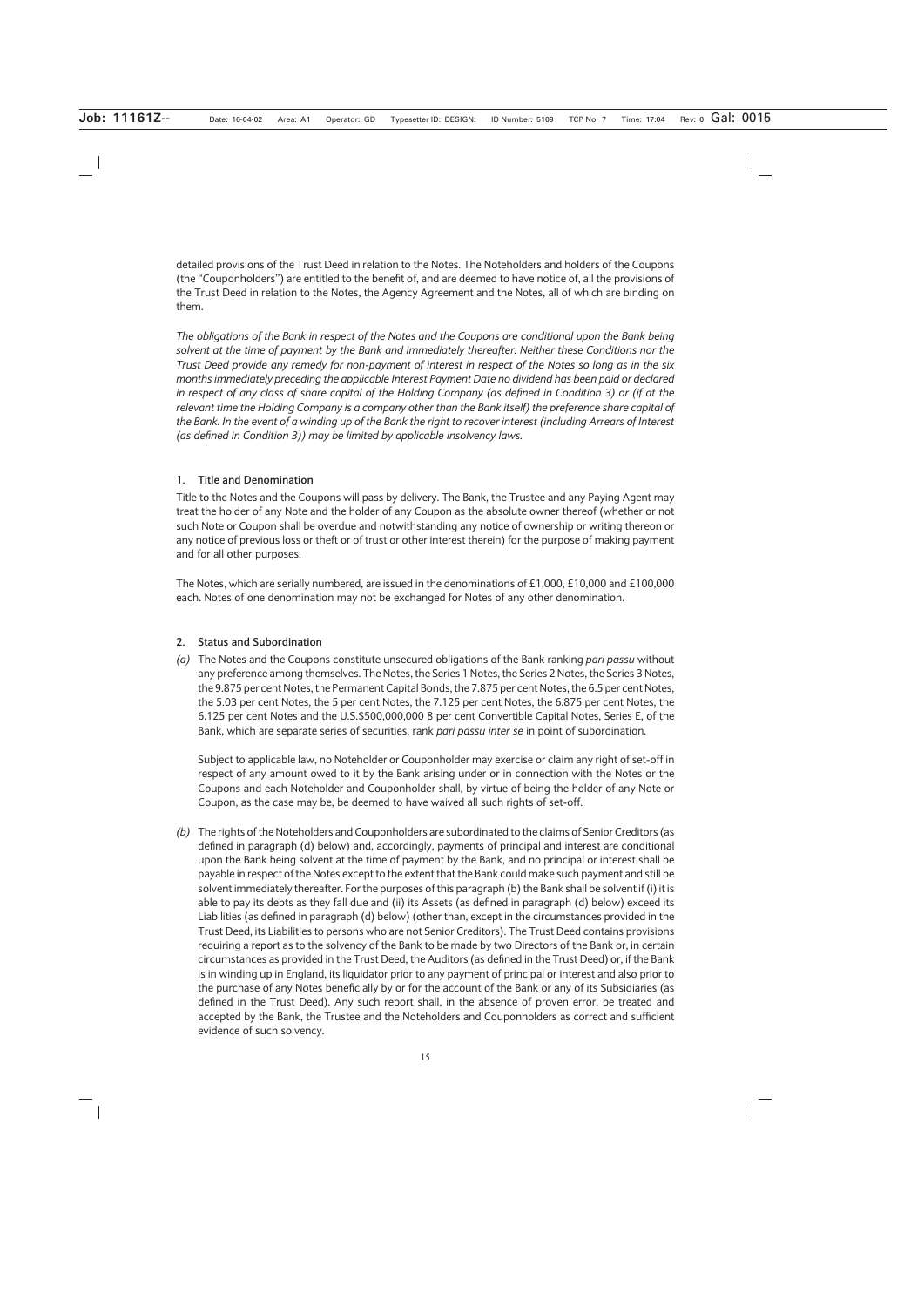detailed provisions of the Trust Deed in relation to the Notes. The Noteholders and holders of the Coupons (the "Couponholders") are entitled to the benefit of, and are deemed to have notice of, all the provisions of the Trust Deed in relation to the Notes, the Agency Agreement and the Notes, all of which are binding on them.

*The obligations of the Bank in respect of the Notes and the Coupons are conditional upon the Bank being solvent at the time of payment by the Bank and immediately thereafter. Neither these Conditions nor the Trust Deed provide any remedy for non-payment of interest in respect of the Notes so long as in the six months immediately preceding the applicable Interest Payment Date no dividend has been paid or declared in respect of any class of share capital of the Holding Company (as defined in Condition 3) or (if at the relevant time the Holding Company is a company other than the Bank itself) the preference share capital of the Bank. In the event of a winding up of the Bank the right to recover interest (including Arrears of Interest (as defined in Condition 3)) may be limited by applicable insolvency laws.*

### 1. Title and Denomination

Title to the Notes and the Coupons will pass by delivery. The Bank, the Trustee and any Paying Agent may treat the holder of any Note and the holder of any Coupon as the absolute owner thereof (whether or not such Note or Coupon shall be overdue and notwithstanding any notice of ownership or writing thereon or any notice of previous loss or theft or of trust or other interest therein) for the purpose of making payment and for all other purposes.

The Notes, which are serially numbered, are issued in the denominations of £1,000, £10,000 and £100,000 each. Notes of one denomination may not be exchanged for Notes of any other denomination.

### 2. Status and Subordination

*(a)* The Notes and the Coupons constitute unsecured obligations of the Bank ranking *pari passu* without any preference among themselves. The Notes, the Series 1 Notes, the Series 2 Notes, the Series 3 Notes, the 9.875 per cent Notes, the Permanent Capital Bonds, the 7.875 per cent Notes, the 6.5 per cent Notes, the 5.03 per cent Notes, the 5 per cent Notes, the 7.125 per cent Notes, the 6.875 per cent Notes, the 6.125 per cent Notes and the U.S.$500,000,000 8 per cent Convertible Capital Notes, Series E, of the Bank, which are separate series of securities, rank *pari passu inter se* in point of subordination.

Subject to applicable law, no Noteholder or Couponholder may exercise or claim any right of set-off in respect of any amount owed to it by the Bank arising under or in connection with the Notes or the Coupons and each Noteholder and Couponholder shall, by virtue of being the holder of any Note or Coupon, as the case may be, be deemed to have waived all such rights of set-off.

*(b)* The rights of the Noteholders and Couponholders are subordinated to the claims of Senior Creditors (as defined in paragraph (d) below) and, accordingly, payments of principal and interest are conditional upon the Bank being solvent at the time of payment by the Bank, and no principal or interest shall be payable in respect of the Notes except to the extent that the Bank could make such payment and still be solvent immediately thereafter. For the purposes of this paragraph (b) the Bank shall be solvent if (i) it is able to pay its debts as they fall due and (ii) its Assets (as defined in paragraph (d) below) exceed its Liabilities (as defined in paragraph (d) below) (other than, except in the circumstances provided in the Trust Deed, its Liabilities to persons who are not Senior Creditors). The Trust Deed contains provisions requiring a report as to the solvency of the Bank to be made by two Directors of the Bank or, in certain circumstances as provided in the Trust Deed, the Auditors (as defined in the Trust Deed) or, if the Bank is in winding up in England, its liquidator prior to any payment of principal or interest and also prior to the purchase of any Notes beneficially by or for the account of the Bank or any of its Subsidiaries (as defined in the Trust Deed). Any such report shall, in the absence of proven error, be treated and accepted by the Bank, the Trustee and the Noteholders and Couponholders as correct and sufficient evidence of such solvency.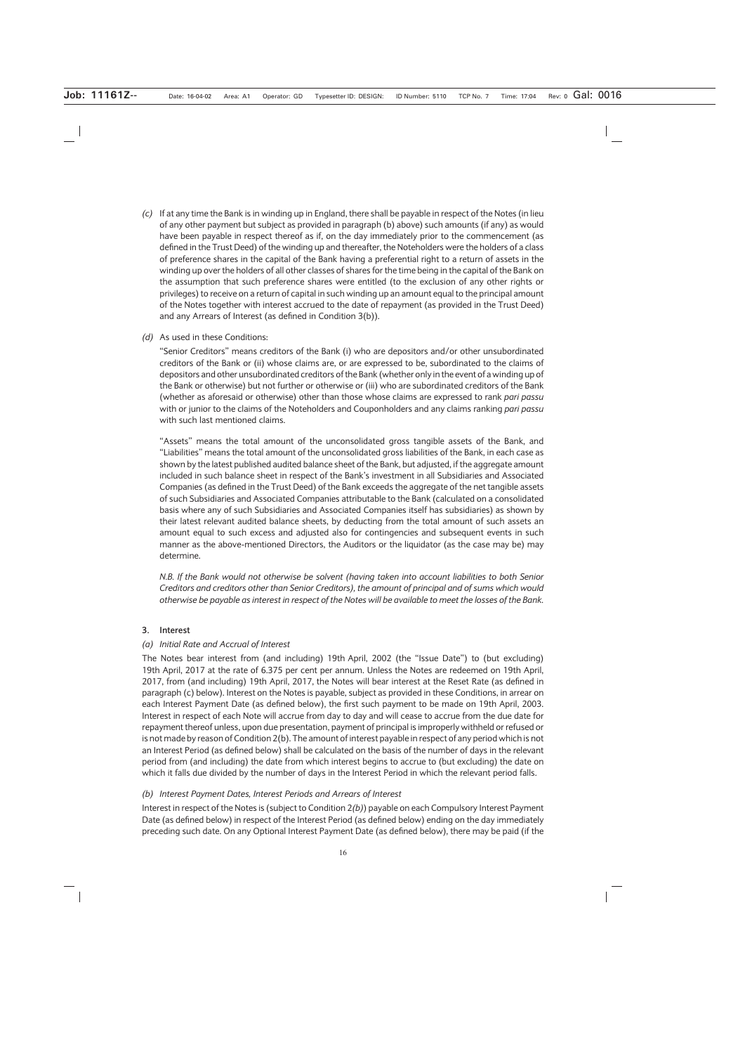*(c)* If at any time the Bank is in winding up in England, there shall be payable in respect of the Notes (in lieu of any other payment but subject as provided in paragraph (b) above) such amounts (if any) as would have been payable in respect thereof as if, on the day immediately prior to the commencement (as defined in the Trust Deed) of the winding up and thereafter, the Noteholders were the holders of a class of preference shares in the capital of the Bank having a preferential right to a return of assets in the winding up over the holders of all other classes of shares for the time being in the capital of the Bank on the assumption that such preference shares were entitled (to the exclusion of any other rights or privileges) to receive on a return of capital in such winding up an amount equal to the principal amount of the Notes together with interest accrued to the date of repayment (as provided in the Trust Deed) and any Arrears of Interest (as defined in Condition 3(b)).

*(d)* As used in these Conditions:

"Senior Creditors" means creditors of the Bank (i) who are depositors and/or other unsubordinated creditors of the Bank or (ii) whose claims are, or are expressed to be, subordinated to the claims of depositors and other unsubordinated creditors of the Bank (whether only in the event of a winding up of the Bank or otherwise) but not further or otherwise or (iii) who are subordinated creditors of the Bank (whether as aforesaid or otherwise) other than those whose claims are expressed to rank *pari passu* with or junior to the claims of the Noteholders and Couponholders and any claims ranking *pari passu* with such last mentioned claims.

"Assets" means the total amount of the unconsolidated gross tangible assets of the Bank, and "Liabilities" means the total amount of the unconsolidated gross liabilities of the Bank, in each case as shown by the latest published audited balance sheet of the Bank, but adjusted, if the aggregate amount included in such balance sheet in respect of the Bank's investment in all Subsidiaries and Associated Companies (as defined in the Trust Deed) of the Bank exceeds the aggregate of the net tangible assets of such Subsidiaries and Associated Companies attributable to the Bank (calculated on a consolidated basis where any of such Subsidiaries and Associated Companies itself has subsidiaries) as shown by their latest relevant audited balance sheets, by deducting from the total amount of such assets an amount equal to such excess and adjusted also for contingencies and subsequent events in such manner as the above-mentioned Directors, the Auditors or the liquidator (as the case may be) may determine.

*N.B. If the Bank would not otherwise be solvent (having taken into account liabilities to both Senior Creditors and creditors other than Senior Creditors), the amount of principal and of sums which would otherwise be payable as interest in respect of the Notes will be available to meet the losses of the Bank.*

## 3. Interest

### *(a) Initial Rate and Accrual of Interest*

The Notes bear interest from (and including) 19th April, 2002 (the "Issue Date") to (but excluding) 19th April, 2017 at the rate of 6.375 per cent per annum. Unless the Notes are redeemed on 19th April, 2017, from (and including) 19th April, 2017, the Notes will bear interest at the Reset Rate (as defined in paragraph (c) below). Interest on the Notes is payable, subject as provided in these Conditions, in arrear on each Interest Payment Date (as defined below), the first such payment to be made on 19th April, 2003. Interest in respect of each Note will accrue from day to day and will cease to accrue from the due date for repayment thereof unless, upon due presentation, payment of principal is improperly withheld or refused or is not made by reason of Condition 2(b). The amount of interest payable in respect of any period which is not an Interest Period (as defined below) shall be calculated on the basis of the number of days in the relevant period from (and including) the date from which interest begins to accrue to (but excluding) the date on which it falls due divided by the number of days in the Interest Period in which the relevant period falls.

### *(b) Interest Payment Dates, Interest Periods and Arrears of Interest*

Interest in respect of the Notes is (subject to Condition 2*(b)*) payable on each Compulsory Interest Payment Date (as defined below) in respect of the Interest Period (as defined below) ending on the day immediately preceding such date. On any Optional Interest Payment Date (as defined below), there may be paid (if the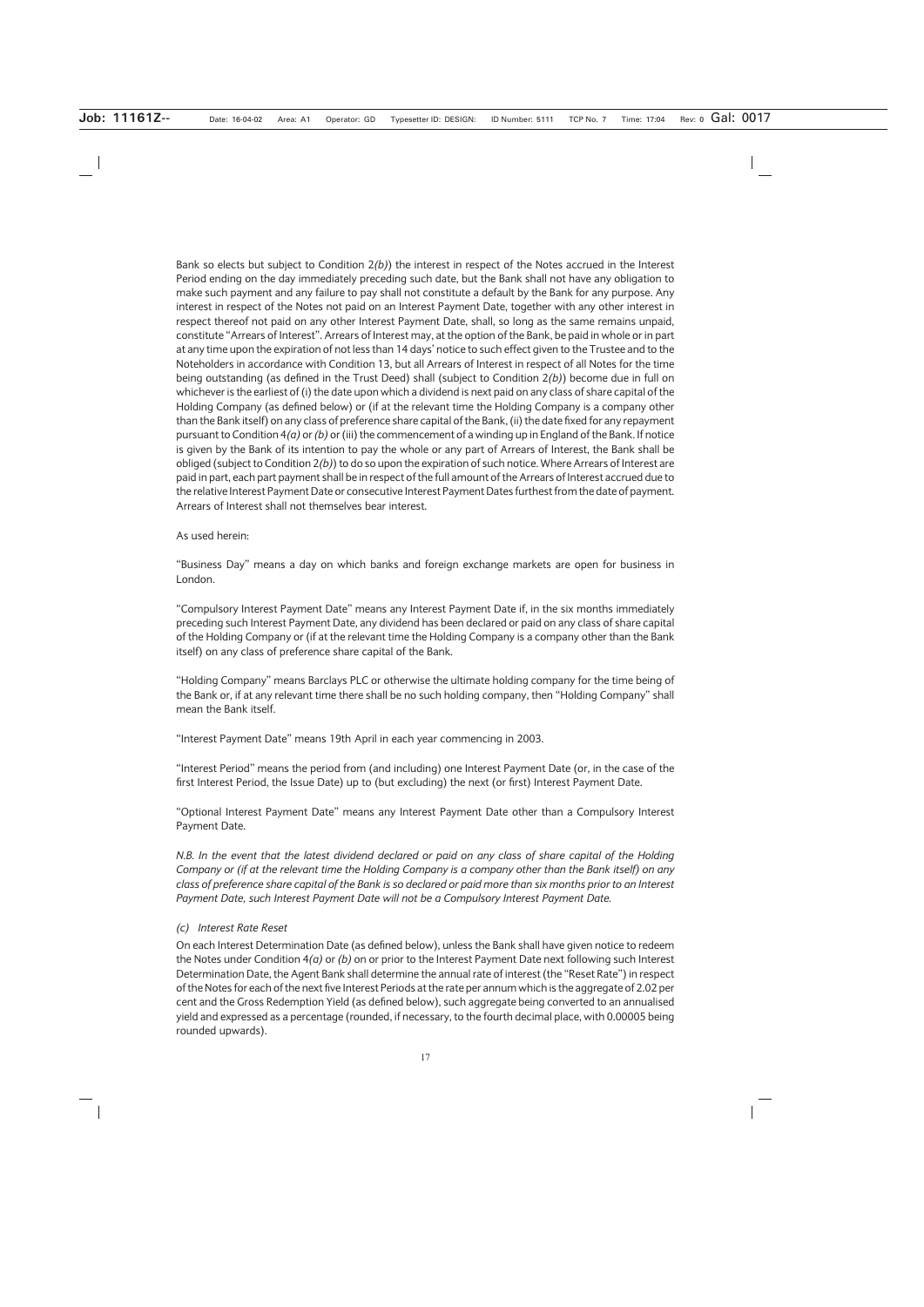Bank so elects but subject to Condition 2*(b)*) the interest in respect of the Notes accrued in the Interest Period ending on the day immediately preceding such date, but the Bank shall not have any obligation to make such payment and any failure to pay shall not constitute a default by the Bank for any purpose. Any interest in respect of the Notes not paid on an Interest Payment Date, together with any other interest in respect thereof not paid on any other Interest Payment Date, shall, so long as the same remains unpaid, constitute "Arrears of Interest". Arrears of Interest may, at the option of the Bank, be paid in whole or in part at any time upon the expiration of not less than 14 days' notice to such effect given to the Trustee and to the Noteholders in accordance with Condition 13, but all Arrears of Interest in respect of all Notes for the time being outstanding (as defined in the Trust Deed) shall (subject to Condition 2*(b)*) become due in full on whichever is the earliest of (i) the date upon which a dividend is next paid on any class of share capital of the Holding Company (as defined below) or (if at the relevant time the Holding Company is a company other than the Bank itself) on any class of preference share capital of the Bank, (ii) the date fixed for any repayment pursuant to Condition 4*(a)* or *(b)* or (iii) the commencement of a winding up in England of the Bank. If notice is given by the Bank of its intention to pay the whole or any part of Arrears of Interest, the Bank shall be obliged (subject to Condition 2*(b)*) to do so upon the expiration of such notice. Where Arrears of Interest are paid in part, each part payment shall be in respect of the full amount of the Arrears of Interest accrued due to the relative Interest Payment Date or consecutive Interest Payment Dates furthest from the date of payment. Arrears of Interest shall not themselves bear interest.

As used herein:

"Business Day" means a day on which banks and foreign exchange markets are open for business in London.

"Compulsory Interest Payment Date" means any Interest Payment Date if, in the six months immediately preceding such Interest Payment Date, any dividend has been declared or paid on any class of share capital of the Holding Company or (if at the relevant time the Holding Company is a company other than the Bank itself) on any class of preference share capital of the Bank.

"Holding Company" means Barclays PLC or otherwise the ultimate holding company for the time being of the Bank or, if at any relevant time there shall be no such holding company, then "Holding Company" shall mean the Bank itself.

"Interest Payment Date" means 19th April in each year commencing in 2003.

"Interest Period" means the period from (and including) one Interest Payment Date (or, in the case of the first Interest Period, the Issue Date) up to (but excluding) the next (or first) Interest Payment Date.

"Optional Interest Payment Date" means any Interest Payment Date other than a Compulsory Interest Payment Date.

*N.B. In the event that the latest dividend declared or paid on any class of share capital of the Holding Company or (if at the relevant time the Holding Company is a company other than the Bank itself) on any class of preference share capital of the Bank is so declared or paid more than six months prior to an Interest Payment Date, such Interest Payment Date will not be a Compulsory Interest Payment Date.*

*(c) Interest Rate Reset*

On each Interest Determination Date (as defined below), unless the Bank shall have given notice to redeem the Notes under Condition 4*(a)* or *(b)* on or prior to the Interest Payment Date next following such Interest Determination Date, the Agent Bank shall determine the annual rate of interest (the "Reset Rate") in respect of the Notes for each of the next five Interest Periods at the rate per annum which is the aggregate of 2.02 per cent and the Gross Redemption Yield (as defined below), such aggregate being converted to an annualised yield and expressed as a percentage (rounded, if necessary, to the fourth decimal place, with 0.00005 being rounded upwards).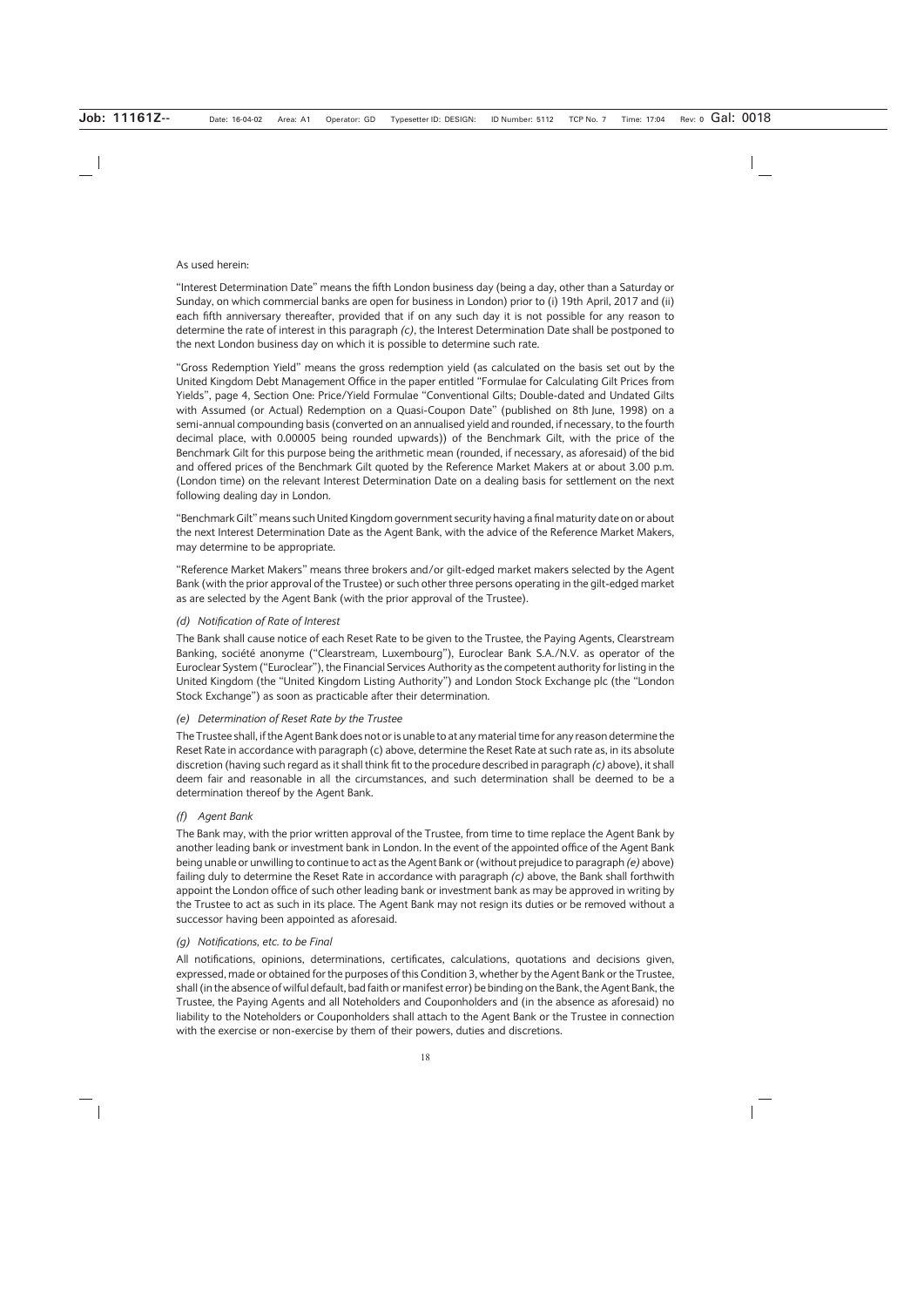As used herein:

"Interest Determination Date" means the fifth London business day (being a day, other than a Saturday or Sunday, on which commercial banks are open for business in London) prior to (i) 19th April, 2017 and (ii) each fifth anniversary thereafter, provided that if on any such day it is not possible for any reason to determine the rate of interest in this paragraph *(c)*, the Interest Determination Date shall be postponed to the next London business day on which it is possible to determine such rate.

"Gross Redemption Yield" means the gross redemption yield (as calculated on the basis set out by the United Kingdom Debt Management Office in the paper entitled "Formulae for Calculating Gilt Prices from Yields", page 4, Section One: Price/Yield Formulae "Conventional Gilts; Double-dated and Undated Gilts with Assumed (or Actual) Redemption on a Quasi-Coupon Date" (published on 8th June, 1998) on a semi-annual compounding basis (converted on an annualised yield and rounded, if necessary, to the fourth decimal place, with 0.00005 being rounded upwards)) of the Benchmark Gilt, with the price of the Benchmark Gilt for this purpose being the arithmetic mean (rounded, if necessary, as aforesaid) of the bid and offered prices of the Benchmark Gilt quoted by the Reference Market Makers at or about 3.00 p.m. (London time) on the relevant Interest Determination Date on a dealing basis for settlement on the next following dealing day in London.

"Benchmark Gilt" means such United Kingdom government security having a final maturity date on or about the next Interest Determination Date as the Agent Bank, with the advice of the Reference Market Makers, may determine to be appropriate.

"Reference Market Makers" means three brokers and/or gilt-edged market makers selected by the Agent Bank (with the prior approval of the Trustee) or such other three persons operating in the gilt-edged market as are selected by the Agent Bank (with the prior approval of the Trustee).

*(d) Notification of Rate of Interest*

The Bank shall cause notice of each Reset Rate to be given to the Trustee, the Paying Agents, Clearstream Banking, société anonyme ("Clearstream, Luxembourg"), Euroclear Bank S.A./N.V. as operator of the Euroclear System ("Euroclear"), the Financial Services Authority as the competent authority for listing in the United Kingdom (the "United Kingdom Listing Authority") and London Stock Exchange plc (the "London Stock Exchange") as soon as practicable after their determination.

*(e) Determination of Reset Rate by the Trustee*

The Trustee shall, if the Agent Bank does not or is unable to at any material time for any reason determine the Reset Rate in accordance with paragraph (c) above, determine the Reset Rate at such rate as, in its absolute discretion (having such regard as it shall think fit to the procedure described in paragraph *(c)* above), it shall deem fair and reasonable in all the circumstances, and such determination shall be deemed to be a determination thereof by the Agent Bank.

*(f) Agent Bank*

The Bank may, with the prior written approval of the Trustee, from time to time replace the Agent Bank by another leading bank or investment bank in London. In the event of the appointed office of the Agent Bank being unable or unwilling to continue to act as the Agent Bank or (without prejudice to paragraph *(e)* above) failing duly to determine the Reset Rate in accordance with paragraph *(c)* above, the Bank shall forthwith appoint the London office of such other leading bank or investment bank as may be approved in writing by the Trustee to act as such in its place. The Agent Bank may not resign its duties or be removed without a successor having been appointed as aforesaid.

*(g) Notifications, etc. to be Final*

All notifications, opinions, determinations, certificates, calculations, quotations and decisions given, expressed, made or obtained for the purposes of this Condition 3, whether by the Agent Bank or the Trustee, shall (in the absence of wilful default, bad faith or manifest error) be binding on the Bank, the Agent Bank, the Trustee, the Paying Agents and all Noteholders and Couponholders and (in the absence as aforesaid) no liability to the Noteholders or Couponholders shall attach to the Agent Bank or the Trustee in connection with the exercise or non-exercise by them of their powers, duties and discretions.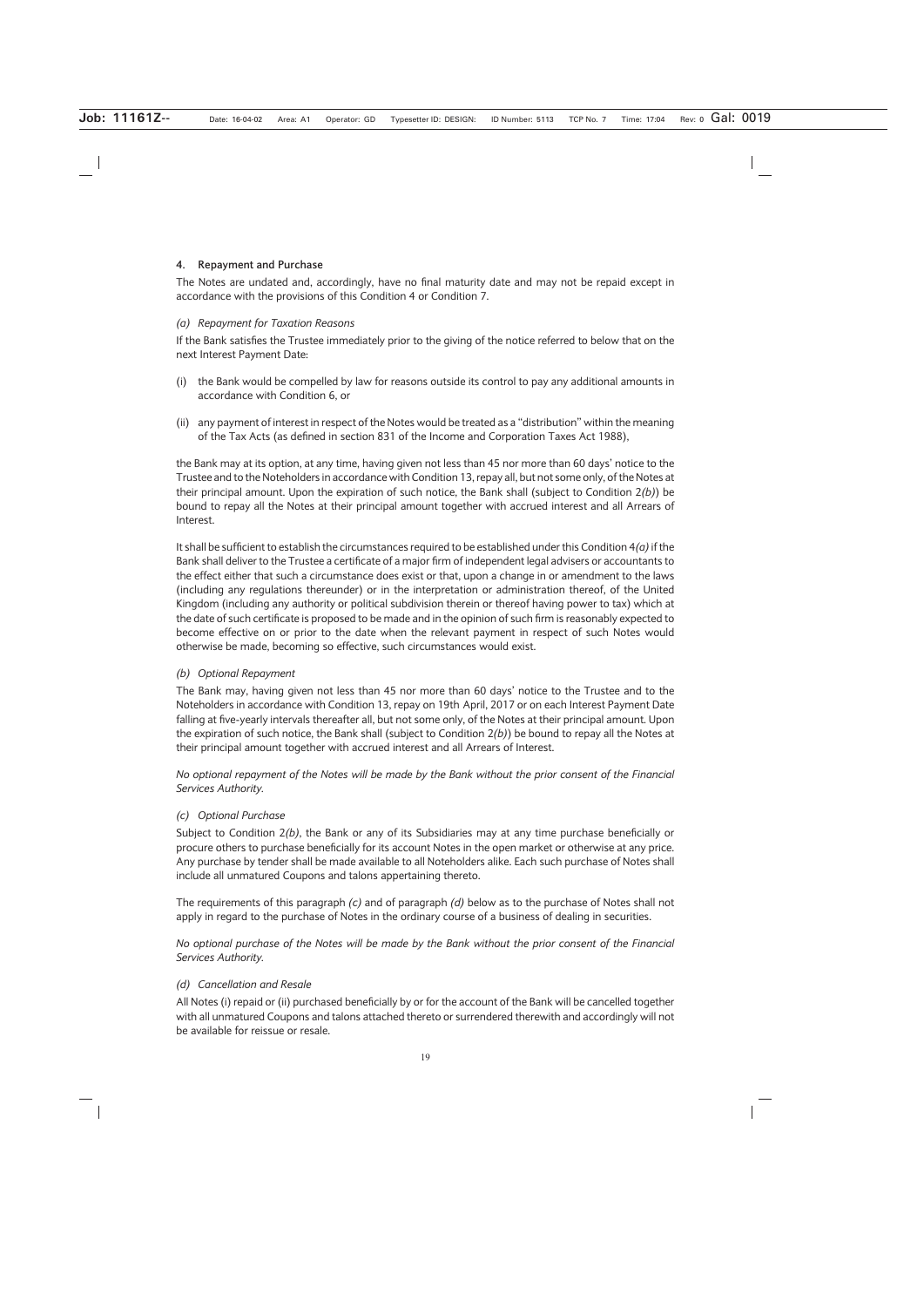## 4. Repayment and Purchase

The Notes are undated and, accordingly, have no final maturity date and may not be repaid except in accordance with the provisions of this Condition 4 or Condition 7.

### *(a) Repayment for Taxation Reasons*

If the Bank satisfies the Trustee immediately prior to the giving of the notice referred to below that on the next Interest Payment Date:

(i) the Bank would be compelled by law for reasons outside its control to pay any additional amounts in accordance with Condition 6, or

(ii) any payment of interest in respect of the Notes would be treated as a "distribution" within the meaning of the Tax Acts (as defined in section 831 of the Income and Corporation Taxes Act 1988),

the Bank may at its option, at any time, having given not less than 45 nor more than 60 days' notice to the Trustee and to the Noteholders in accordance with Condition 13, repay all, but not some only, of the Notes at their principal amount. Upon the expiration of such notice, the Bank shall (subject to Condition 2*(b)*) be bound to repay all the Notes at their principal amount together with accrued interest and all Arrears of Interest.

It shall be sufficient to establish the circumstances required to be established under this Condition 4*(a)* if the Bank shall deliver to the Trustee a certificate of a major firm of independent legal advisers or accountants to the effect either that such a circumstance does exist or that, upon a change in or amendment to the laws (including any regulations thereunder) or in the interpretation or administration thereof, of the United Kingdom (including any authority or political subdivision therein or thereof having power to tax) which at the date of such certificate is proposed to be made and in the opinion of such firm is reasonably expected to become effective on or prior to the date when the relevant payment in respect of such Notes would otherwise be made, becoming so effective, such circumstances would exist.

### *(b) Optional Repayment*

The Bank may, having given not less than 45 nor more than 60 days' notice to the Trustee and to the Noteholders in accordance with Condition 13, repay on 19th April, 2017 or on each Interest Payment Date falling at five-yearly intervals thereafter all, but not some only, of the Notes at their principal amount. Upon the expiration of such notice, the Bank shall (subject to Condition 2*(b)*) be bound to repay all the Notes at their principal amount together with accrued interest and all Arrears of Interest.

*No optional repayment of the Notes will be made by the Bank without the prior consent of the Financial Services Authority.*

### *(c) Optional Purchase*

Subject to Condition 2*(b)*, the Bank or any of its Subsidiaries may at any time purchase beneficially or procure others to purchase beneficially for its account Notes in the open market or otherwise at any price. Any purchase by tender shall be made available to all Noteholders alike. Each such purchase of Notes shall include all unmatured Coupons and talons appertaining thereto.

The requirements of this paragraph *(c)* and of paragraph *(d)* below as to the purchase of Notes shall not apply in regard to the purchase of Notes in the ordinary course of a business of dealing in securities.

*No optional purchase of the Notes will be made by the Bank without the prior consent of the Financial Services Authority.*

### *(d) Cancellation and Resale*

All Notes (i) repaid or (ii) purchased beneficially by or for the account of the Bank will be cancelled together with all unmatured Coupons and talons attached thereto or surrendered therewith and accordingly will not be available for reissue or resale.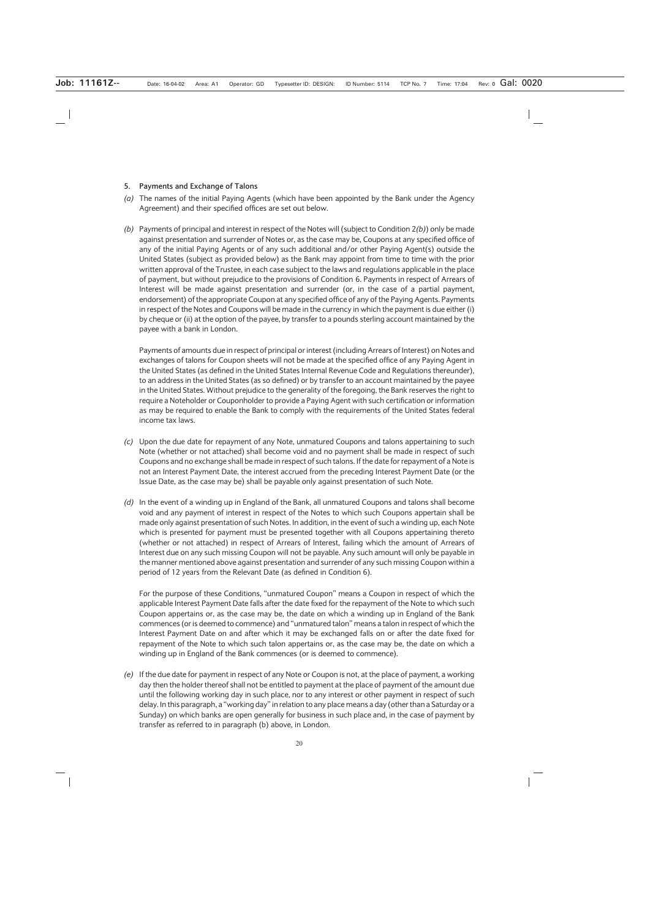## 5. Payments and Exchange of Talons

*(a)* The names of the initial Paying Agents (which have been appointed by the Bank under the Agency Agreement) and their specified offices are set out below.

*(b)* Payments of principal and interest in respect of the Notes will (subject to Condition 2*(b)*) only be made against presentation and surrender of Notes or, as the case may be, Coupons at any specified office of any of the initial Paying Agents or of any such additional and/or other Paying Agent(s) outside the United States (subject as provided below) as the Bank may appoint from time to time with the prior written approval of the Trustee, in each case subject to the laws and regulations applicable in the place of payment, but without prejudice to the provisions of Condition 6. Payments in respect of Arrears of Interest will be made against presentation and surrender (or, in the case of a partial payment, endorsement) of the appropriate Coupon at any specified office of any of the Paying Agents. Payments in respect of the Notes and Coupons will be made in the currency in which the payment is due either (i) by cheque or (ii) at the option of the payee, by transfer to a pounds sterling account maintained by the payee with a bank in London.

Payments of amounts due in respect of principal or interest (including Arrears of Interest) on Notes and exchanges of talons for Coupon sheets will not be made at the specified office of any Paying Agent in the United States (as defined in the United States Internal Revenue Code and Regulations thereunder), to an address in the United States (as so defined) or by transfer to an account maintained by the payee in the United States. Without prejudice to the generality of the foregoing, the Bank reserves the right to require a Noteholder or Couponholder to provide a Paying Agent with such certification or information as may be required to enable the Bank to comply with the requirements of the United States federal income tax laws.

*(c)* Upon the due date for repayment of any Note, unmatured Coupons and talons appertaining to such Note (whether or not attached) shall become void and no payment shall be made in respect of such Coupons and no exchange shall be made in respect of such talons. If the date for repayment of a Note is not an Interest Payment Date, the interest accrued from the preceding Interest Payment Date (or the Issue Date, as the case may be) shall be payable only against presentation of such Note.

*(d)* In the event of a winding up in England of the Bank, all unmatured Coupons and talons shall become void and any payment of interest in respect of the Notes to which such Coupons appertain shall be made only against presentation of such Notes. In addition, in the event of such a winding up, each Note which is presented for payment must be presented together with all Coupons appertaining thereto (whether or not attached) in respect of Arrears of Interest, failing which the amount of Arrears of Interest due on any such missing Coupon will not be payable. Any such amount will only be payable in the manner mentioned above against presentation and surrender of any such missing Coupon within a period of 12 years from the Relevant Date (as defined in Condition 6).

For the purpose of these Conditions, "unmatured Coupon" means a Coupon in respect of which the applicable Interest Payment Date falls after the date fixed for the repayment of the Note to which such Coupon appertains or, as the case may be, the date on which a winding up in England of the Bank commences (or is deemed to commence) and "unmatured talon" means a talon in respect of which the Interest Payment Date on and after which it may be exchanged falls on or after the date fixed for repayment of the Note to which such talon appertains or, as the case may be, the date on which a winding up in England of the Bank commences (or is deemed to commence).

*(e)* If the due date for payment in respect of any Note or Coupon is not, at the place of payment, a working day then the holder thereof shall not be entitled to payment at the place of payment of the amount due until the following working day in such place, nor to any interest or other payment in respect of such delay. In this paragraph, a "working day" in relation to any place means a day (other than a Saturday or a Sunday) on which banks are open generally for business in such place and, in the case of payment by transfer as referred to in paragraph (b) above, in London.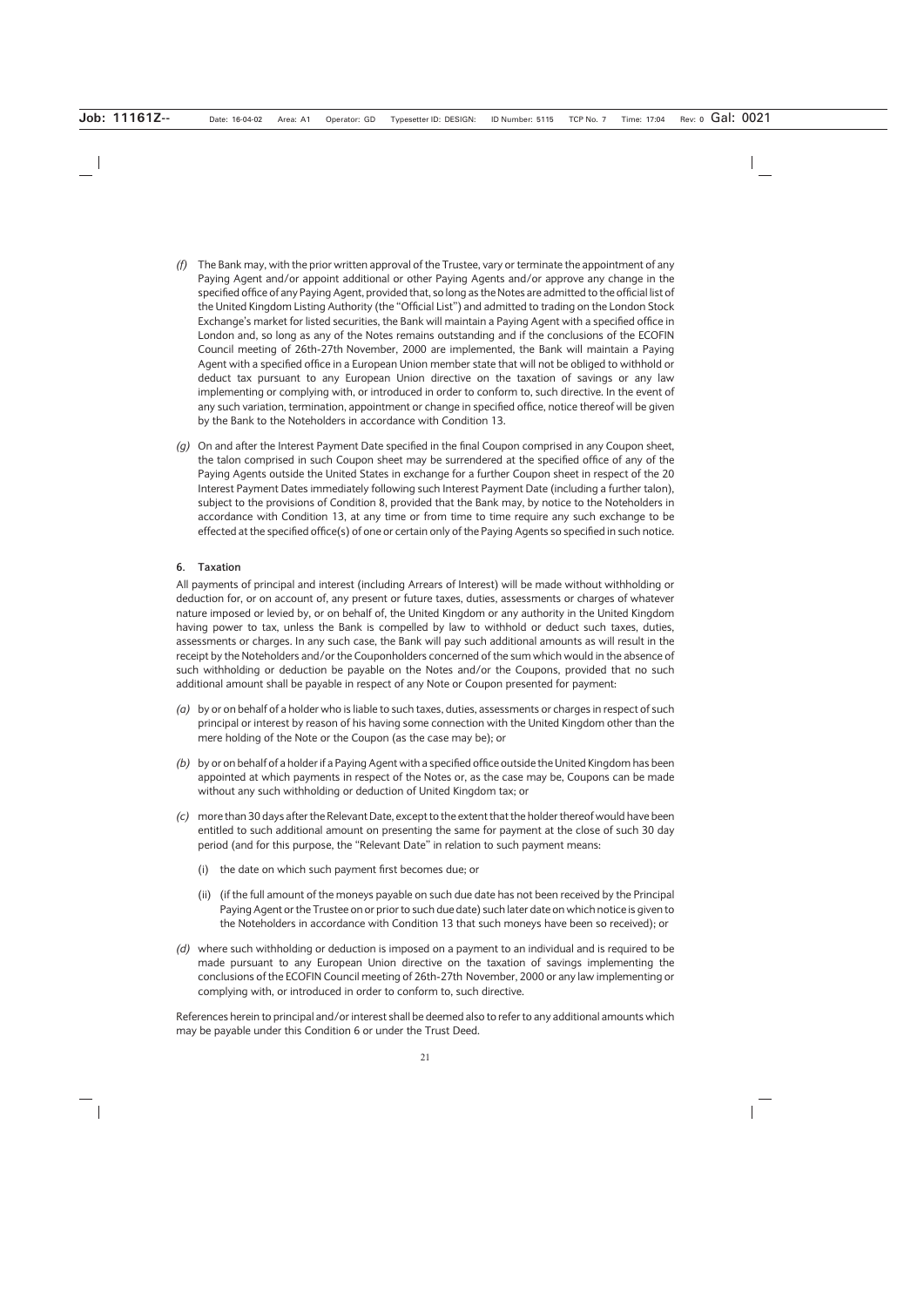*(f)* The Bank may, with the prior written approval of the Trustee, vary or terminate the appointment of any Paying Agent and/or appoint additional or other Paying Agents and/or approve any change in the specified office of any Paying Agent, provided that, so long as the Notes are admitted to the official list of the United Kingdom Listing Authority (the "Official List") and admitted to trading on the London Stock Exchange's market for listed securities, the Bank will maintain a Paying Agent with a specified office in London and, so long as any of the Notes remains outstanding and if the conclusions of the ECOFIN Council meeting of 26th-27th November, 2000 are implemented, the Bank will maintain a Paying Agent with a specified office in a European Union member state that will not be obliged to withhold or deduct tax pursuant to any European Union directive on the taxation of savings or any law implementing or complying with, or introduced in order to conform to, such directive. In the event of any such variation, termination, appointment or change in specified office, notice thereof will be given by the Bank to the Noteholders in accordance with Condition 13.

*(g)* On and after the Interest Payment Date specified in the final Coupon comprised in any Coupon sheet, the talon comprised in such Coupon sheet may be surrendered at the specified office of any of the Paying Agents outside the United States in exchange for a further Coupon sheet in respect of the 20 Interest Payment Dates immediately following such Interest Payment Date (including a further talon), subject to the provisions of Condition 8, provided that the Bank may, by notice to the Noteholders in accordance with Condition 13, at any time or from time to time require any such exchange to be effected at the specified office(s) of one or certain only of the Paying Agents so specified in such notice.

## 6. Taxation

All payments of principal and interest (including Arrears of Interest) will be made without withholding or deduction for, or on account of, any present or future taxes, duties, assessments or charges of whatever nature imposed or levied by, or on behalf of, the United Kingdom or any authority in the United Kingdom having power to tax, unless the Bank is compelled by law to withhold or deduct such taxes, duties, assessments or charges. In any such case, the Bank will pay such additional amounts as will result in the receipt by the Noteholders and/or the Couponholders concerned of the sum which would in the absence of such withholding or deduction be payable on the Notes and/or the Coupons, provided that no such additional amount shall be payable in respect of any Note or Coupon presented for payment:

*(a)* by or on behalf of a holder who is liable to such taxes, duties, assessments or charges in respect of such principal or interest by reason of his having some connection with the United Kingdom other than the mere holding of the Note or the Coupon (as the case may be); or

*(b)* by or on behalf of a holder if a Paying Agent with a specified office outside the United Kingdom has been appointed at which payments in respect of the Notes or, as the case may be, Coupons can be made without any such withholding or deduction of United Kingdom tax; or

*(c)* more than 30 days after the Relevant Date, except to the extent that the holder thereof would have been entitled to such additional amount on presenting the same for payment at the close of such 30 day period (and for this purpose, the "Relevant Date" in relation to such payment means:

  (i) the date on which such payment first becomes due; or

  (ii) (if the full amount of the moneys payable on such due date has not been received by the Principal Paying Agent or the Trustee on or prior to such due date) such later date on which notice is given to the Noteholders in accordance with Condition 13 that such moneys have been so received); or

*(d)* where such withholding or deduction is imposed on a payment to an individual and is required to be made pursuant to any European Union directive on the taxation of savings implementing the conclusions of the ECOFIN Council meeting of 26th-27th November, 2000 or any law implementing or complying with, or introduced in order to conform to, such directive.

References herein to principal and/or interest shall be deemed also to refer to any additional amounts which may be payable under this Condition 6 or under the Trust Deed.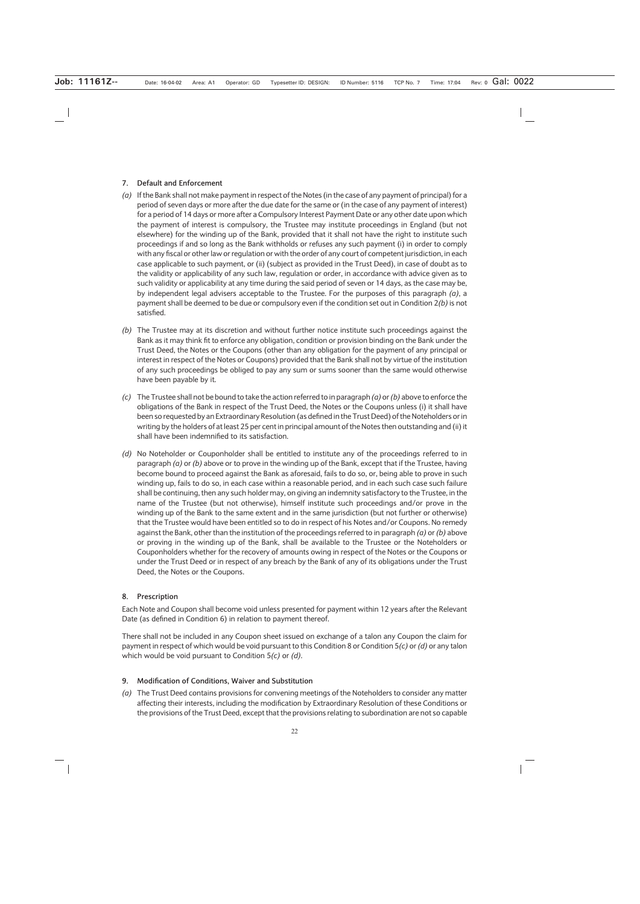### 7. Default and Enforcement

*(a)* If the Bank shall not make payment in respect of the Notes (in the case of any payment of principal) for a period of seven days or more after the due date for the same or (in the case of any payment of interest) for a period of 14 days or more after a Compulsory Interest Payment Date or any other date upon which the payment of interest is compulsory, the Trustee may institute proceedings in England (but not elsewhere) for the winding up of the Bank, provided that it shall not have the right to institute such proceedings if and so long as the Bank withholds or refuses any such payment (i) in order to comply with any fiscal or other law or regulation or with the order of any court of competent jurisdiction, in each case applicable to such payment, or (ii) (subject as provided in the Trust Deed), in case of doubt as to the validity or applicability of any such law, regulation or order, in accordance with advice given as to such validity or applicability at any time during the said period of seven or 14 days, as the case may be, by independent legal advisers acceptable to the Trustee. For the purposes of this paragraph *(a)*, a payment shall be deemed to be due or compulsory even if the condition set out in Condition 2*(b)* is not satisfied.

*(b)* The Trustee may at its discretion and without further notice institute such proceedings against the Bank as it may think fit to enforce any obligation, condition or provision binding on the Bank under the Trust Deed, the Notes or the Coupons (other than any obligation for the payment of any principal or interest in respect of the Notes or Coupons) provided that the Bank shall not by virtue of the institution of any such proceedings be obliged to pay any sum or sums sooner than the same would otherwise have been payable by it.

*(c)* The Trustee shall not be bound to take the action referred to in paragraph *(a)* or *(b)* above to enforce the obligations of the Bank in respect of the Trust Deed, the Notes or the Coupons unless (i) it shall have been so requested by an Extraordinary Resolution (as defined in the Trust Deed) of the Noteholders or in writing by the holders of at least 25 per cent in principal amount of the Notes then outstanding and (ii) it shall have been indemnified to its satisfaction.

*(d)* No Noteholder or Couponholder shall be entitled to institute any of the proceedings referred to in paragraph *(a)* or *(b)* above or to prove in the winding up of the Bank, except that if the Trustee, having become bound to proceed against the Bank as aforesaid, fails to do so, or, being able to prove in such winding up, fails to do so, in each case within a reasonable period, and in each such case such failure shall be continuing, then any such holder may, on giving an indemnity satisfactory to the Trustee, in the name of the Trustee (but not otherwise), himself institute such proceedings and/or prove in the winding up of the Bank to the same extent and in the same jurisdiction (but not further or otherwise) that the Trustee would have been entitled so to do in respect of his Notes and/or Coupons. No remedy against the Bank, other than the institution of the proceedings referred to in paragraph *(a)* or *(b)* above or proving in the winding up of the Bank, shall be available to the Trustee or the Noteholders or Couponholders whether for the recovery of amounts owing in respect of the Notes or the Coupons or under the Trust Deed or in respect of any breach by the Bank of any of its obligations under the Trust Deed, the Notes or the Coupons.

### 8. Prescription

Each Note and Coupon shall become void unless presented for payment within 12 years after the Relevant Date (as defined in Condition 6) in relation to payment thereof.

There shall not be included in any Coupon sheet issued on exchange of a talon any Coupon the claim for payment in respect of which would be void pursuant to this Condition 8 or Condition 5*(c)* or *(d)* or any talon which would be void pursuant to Condition 5*(c)* or *(d)*.

### 9. Modification of Conditions, Waiver and Substitution

*(a)* The Trust Deed contains provisions for convening meetings of the Noteholders to consider any matter affecting their interests, including the modification by Extraordinary Resolution of these Conditions or the provisions of the Trust Deed, except that the provisions relating to subordination are not so capable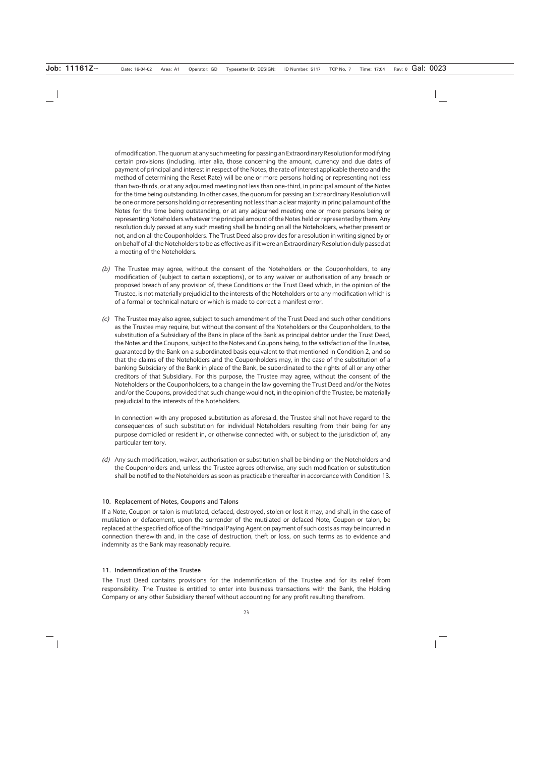of modification. The quorum at any such meeting for passing an Extraordinary Resolution for modifying certain provisions (including, inter alia, those concerning the amount, currency and due dates of payment of principal and interest in respect of the Notes, the rate of interest applicable thereto and the method of determining the Reset Rate) will be one or more persons holding or representing not less than two-thirds, or at any adjourned meeting not less than one-third, in principal amount of the Notes for the time being outstanding. In other cases, the quorum for passing an Extraordinary Resolution will be one or more persons holding or representing not less than a clear majority in principal amount of the Notes for the time being outstanding, or at any adjourned meeting one or more persons being or representing Noteholders whatever the principal amount of the Notes held or represented by them. Any resolution duly passed at any such meeting shall be binding on all the Noteholders, whether present or not, and on all the Couponholders. The Trust Deed also provides for a resolution in writing signed by or on behalf of all the Noteholders to be as effective as if it were an Extraordinary Resolution duly passed at a meeting of the Noteholders.

*(b)* The Trustee may agree, without the consent of the Noteholders or the Couponholders, to any modification of (subject to certain exceptions), or to any waiver or authorisation of any breach or proposed breach of any provision of, these Conditions or the Trust Deed which, in the opinion of the Trustee, is not materially prejudicial to the interests of the Noteholders or to any modification which is of a formal or technical nature or which is made to correct a manifest error.

*(c)* The Trustee may also agree, subject to such amendment of the Trust Deed and such other conditions as the Trustee may require, but without the consent of the Noteholders or the Couponholders, to the substitution of a Subsidiary of the Bank in place of the Bank as principal debtor under the Trust Deed, the Notes and the Coupons, subject to the Notes and Coupons being, to the satisfaction of the Trustee, guaranteed by the Bank on a subordinated basis equivalent to that mentioned in Condition 2, and so that the claims of the Noteholders and the Couponholders may, in the case of the substitution of a banking Subsidiary of the Bank in place of the Bank, be subordinated to the rights of all or any other creditors of that Subsidiary. For this purpose, the Trustee may agree, without the consent of the Noteholders or the Couponholders, to a change in the law governing the Trust Deed and/or the Notes and/or the Coupons, provided that such change would not, in the opinion of the Trustee, be materially prejudicial to the interests of the Noteholders.

In connection with any proposed substitution as aforesaid, the Trustee shall not have regard to the consequences of such substitution for individual Noteholders resulting from their being for any purpose domiciled or resident in, or otherwise connected with, or subject to the jurisdiction of, any particular territory.

*(d)* Any such modification, waiver, authorisation or substitution shall be binding on the Noteholders and the Couponholders and, unless the Trustee agrees otherwise, any such modification or substitution shall be notified to the Noteholders as soon as practicable thereafter in accordance with Condition 13.

### 10. Replacement of Notes, Coupons and Talons

If a Note, Coupon or talon is mutilated, defaced, destroyed, stolen or lost it may, and shall, in the case of mutilation or defacement, upon the surrender of the mutilated or defaced Note, Coupon or talon, be replaced at the specified office of the Principal Paying Agent on payment of such costs as may be incurred in connection therewith and, in the case of destruction, theft or loss, on such terms as to evidence and indemnity as the Bank may reasonably require.

### 11. Indemnification of the Trustee

The Trust Deed contains provisions for the indemnification of the Trustee and for its relief from responsibility. The Trustee is entitled to enter into business transactions with the Bank, the Holding Company or any other Subsidiary thereof without accounting for any profit resulting therefrom.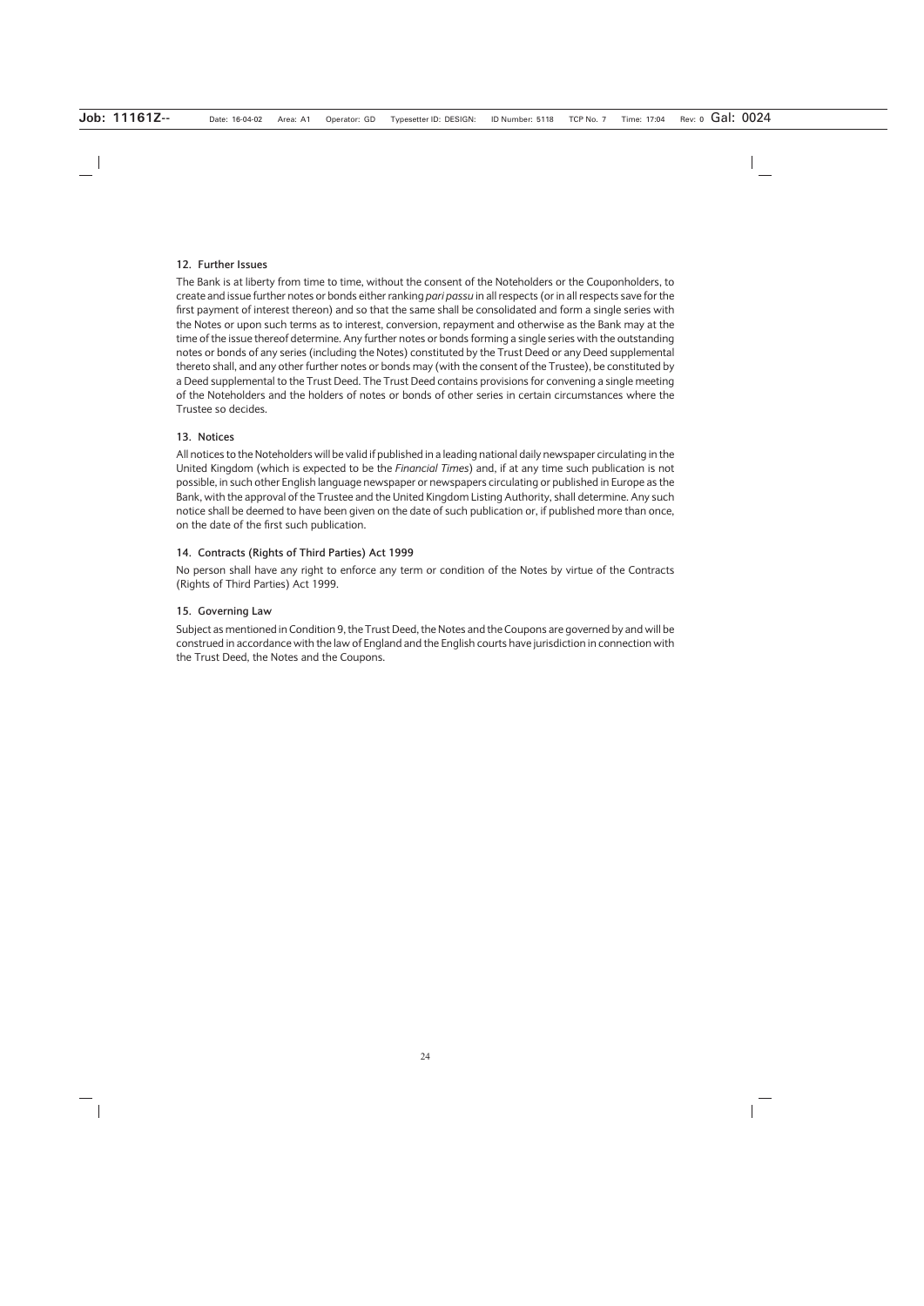### 12. Further Issues

The Bank is at liberty from time to time, without the consent of the Noteholders or the Couponholders, to create and issue further notes or bonds either ranking *pari passu* in all respects (or in all respects save for the first payment of interest thereon) and so that the same shall be consolidated and form a single series with the Notes or upon such terms as to interest, conversion, repayment and otherwise as the Bank may at the time of the issue thereof determine. Any further notes or bonds forming a single series with the outstanding notes or bonds of any series (including the Notes) constituted by the Trust Deed or any Deed supplemental thereto shall, and any other further notes or bonds may (with the consent of the Trustee), be constituted by a Deed supplemental to the Trust Deed. The Trust Deed contains provisions for convening a single meeting of the Noteholders and the holders of notes or bonds of other series in certain circumstances where the Trustee so decides.

### 13. Notices

All notices to the Noteholders will be valid if published in a leading national daily newspaper circulating in the United Kingdom (which is expected to be the *Financial Times*) and, if at any time such publication is not possible, in such other English language newspaper or newspapers circulating or published in Europe as the Bank, with the approval of the Trustee and the United Kingdom Listing Authority, shall determine. Any such notice shall be deemed to have been given on the date of such publication or, if published more than once, on the date of the first such publication.

### 14. Contracts (Rights of Third Parties) Act 1999

No person shall have any right to enforce any term or condition of the Notes by virtue of the Contracts (Rights of Third Parties) Act 1999.

### 15. Governing Law

Subject as mentioned in Condition 9, the Trust Deed, the Notes and the Coupons are governed by and will be construed in accordance with the law of England and the English courts have jurisdiction in connection with the Trust Deed, the Notes and the Coupons.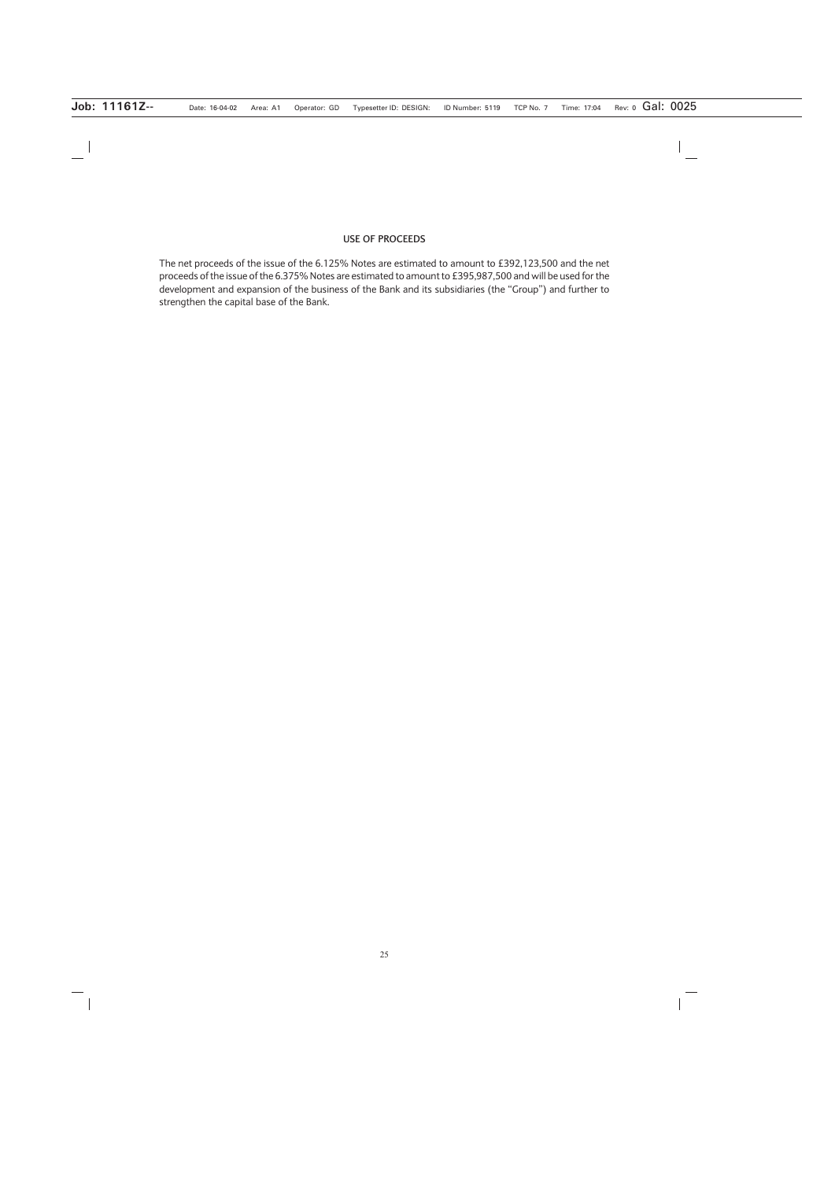## USE OF PROCEEDS

The net proceeds of the issue of the 6.125% Notes are estimated to amount to £392,123,500 and the net proceeds of the issue of the 6.375% Notes are estimated to amount to £395,987,500 and will be used for the development and expansion of the business of the Bank and its subsidiaries (the "Group") and further to strengthen the capital base of the Bank.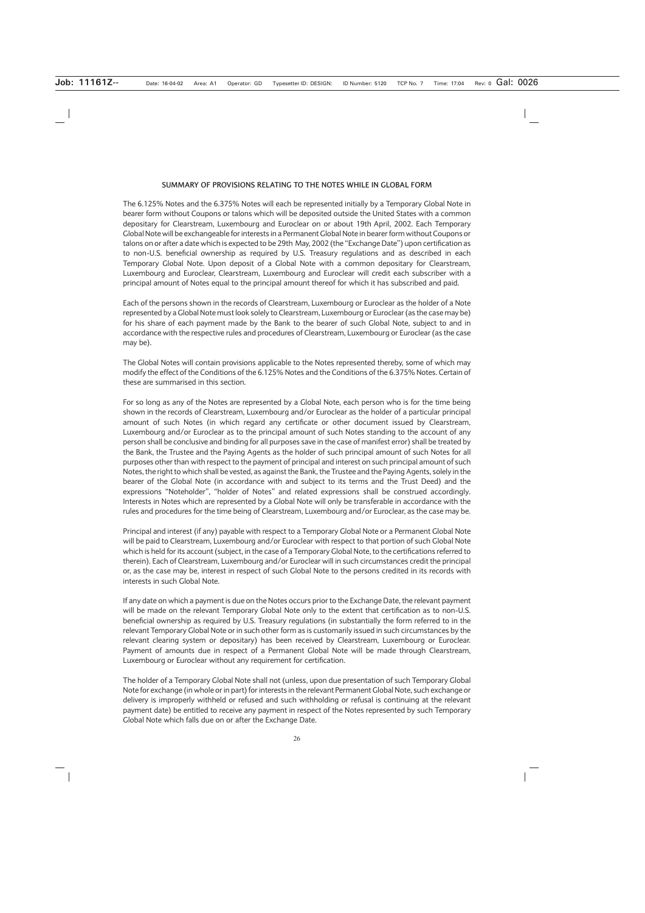## SUMMARY OF PROVISIONS RELATING TO THE NOTES WHILE IN GLOBAL FORM

The 6.125% Notes and the 6.375% Notes will each be represented initially by a Temporary Global Note in bearer form without Coupons or talons which will be deposited outside the United States with a common depositary for Clearstream, Luxembourg and Euroclear on or about 19th April, 2002. Each Temporary Global Note will be exchangeable for interests in a Permanent Global Note in bearer form without Coupons or talons on or after a date which is expected to be 29th May, 2002 (the "Exchange Date") upon certification as to non-U.S. beneficial ownership as required by U.S. Treasury regulations and as described in each Temporary Global Note. Upon deposit of a Global Note with a common depositary for Clearstream, Luxembourg and Euroclear, Clearstream, Luxembourg and Euroclear will credit each subscriber with a principal amount of Notes equal to the principal amount thereof for which it has subscribed and paid.

Each of the persons shown in the records of Clearstream, Luxembourg or Euroclear as the holder of a Note represented by a Global Note must look solely to Clearstream, Luxembourg or Euroclear (as the case may be) for his share of each payment made by the Bank to the bearer of such Global Note, subject to and in accordance with the respective rules and procedures of Clearstream, Luxembourg or Euroclear (as the case may be).

The Global Notes will contain provisions applicable to the Notes represented thereby, some of which may modify the effect of the Conditions of the 6.125% Notes and the Conditions of the 6.375% Notes. Certain of these are summarised in this section.

For so long as any of the Notes are represented by a Global Note, each person who is for the time being shown in the records of Clearstream, Luxembourg and/or Euroclear as the holder of a particular principal amount of such Notes (in which regard any certificate or other document issued by Clearstream, Luxembourg and/or Euroclear as to the principal amount of such Notes standing to the account of any person shall be conclusive and binding for all purposes save in the case of manifest error) shall be treated by the Bank, the Trustee and the Paying Agents as the holder of such principal amount of such Notes for all purposes other than with respect to the payment of principal and interest on such principal amount of such Notes, the right to which shall be vested, as against the Bank, the Trustee and the Paying Agents, solely in the bearer of the Global Note (in accordance with and subject to its terms and the Trust Deed) and the expressions "Noteholder", "holder of Notes" and related expressions shall be construed accordingly. Interests in Notes which are represented by a Global Note will only be transferable in accordance with the rules and procedures for the time being of Clearstream, Luxembourg and/or Euroclear, as the case may be.

Principal and interest (if any) payable with respect to a Temporary Global Note or a Permanent Global Note will be paid to Clearstream, Luxembourg and/or Euroclear with respect to that portion of such Global Note which is held for its account (subject, in the case of a Temporary Global Note, to the certifications referred to therein). Each of Clearstream, Luxembourg and/or Euroclear will in such circumstances credit the principal or, as the case may be, interest in respect of such Global Note to the persons credited in its records with interests in such Global Note.

If any date on which a payment is due on the Notes occurs prior to the Exchange Date, the relevant payment will be made on the relevant Temporary Global Note only to the extent that certification as to non-U.S. beneficial ownership as required by U.S. Treasury regulations (in substantially the form referred to in the relevant Temporary Global Note or in such other form as is customarily issued in such circumstances by the relevant clearing system or depositary) has been received by Clearstream, Luxembourg or Euroclear. Payment of amounts due in respect of a Permanent Global Note will be made through Clearstream, Luxembourg or Euroclear without any requirement for certification.

The holder of a Temporary Global Note shall not (unless, upon due presentation of such Temporary Global Note for exchange (in whole or in part) for interests in the relevant Permanent Global Note, such exchange or delivery is improperly withheld or refused and such withholding or refusal is continuing at the relevant payment date) be entitled to receive any payment in respect of the Notes represented by such Temporary Global Note which falls due on or after the Exchange Date.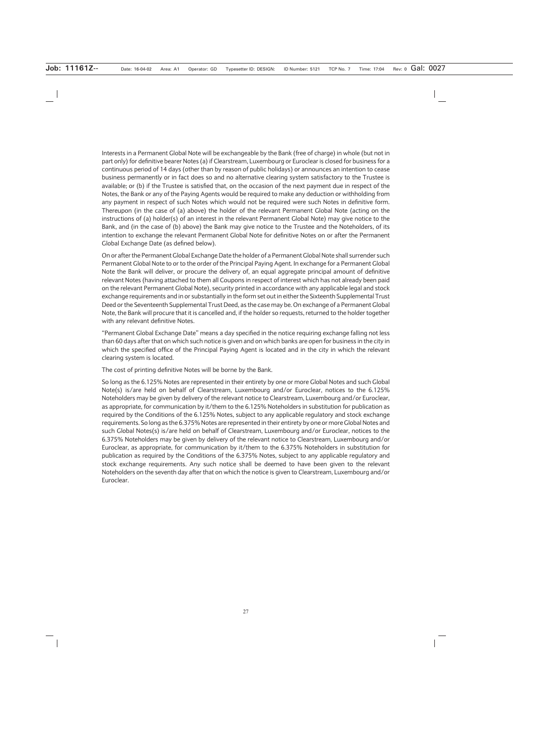Interests in a Permanent Global Note will be exchangeable by the Bank (free of charge) in whole (but not in part only) for definitive bearer Notes (a) if Clearstream, Luxembourg or Euroclear is closed for business for a continuous period of 14 days (other than by reason of public holidays) or announces an intention to cease business permanently or in fact does so and no alternative clearing system satisfactory to the Trustee is available; or (b) if the Trustee is satisfied that, on the occasion of the next payment due in respect of the Notes, the Bank or any of the Paying Agents would be required to make any deduction or withholding from any payment in respect of such Notes which would not be required were such Notes in definitive form. Thereupon (in the case of (a) above) the holder of the relevant Permanent Global Note (acting on the instructions of (a) holder(s) of an interest in the relevant Permanent Global Note) may give notice to the Bank, and (in the case of (b) above) the Bank may give notice to the Trustee and the Noteholders, of its intention to exchange the relevant Permanent Global Note for definitive Notes on or after the Permanent Global Exchange Date (as defined below).

On or after the Permanent Global Exchange Date the holder of a Permanent Global Note shall surrender such Permanent Global Note to or to the order of the Principal Paying Agent. In exchange for a Permanent Global Note the Bank will deliver, or procure the delivery of, an equal aggregate principal amount of definitive relevant Notes (having attached to them all Coupons in respect of interest which has not already been paid on the relevant Permanent Global Note), security printed in accordance with any applicable legal and stock exchange requirements and in or substantially in the form set out in either the Sixteenth Supplemental Trust Deed or the Seventeenth Supplemental Trust Deed, as the case may be. On exchange of a Permanent Global Note, the Bank will procure that it is cancelled and, if the holder so requests, returned to the holder together with any relevant definitive Notes.

"Permanent Global Exchange Date" means a day specified in the notice requiring exchange falling not less than 60 days after that on which such notice is given and on which banks are open for business in the city in which the specified office of the Principal Paying Agent is located and in the city in which the relevant clearing system is located.

The cost of printing definitive Notes will be borne by the Bank.

So long as the 6.125% Notes are represented in their entirety by one or more Global Notes and such Global Note(s) is/are held on behalf of Clearstream, Luxembourg and/or Euroclear, notices to the 6.125% Noteholders may be given by delivery of the relevant notice to Clearstream, Luxembourg and/or Euroclear, as appropriate, for communication by it/them to the 6.125% Noteholders in substitution for publication as required by the Conditions of the 6.125% Notes, subject to any applicable regulatory and stock exchange requirements. So long as the 6.375% Notes are represented in their entirety by one or more Global Notes and such Global Notes(s) is/are held on behalf of Clearstream, Luxembourg and/or Euroclear, notices to the 6.375% Noteholders may be given by delivery of the relevant notice to Clearstream, Luxembourg and/or Euroclear, as appropriate, for communication by it/them to the 6.375% Noteholders in substitution for publication as required by the Conditions of the 6.375% Notes, subject to any applicable regulatory and stock exchange requirements. Any such notice shall be deemed to have been given to the relevant Noteholders on the seventh day after that on which the notice is given to Clearstream, Luxembourg and/or Euroclear.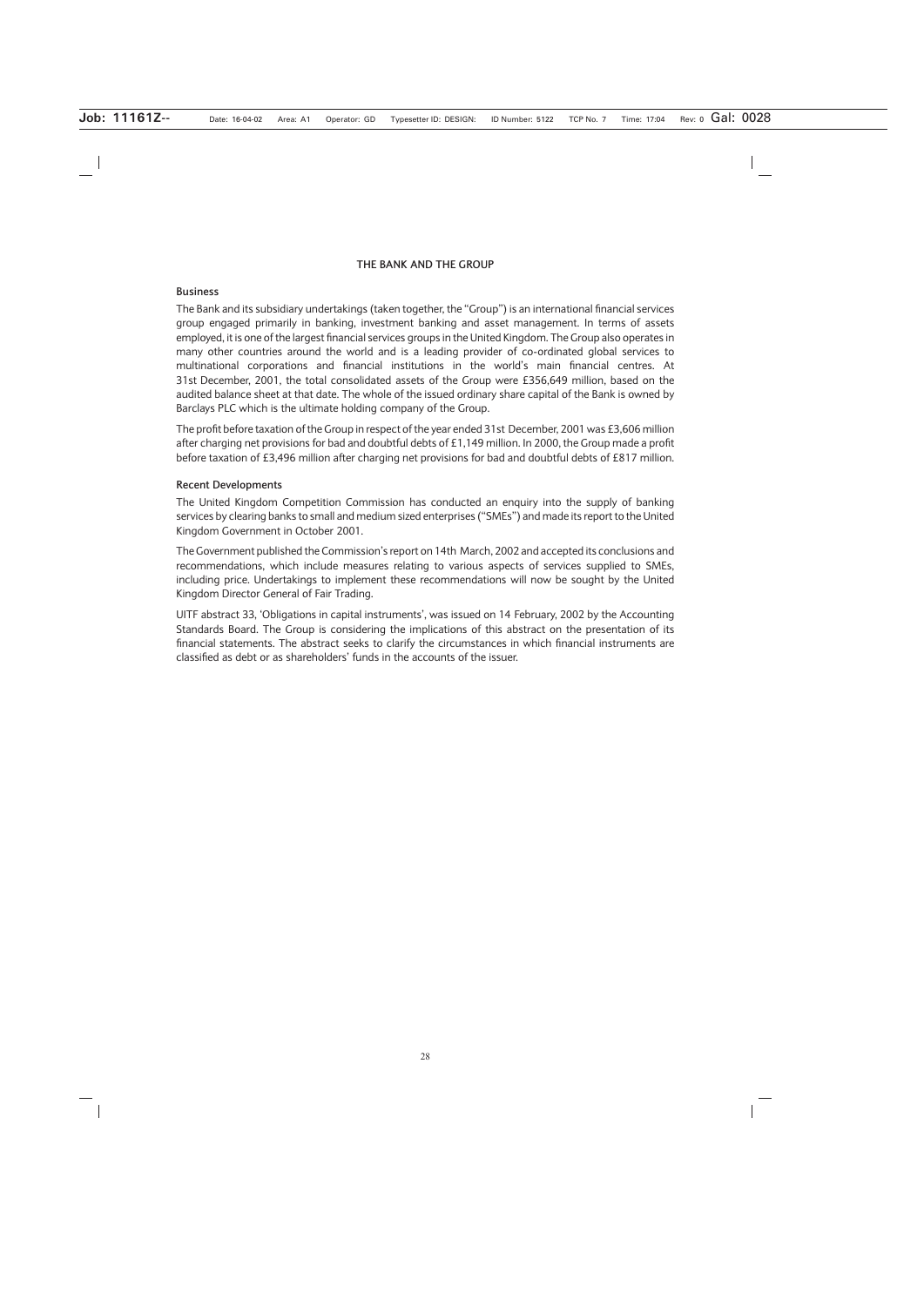# THE BANK AND THE GROUP

## Business

The Bank and its subsidiary undertakings (taken together, the "Group") is an international financial services group engaged primarily in banking, investment banking and asset management. In terms of assets employed, it is one of the largest financial services groups in the United Kingdom. The Group also operates in many other countries around the world and is a leading provider of co-ordinated global services to multinational corporations and financial institutions in the world's main financial centres. At 31st December, 2001, the total consolidated assets of the Group were £356,649 million, based on the audited balance sheet at that date. The whole of the issued ordinary share capital of the Bank is owned by Barclays PLC which is the ultimate holding company of the Group.

The profit before taxation of the Group in respect of the year ended 31st December, 2001 was £3,606 million after charging net provisions for bad and doubtful debts of £1,149 million. In 2000, the Group made a profit before taxation of £3,496 million after charging net provisions for bad and doubtful debts of £817 million.

## Recent Developments

The United Kingdom Competition Commission has conducted an enquiry into the supply of banking services by clearing banks to small and medium sized enterprises ("SMEs") and made its report to the United Kingdom Government in October 2001.

The Government published the Commission's report on 14th March, 2002 and accepted its conclusions and recommendations, which include measures relating to various aspects of services supplied to SMEs, including price. Undertakings to implement these recommendations will now be sought by the United Kingdom Director General of Fair Trading.

UITF abstract 33, 'Obligations in capital instruments', was issued on 14 February, 2002 by the Accounting Standards Board. The Group is considering the implications of this abstract on the presentation of its financial statements. The abstract seeks to clarify the circumstances in which financial instruments are classified as debt or as shareholders' funds in the accounts of the issuer.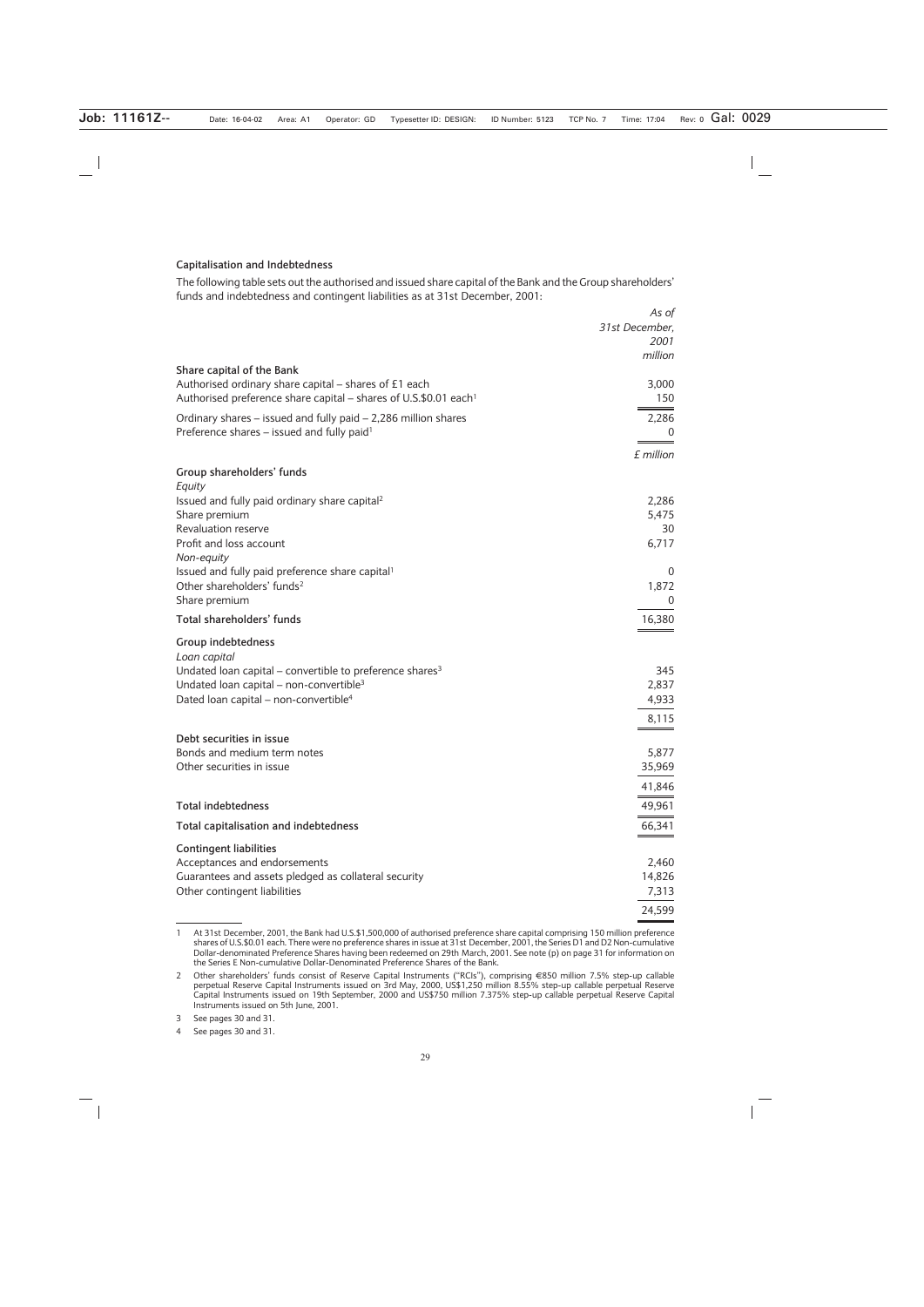### Capitalisation and Indebtedness

The following table sets out the authorised and issued share capital of the Bank and the Group shareholders' funds and indebtedness and contingent liabilities as at 31st December, 2001:

| | *As of 31st December, 2001* |
|---|---|
| | *million* |
| **Share capital of the Bank** | |
| Authorised ordinary share capital – shares of £1 each | 3,000 |
| Authorised preference share capital – shares of U.S.$0.01 each[1] | 150 |
| Ordinary shares – issued and fully paid – 2,286 million shares | 2,286 |
| Preference shares – issued and fully paid[1] | 0 |
| | *£ million* |
| **Group shareholders' funds** | |
| *Equity* | |
| Issued and fully paid ordinary share capital[2] | 2,286 |
| Share premium | 5,475 |
| Revaluation reserve | 30 |
| Profit and loss account | 6,717 |
| *Non-equity* | |
| Issued and fully paid preference share capital[1] | 0 |
| Other shareholders' funds[2] | 1,872 |
| Share premium | 0 |
| **Total shareholders' funds** | 16,380 |
| **Group indebtedness** | |
| *Loan capital* | |
| Undated loan capital – convertible to preference shares[3] | 345 |
| Undated loan capital – non-convertible[3] | 2,837 |
| Dated loan capital – non-convertible[4] | 4,933 |
| | 8,115 |
| **Debt securities in issue** | |
| Bonds and medium term notes | 5,877 |
| Other securities in issue | 35,969 |
| | 41,846 |
| **Total indebtedness** | 49,961 |
| **Total capitalisation and indebtedness** | 66,341 |
| **Contingent liabilities** | |
| Acceptances and endorsements | 2,460 |
| Guarantees and assets pledged as collateral security | 14,826 |
| Other contingent liabilities | 7,313 |
| | 24,599 |

1 At 31st December, 2001, the Bank had U.S.$1,500,000 of authorised preference share capital comprising 150 million preference shares of U.S.$0.01 each. There were no preference shares in issue at 31st December, 2001, the Series D1 and D2 Non-cumulative Dollar-denominated Preference Shares having been redeemed on 29th March, 2001. See note (p) on page 31 for information on the Series E Non-cumulative Dollar-Denominated Preference Shares of the Bank.

2 Other shareholders' funds consist of Reserve Capital Instruments ("RCIs"), comprising €850 million 7.5% step-up callable perpetual Reserve Capital Instruments issued on 3rd May, 2000, US$1,250 million 8.55% step-up callable perpetual Reserve Capital Instruments issued on 19th September, 2000 and US$750 million 7.375% step-up callable perpetual Reserve Capital Instruments issued on 5th June, 2001.

3 See pages 30 and 31.

4 See pages 30 and 31.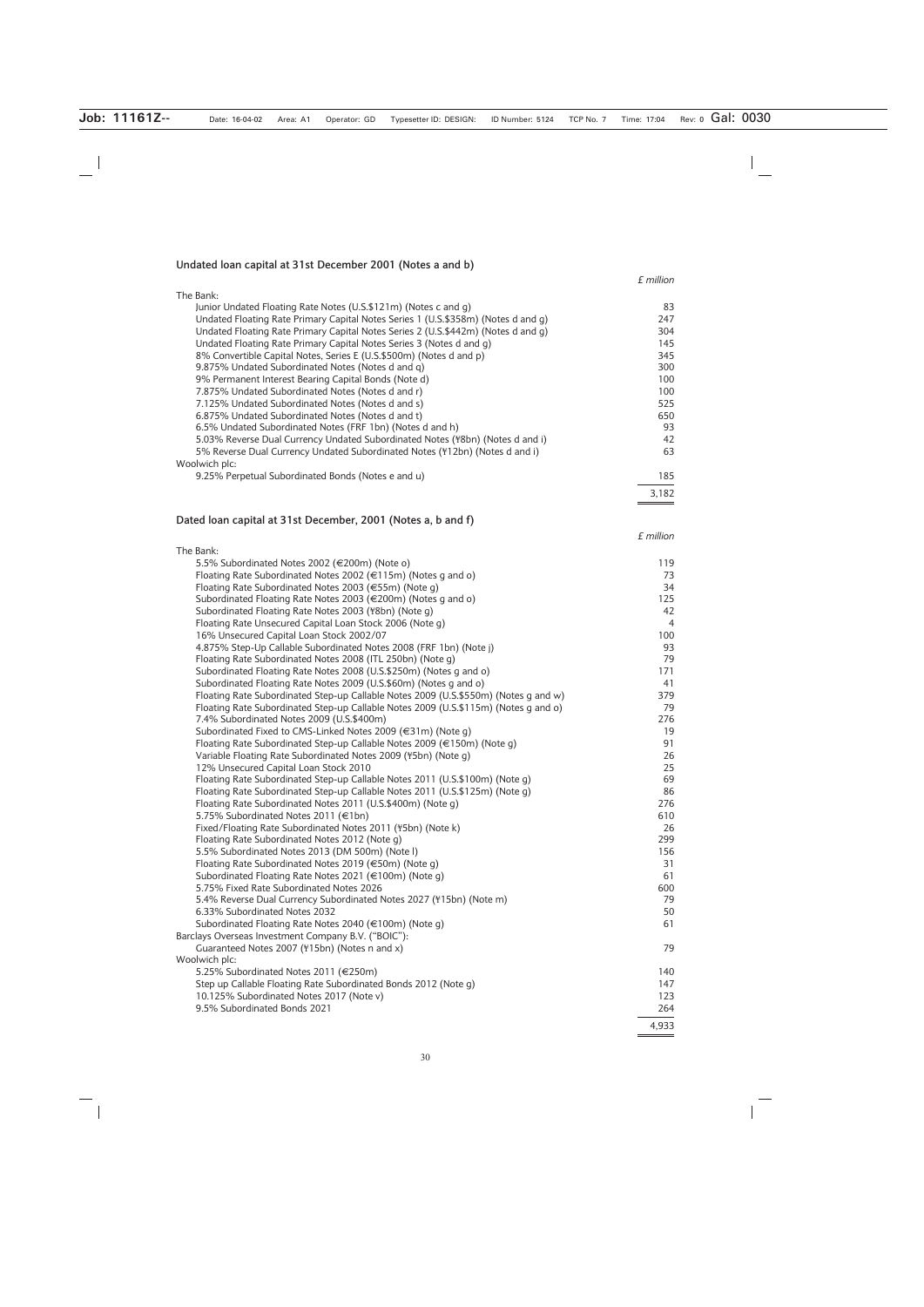### Undated loan capital at 31st December 2001 (Notes a and b)

| | *£ million* |
|---|---|
| The Bank: | |
| Junior Undated Floating Rate Notes (U.S.$121m) (Notes c and g) | 83 |
| Undated Floating Rate Primary Capital Notes Series 1 (U.S.$358m) (Notes d and g) | 247 |
| Undated Floating Rate Primary Capital Notes Series 2 (U.S.$442m) (Notes d and g) | 304 |
| Undated Floating Rate Primary Capital Notes Series 3 (Notes d and g) | 145 |
| 8% Convertible Capital Notes, Series E (U.S.$500m) (Notes d and p) | 345 |
| 9.875% Undated Subordinated Notes (Notes d and q) | 300 |
| 9% Permanent Interest Bearing Capital Bonds (Note d) | 100 |
| 7.875% Undated Subordinated Notes (Notes d and r) | 100 |
| 7.125% Undated Subordinated Notes (Notes d and s) | 525 |
| 6.875% Undated Subordinated Notes (Notes d and t) | 650 |
| 6.5% Undated Subordinated Notes (FRF 1bn) (Notes d and h) | 93 |
| 5.03% Reverse Dual Currency Undated Subordinated Notes (¥8bn) (Notes d and i) | 42 |
| 5% Reverse Dual Currency Undated Subordinated Notes (¥12bn) (Notes d and i) | 63 |
| Woolwich plc: | |
| 9.25% Perpetual Subordinated Bonds (Notes e and u) | 185 |
| | 3,182 |

### Dated loan capital at 31st December, 2001 (Notes a, b and f)

| | *£ million* |
|---|---|
| The Bank: | |
| 5.5% Subordinated Notes 2002 (€200m) (Note o) | 119 |
| Floating Rate Subordinated Notes 2002 (€115m) (Notes g and o) | 73 |
| Floating Rate Subordinated Notes 2003 (€55m) (Note g) | 34 |
| Subordinated Floating Rate Notes 2003 (€200m) (Notes g and o) | 125 |
| Subordinated Floating Rate Notes 2003 (¥8bn) (Note g) | 42 |
| Floating Rate Unsecured Capital Loan Stock 2006 (Note g) | 4 |
| 16% Unsecured Capital Loan Stock 2002/07 | 100 |
| 4.875% Step-Up Callable Subordinated Notes 2008 (FRF 1bn) (Note j) | 93 |
| Floating Rate Subordinated Notes 2008 (ITL 250bn) (Note g) | 79 |
| Subordinated Floating Rate Notes 2008 (U.S.$250m) (Notes g and o) | 171 |
| Subordinated Floating Rate Notes 2009 (U.S.$60m) (Notes g and o) | 41 |
| Floating Rate Subordinated Step-up Callable Notes 2009 (U.S.$550m) (Notes g and w) | 379 |
| Floating Rate Subordinated Step-up Callable Notes 2009 (U.S.$115m) (Notes g and o) | 79 |
| 7.4% Subordinated Notes 2009 (U.S.$400m) | 276 |
| Subordinated Fixed to CMS-Linked Notes 2009 (€31m) (Note g) | 19 |
| Floating Rate Subordinated Step-up Callable Notes 2009 (€150m) (Note g) | 91 |
| Variable Floating Rate Subordinated Notes 2009 (¥5bn) (Note g) | 26 |
| 12% Unsecured Capital Loan Stock 2010 | 25 |
| Floating Rate Subordinated Step-up Callable Notes 2011 (U.S.$100m) (Note g) | 69 |
| Floating Rate Subordinated Step-up Callable Notes 2011 (U.S.$125m) (Note g) | 86 |
| Floating Rate Subordinated Notes 2011 (U.S.$400m) (Note g) | 276 |
| 5.75% Subordinated Notes 2011 (€1bn) | 610 |
| Fixed/Floating Rate Subordinated Notes 2011 (¥5bn) (Note k) | 26 |
| Floating Rate Subordinated Notes 2012 (Note g) | 299 |
| 5.5% Subordinated Notes 2013 (DM 500m) (Note l) | 156 |
| Floating Rate Subordinated Notes 2019 (€50m) (Note g) | 31 |
| Subordinated Floating Rate Notes 2021 (€100m) (Note g) | 61 |
| 5.75% Fixed Rate Subordinated Notes 2026 | 600 |
| 5.4% Reverse Dual Currency Subordinated Notes 2027 (¥15bn) (Note m) | 79 |
| 6.33% Subordinated Notes 2032 | 50 |
| Subordinated Floating Rate Notes 2040 (€100m) (Note g) | 61 |
| Barclays Overseas Investment Company B.V. ("BOIC"): | |
| Guaranteed Notes 2007 (¥15bn) (Notes n and x) | 79 |
| Woolwich plc: | |
| 5.25% Subordinated Notes 2011 (€250m) | 140 |
| Step up Callable Floating Rate Subordinated Bonds 2012 (Note g) | 147 |
| 10.125% Subordinated Notes 2017 (Note v) | 123 |
| 9.5% Subordinated Bonds 2021 | 264 |
| | 4,933 |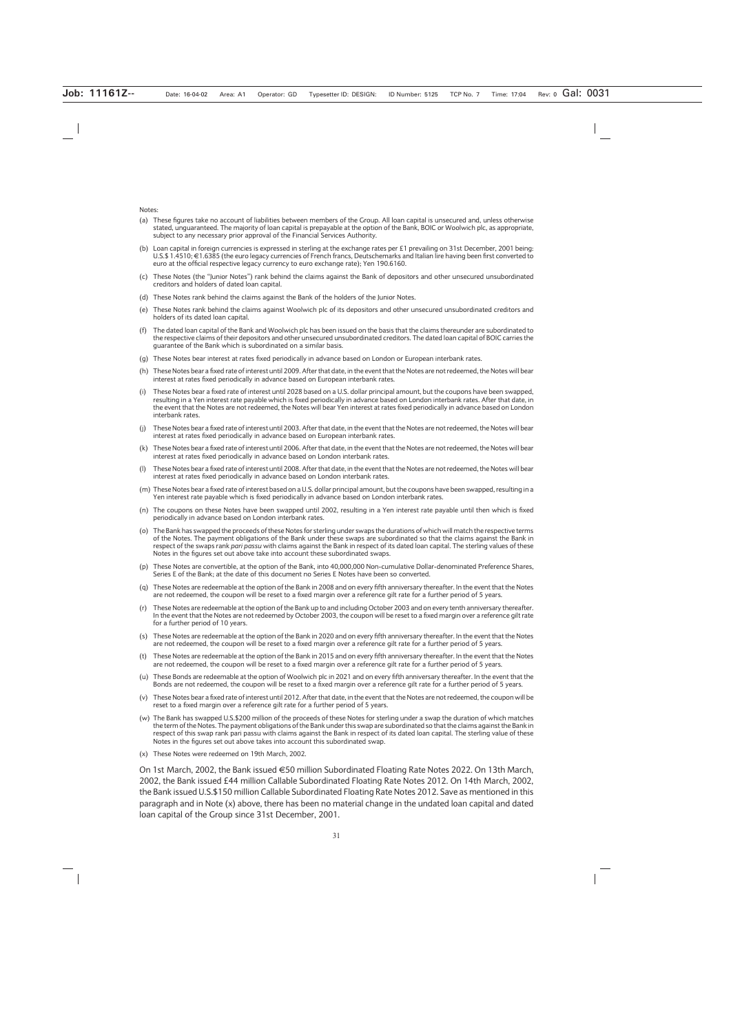Notes:

(a) These figures take no account of liabilities between members of the Group. All loan capital is unsecured and, unless otherwise stated, unguaranteed. The majority of loan capital is prepayable at the option of the Bank, BOIC or Woolwich plc, as appropriate, subject to any necessary prior approval of the Financial Services Authority.

(b) Loan capital in foreign currencies is expressed in sterling at the exchange rates per £1 prevailing on 31st December, 2001 being: U.S.$ 1.4510; €1.6385 (the euro legacy currencies of French francs, Deutschemarks and Italian lire having been first converted to euro at the official respective legacy currency to euro exchange rate); Yen 190.6160.

(c) These Notes (the "Junior Notes") rank behind the claims against the Bank of depositors and other unsecured unsubordinated creditors and holders of dated loan capital.

(d) These Notes rank behind the claims against the Bank of the holders of the Junior Notes.

(e) These Notes rank behind the claims against Woolwich plc of its depositors and other unsecured unsubordinated creditors and holders of its dated loan capital.

(f) The dated loan capital of the Bank and Woolwich plc has been issued on the basis that the claims thereunder are subordinated to the respective claims of their depositors and other unsecured unsubordinated creditors. The dated loan capital of BOIC carries the guarantee of the Bank which is subordinated on a similar basis.

(g) These Notes bear interest at rates fixed periodically in advance based on London or European interbank rates.

(h) These Notes bear a fixed rate of interest until 2009. After that date, in the event that the Notes are not redeemed, the Notes will bear interest at rates fixed periodically in advance based on European interbank rates.

(i) These Notes bear a fixed rate of interest until 2028 based on a U.S. dollar principal amount, but the coupons have been swapped, resulting in a Yen interest rate payable which is fixed periodically in advance based on London interbank rates. After that date, in the event that the Notes are not redeemed, the Notes will bear Yen interest at rates fixed periodically in advance based on London interbank rates.

(j) These Notes bear a fixed rate of interest until 2003. After that date, in the event that the Notes are not redeemed, the Notes will bear interest at rates fixed periodically in advance based on European interbank rates.

(k) These Notes bear a fixed rate of interest until 2006. After that date, in the event that the Notes are not redeemed, the Notes will bear interest at rates fixed periodically in advance based on London interbank rates.

(l) These Notes bear a fixed rate of interest until 2008. After that date, in the event that the Notes are not redeemed, the Notes will bear interest at rates fixed periodically in advance based on London interbank rates.

(m) These Notes bear a fixed rate of interest based on a U.S. dollar principal amount, but the coupons have been swapped, resulting in a Yen interest rate payable which is fixed periodically in advance based on London interbank rates.

(n) The coupons on these Notes have been swapped until 2002, resulting in a Yen interest rate payable until then which is fixed periodically in advance based on London interbank rates.

(o) The Bank has swapped the proceeds of these Notes for sterling under swaps the durations of which will match the respective terms of the Notes. The payment obligations of the Bank under these swaps are subordinated so that the claims against the Bank in respect of the swaps rank *pari passu* with claims against the Bank in respect of its dated loan capital. The sterling values of these Notes in the figures set out above take into account these subordinated swaps.

(p) These Notes are convertible, at the option of the Bank, into 40,000,000 Non-cumulative Dollar-denominated Preference Shares, Series E of the Bank; at the date of this document no Series E Notes have been so converted.

(q) These Notes are redeemable at the option of the Bank in 2008 and on every fifth anniversary thereafter. In the event that the Notes are not redeemed, the coupon will be reset to a fixed margin over a reference gilt rate for a further period of 5 years.

(r) These Notes are redeemable at the option of the Bank up to and including October 2003 and on every tenth anniversary thereafter. In the event that the Notes are not redeemed by October 2003, the coupon will be reset to a fixed margin over a reference gilt rate for a further period of 10 years.

(s) These Notes are redeemable at the option of the Bank in 2020 and on every fifth anniversary thereafter. In the event that the Notes are not redeemed, the coupon will be reset to a fixed margin over a reference gilt rate for a further period of 5 years.

(t) These Notes are redeemable at the option of the Bank in 2015 and on every fifth anniversary thereafter. In the event that the Notes are not redeemed, the coupon will be reset to a fixed margin over a reference gilt rate for a further period of 5 years.

(u) These Bonds are redeemable at the option of Woolwich plc in 2021 and on every fifth anniversary thereafter. In the event that the Bonds are not redeemed, the coupon will be reset to a fixed margin over a reference gilt rate for a further period of 5 years.

(v) These Notes bear a fixed rate of interest until 2012. After that date, in the event that the Notes are not redeemed, the coupon will be reset to a fixed margin over a reference gilt rate for a further period of 5 years.

(w) The Bank has swapped U.S.$200 million of the proceeds of these Notes for sterling under a swap the duration of which matches the term of the Notes. The payment obligations of the Bank under this swap are subordinated so that the claims against the Bank in respect of this swap rank pari passu with claims against the Bank in respect of its dated loan capital. The sterling value of these Notes in the figures set out above takes into account this subordinated swap.

(x) These Notes were redeemed on 19th March, 2002.

On 1st March, 2002, the Bank issued €50 million Subordinated Floating Rate Notes 2022. On 13th March, 2002, the Bank issued £44 million Callable Subordinated Floating Rate Notes 2012. On 14th March, 2002, the Bank issued U.S.$150 million Callable Subordinated Floating Rate Notes 2012. Save as mentioned in this paragraph and in Note (x) above, there has been no material change in the undated loan capital and dated loan capital of the Group since 31st December, 2001.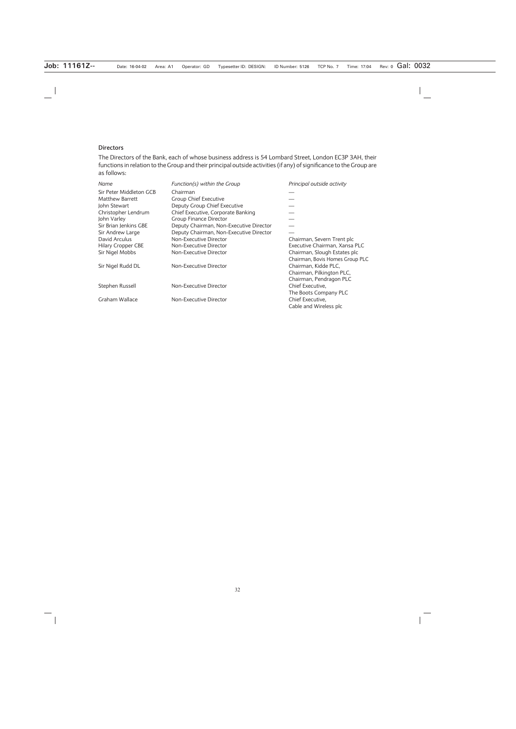## Directors

The Directors of the Bank, each of whose business address is 54 Lombard Street, London EC3P 3AH, their functions in relation to the Group and their principal outside activities (if any) of significance to the Group are as follows:

| *Name* | *Function(s) within the Group* | *Principal outside activity* |
| --- | --- | --- |
| Sir Peter Middleton GCB | Chairman | — |
| Matthew Barrett | Group Chief Executive | — |
| John Stewart | Deputy Group Chief Executive | — |
| Christopher Lendrum | Chief Executive, Corporate Banking | — |
| John Varley | Group Finance Director | — |
| Sir Brian Jenkins GBE | Deputy Chairman, Non-Executive Director | — |
| Sir Andrew Large | Deputy Chairman, Non-Executive Director | — |
| David Arculus | Non-Executive Director | Chairman, Severn Trent plc |
| Hilary Cropper CBE | Non-Executive Director | Executive Chairman, Xansa PLC |
| Sir Nigel Mobbs | Non-Executive Director | Chairman, Slough Estates plc<br>Chairman, Bovis Homes Group PLC |
| Sir Nigel Rudd DL | Non-Executive Director | Chairman, Kidde PLC,<br>Chairman, Pilkington PLC,<br>Chairman, Pendragon PLC |
| Stephen Russell | Non-Executive Director | Chief Executive,<br>The Boots Company PLC |
| Graham Wallace | Non-Executive Director | Chief Executive,<br>Cable and Wireless plc |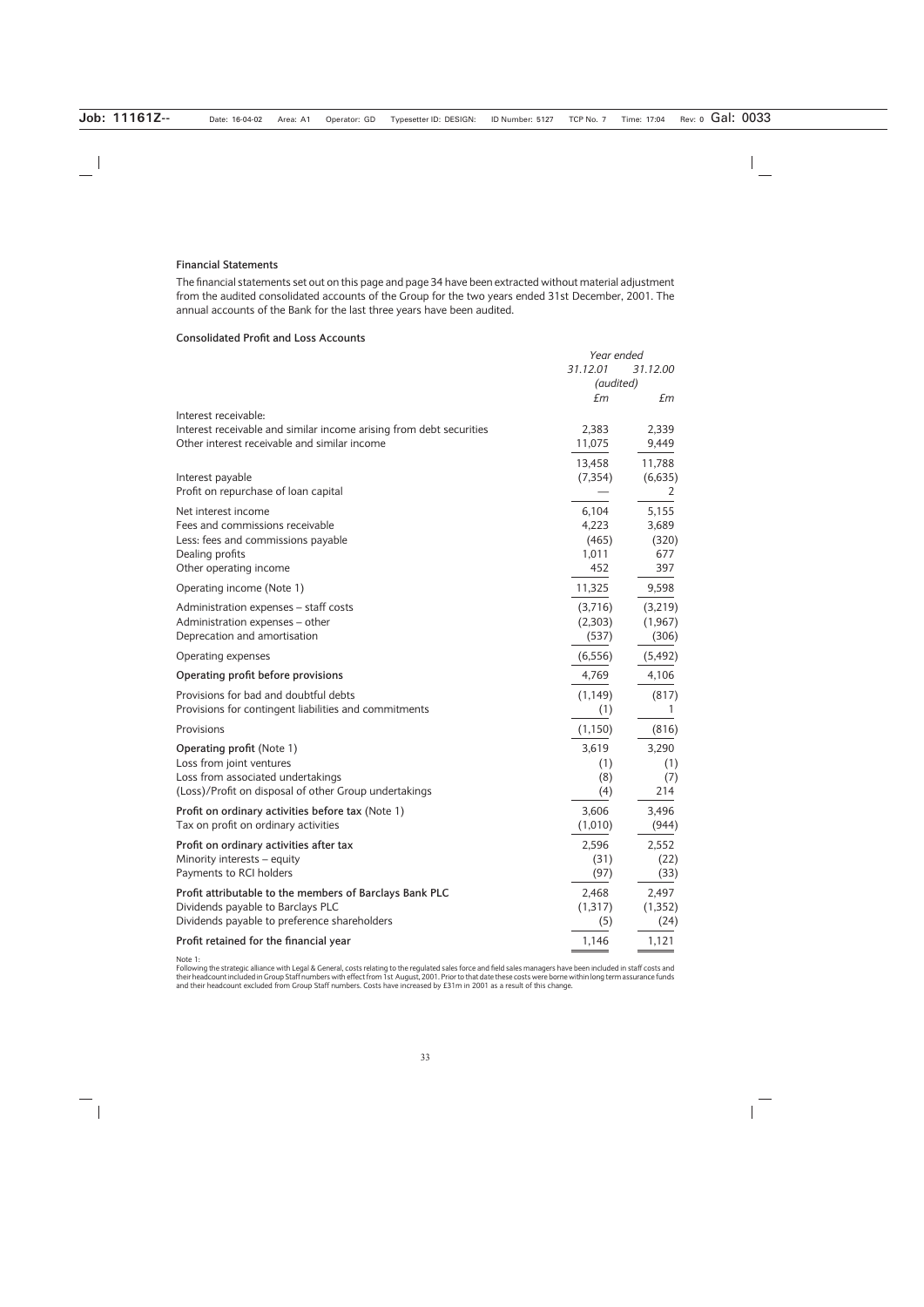### Financial Statements

The financial statements set out on this page and page 34 have been extracted without material adjustment from the audited consolidated accounts of the Group for the two years ended 31st December, 2001. The annual accounts of the Bank for the last three years have been audited.

### Consolidated Profit and Loss Accounts

| | *Year ended* | |
|---|---|---|
| | *31.12.01* | *31.12.00* |
| | *(audited)* | |
| | *£m* | *£m* |
| Interest receivable: | | |
| Interest receivable and similar income arising from debt securities | 2,383 | 2,339 |
| Other interest receivable and similar income | 11,075 | 9,449 |
| | 13,458 | 11,788 |
| Interest payable | (7,354) | (6,635) |
| Profit on repurchase of loan capital | — | 2 |
| Net interest income | 6,104 | 5,155 |
| Fees and commissions receivable | 4,223 | 3,689 |
| Less: fees and commissions payable | (465) | (320) |
| Dealing profits | 1,011 | 677 |
| Other operating income | 452 | 397 |
| Operating income (Note 1) | 11,325 | 9,598 |
| Administration expenses – staff costs | (3,716) | (3,219) |
| Administration expenses – other | (2,303) | (1,967) |
| Deprecation and amortisation | (537) | (306) |
| Operating expenses | (6,556) | (5,492) |
| **Operating profit before provisions** | 4,769 | 4,106 |
| Provisions for bad and doubtful debts | (1,149) | (817) |
| Provisions for contingent liabilities and commitments | (1) | 1 |
| Provisions | (1,150) | (816) |
| **Operating profit** (Note 1) | 3,619 | 3,290 |
| Loss from joint ventures | (1) | (1) |
| Loss from associated undertakings | (8) | (7) |
| (Loss)/Profit on disposal of other Group undertakings | (4) | 214 |
| **Profit on ordinary activities before tax** (Note 1) | 3,606 | 3,496 |
| Tax on profit on ordinary activities | (1,010) | (944) |
| **Profit on ordinary activities after tax** | 2,596 | 2,552 |
| Minority interests – equity | (31) | (22) |
| Payments to RCI holders | (97) | (33) |
| **Profit attributable to the members of Barclays Bank PLC** | 2,468 | 2,497 |
| Dividends payable to Barclays PLC | (1,317) | (1,352) |
| Dividends payable to preference shareholders | (5) | (24) |
| **Profit retained for the financial year** | 1,146 | 1,121 |

Note 1:
Following the strategic alliance with Legal & General, costs relating to the regulated sales force and field sales managers have been included in staff costs and their headcount included in Group Staff numbers with effect from 1st August, 2001. Prior to that date these costs were borne within long term assurance funds and their headcount excluded from Group Staff numbers. Costs have increased by £31m in 2001 as a result of this change.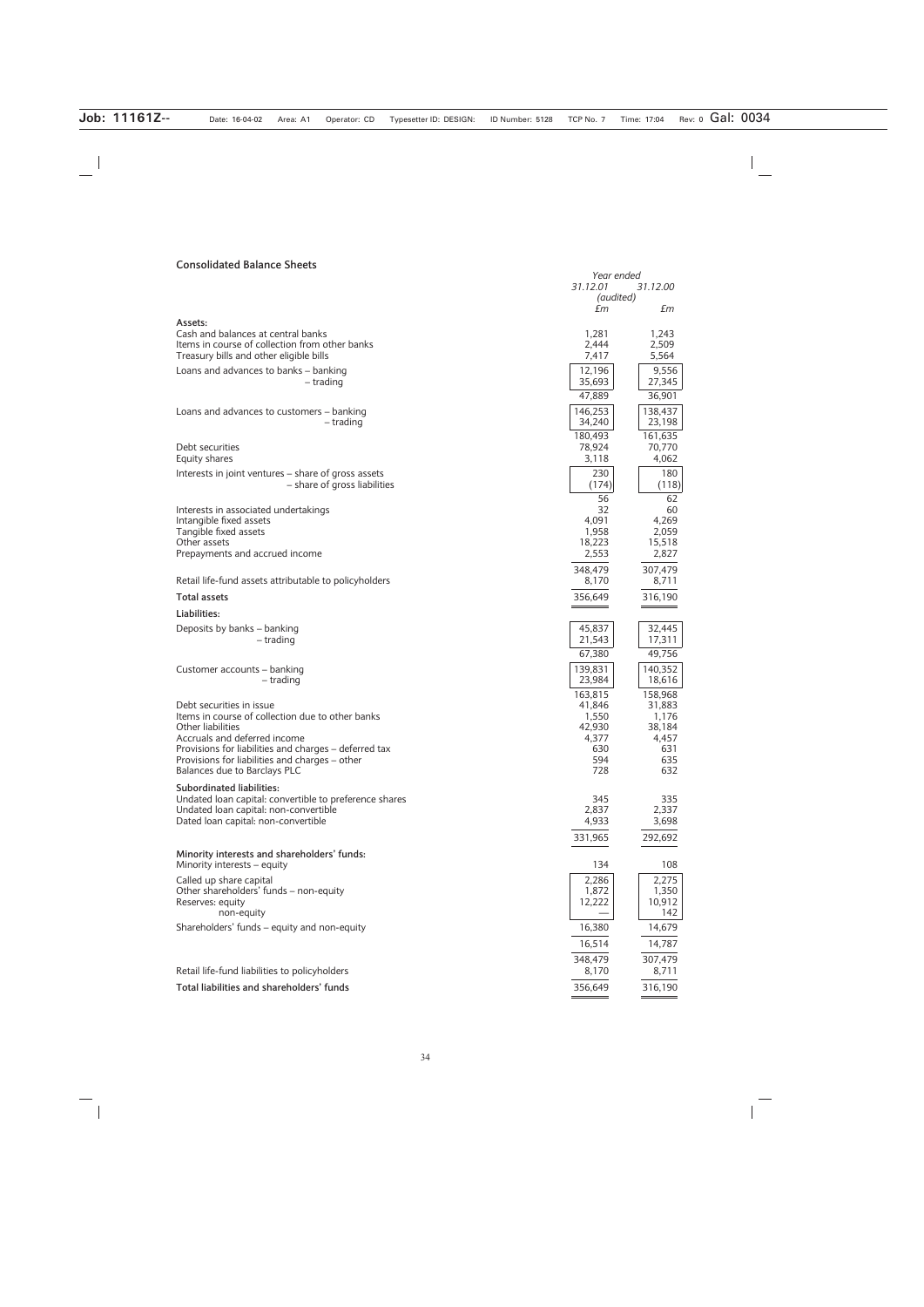## Consolidated Balance Sheets

| | Year ended 31.12.01 (audited) £m | 31.12.00 £m |
|---|---|---|
| **Assets:** | | |
| Cash and balances at central banks | 1,281 | 1,243 |
| Items in course of collection from other banks | 2,444 | 2,509 |
| Treasury bills and other eligible bills | 7,417 | 5,564 |
| Loans and advances to banks – banking | 12,196 | 9,556 |
| – trading | 35,693 | 27,345 |
| | 47,889 | 36,901 |
| Loans and advances to customers – banking | 146,253 | 138,437 |
| – trading | 34,240 | 23,198 |
| | 180,493 | 161,635 |
| Debt securities | 78,924 | 70,770 |
| Equity shares | 3,118 | 4,062 |
| Interests in joint ventures – share of gross assets | 230 | 180 |
| – share of gross liabilities | (174) | (118) |
| | 56 | 62 |
| Interests in associated undertakings | 32 | 60 |
| Intangible fixed assets | 4,091 | 4,269 |
| Tangible fixed assets | 1,958 | 2,059 |
| Other assets | 18,223 | 15,518 |
| Prepayments and accrued income | 2,553 | 2,827 |
| | 348,479 | 307,479 |
| Retail life-fund assets attributable to policyholders | 8,170 | 8,711 |
| **Total assets** | 356,649 | 316,190 |
| **Liabilities:** | | |
| Deposits by banks – banking | 45,837 | 32,445 |
| – trading | 21,543 | 17,311 |
| | 67,380 | 49,756 |
| Customer accounts – banking | 139,831 | 140,352 |
| – trading | 23,984 | 18,616 |
| | 163,815 | 158,968 |
| Debt securities in issue | 41,846 | 31,883 |
| Items in course of collection due to other banks | 1,550 | 1,176 |
| Other liabilities | 42,930 | 38,184 |
| Accruals and deferred income | 4,377 | 4,457 |
| Provisions for liabilities and charges – deferred tax | 630 | 631 |
| Provisions for liabilities and charges – other | 594 | 635 |
| Balances due to Barclays PLC | 728 | 632 |
| **Subordinated liabilities:** | | |
| Undated loan capital: convertible to preference shares | 345 | 335 |
| Undated loan capital: non-convertible | 2,837 | 2,337 |
| Dated loan capital: non-convertible | 4,933 | 3,698 |
| | 331,965 | 292,692 |
| **Minority interests and shareholders' funds:** | | |
| Minority interests – equity | 134 | 108 |
| Called up share capital | 2,286 | 2,275 |
| Other shareholders' funds – non-equity | 1,872 | 1,350 |
| Reserves: equity | 12,222 | 10,912 |
| non-equity | — | 142 |
| Shareholders' funds – equity and non-equity | 16,380 | 14,679 |
| | 16,514 | 14,787 |
| | 348,479 | 307,479 |
| Retail life-fund liabilities to policyholders | 8,170 | 8,711 |
| **Total liabilities and shareholders' funds** | 356,649 | 316,190 |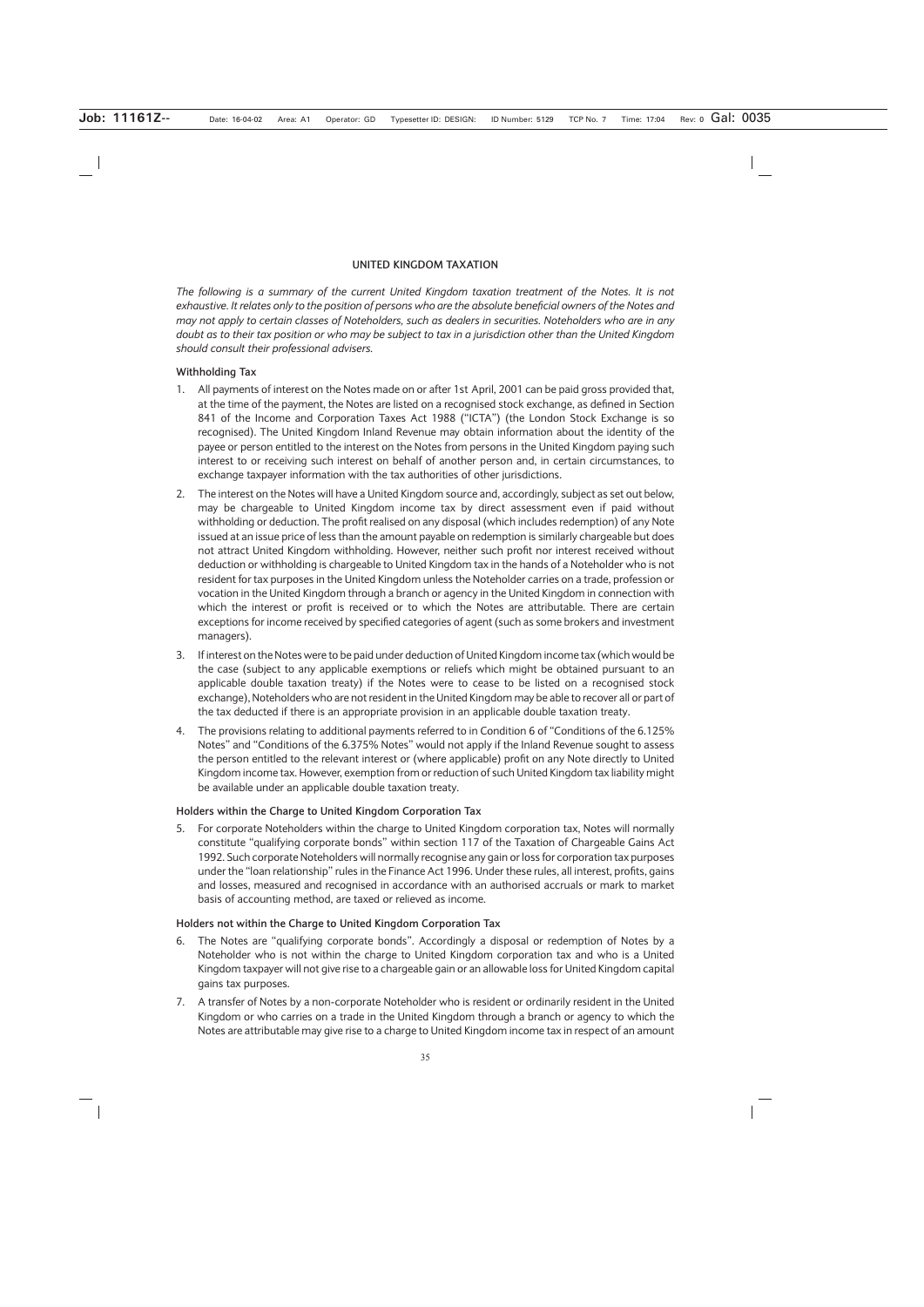## UNITED KINGDOM TAXATION

*The following is a summary of the current United Kingdom taxation treatment of the Notes. It is not exhaustive. It relates only to the position of persons who are the absolute beneficial owners of the Notes and may not apply to certain classes of Noteholders, such as dealers in securities. Noteholders who are in any doubt as to their tax position or who may be subject to tax in a jurisdiction other than the United Kingdom should consult their professional advisers.*

### Withholding Tax

1. All payments of interest on the Notes made on or after 1st April, 2001 can be paid gross provided that, at the time of the payment, the Notes are listed on a recognised stock exchange, as defined in Section 841 of the Income and Corporation Taxes Act 1988 ("ICTA") (the London Stock Exchange is so recognised). The United Kingdom Inland Revenue may obtain information about the identity of the payee or person entitled to the interest on the Notes from persons in the United Kingdom paying such interest to or receiving such interest on behalf of another person and, in certain circumstances, to exchange taxpayer information with the tax authorities of other jurisdictions.

2. The interest on the Notes will have a United Kingdom source and, accordingly, subject as set out below, may be chargeable to United Kingdom income tax by direct assessment even if paid without withholding or deduction. The profit realised on any disposal (which includes redemption) of any Note issued at an issue price of less than the amount payable on redemption is similarly chargeable but does not attract United Kingdom withholding. However, neither such profit nor interest received without deduction or withholding is chargeable to United Kingdom tax in the hands of a Noteholder who is not resident for tax purposes in the United Kingdom unless the Noteholder carries on a trade, profession or vocation in the United Kingdom through a branch or agency in the United Kingdom in connection with which the interest or profit is received or to which the Notes are attributable. There are certain exceptions for income received by specified categories of agent (such as some brokers and investment managers).

3. If interest on the Notes were to be paid under deduction of United Kingdom income tax (which would be the case (subject to any applicable exemptions or reliefs which might be obtained pursuant to an applicable double taxation treaty) if the Notes were to cease to be listed on a recognised stock exchange), Noteholders who are not resident in the United Kingdom may be able to recover all or part of the tax deducted if there is an appropriate provision in an applicable double taxation treaty.

4. The provisions relating to additional payments referred to in Condition 6 of "Conditions of the 6.125% Notes" and "Conditions of the 6.375% Notes" would not apply if the Inland Revenue sought to assess the person entitled to the relevant interest or (where applicable) profit on any Note directly to United Kingdom income tax. However, exemption from or reduction of such United Kingdom tax liability might be available under an applicable double taxation treaty.

### Holders within the Charge to United Kingdom Corporation Tax

5. For corporate Noteholders within the charge to United Kingdom corporation tax, Notes will normally constitute "qualifying corporate bonds" within section 117 of the Taxation of Chargeable Gains Act 1992. Such corporate Noteholders will normally recognise any gain or loss for corporation tax purposes under the "loan relationship" rules in the Finance Act 1996. Under these rules, all interest, profits, gains and losses, measured and recognised in accordance with an authorised accruals or mark to market basis of accounting method, are taxed or relieved as income.

### Holders not within the Charge to United Kingdom Corporation Tax

6. The Notes are "qualifying corporate bonds". Accordingly a disposal or redemption of Notes by a Noteholder who is not within the charge to United Kingdom corporation tax and who is a United Kingdom taxpayer will not give rise to a chargeable gain or an allowable loss for United Kingdom capital gains tax purposes.

7. A transfer of Notes by a non-corporate Noteholder who is resident or ordinarily resident in the United Kingdom or who carries on a trade in the United Kingdom through a branch or agency to which the Notes are attributable may give rise to a charge to United Kingdom income tax in respect of an amount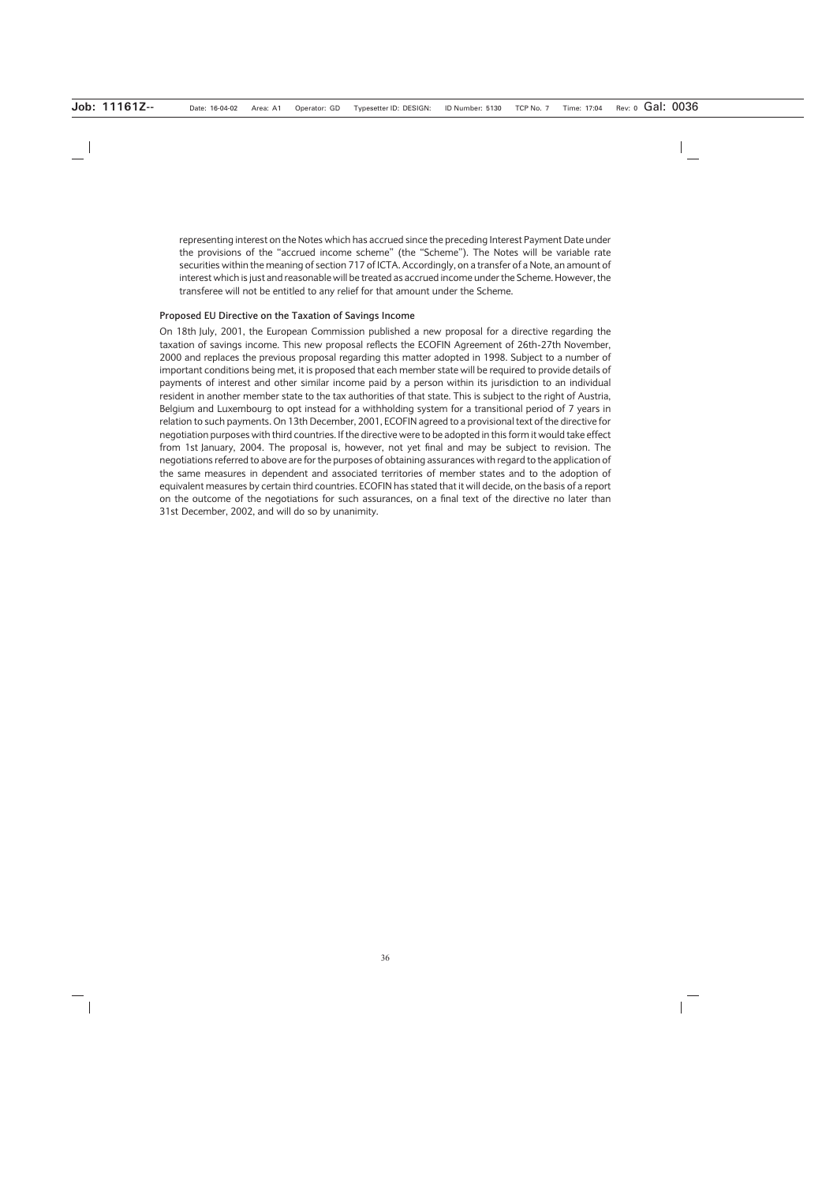representing interest on the Notes which has accrued since the preceding Interest Payment Date under the provisions of the "accrued income scheme" (the "Scheme"). The Notes will be variable rate securities within the meaning of section 717 of ICTA. Accordingly, on a transfer of a Note, an amount of interest which is just and reasonable will be treated as accrued income under the Scheme. However, the transferee will not be entitled to any relief for that amount under the Scheme.

#### Proposed EU Directive on the Taxation of Savings Income

On 18th July, 2001, the European Commission published a new proposal for a directive regarding the taxation of savings income. This new proposal reflects the ECOFIN Agreement of 26th-27th November, 2000 and replaces the previous proposal regarding this matter adopted in 1998. Subject to a number of important conditions being met, it is proposed that each member state will be required to provide details of payments of interest and other similar income paid by a person within its jurisdiction to an individual resident in another member state to the tax authorities of that state. This is subject to the right of Austria, Belgium and Luxembourg to opt instead for a withholding system for a transitional period of 7 years in relation to such payments. On 13th December, 2001, ECOFIN agreed to a provisional text of the directive for negotiation purposes with third countries. If the directive were to be adopted in this form it would take effect from 1st January, 2004. The proposal is, however, not yet final and may be subject to revision. The negotiations referred to above are for the purposes of obtaining assurances with regard to the application of the same measures in dependent and associated territories of member states and to the adoption of equivalent measures by certain third countries. ECOFIN has stated that it will decide, on the basis of a report on the outcome of the negotiations for such assurances, on a final text of the directive no later than 31st December, 2002, and will do so by unanimity.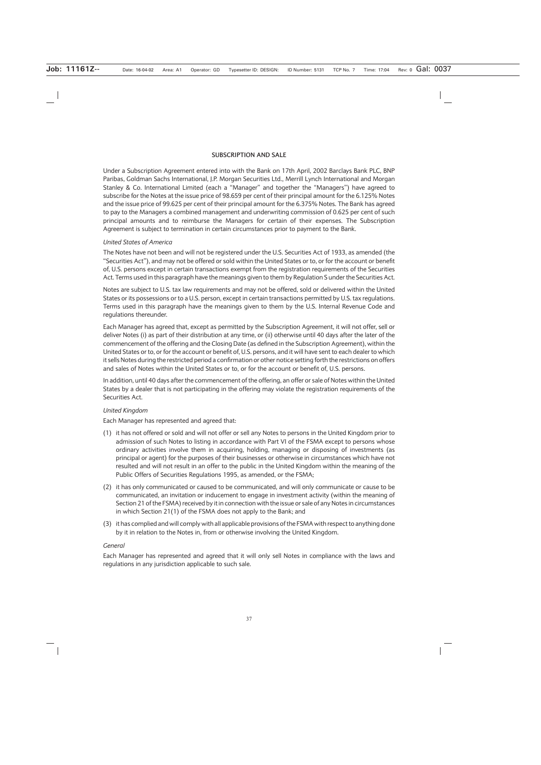## SUBSCRIPTION AND SALE

Under a Subscription Agreement entered into with the Bank on 17th April, 2002 Barclays Bank PLC, BNP Paribas, Goldman Sachs International, J.P. Morgan Securities Ltd., Merrill Lynch International and Morgan Stanley & Co. International Limited (each a "Manager" and together the "Managers") have agreed to subscribe for the Notes at the issue price of 98.659 per cent of their principal amount for the 6.125% Notes and the issue price of 99.625 per cent of their principal amount for the 6.375% Notes. The Bank has agreed to pay to the Managers a combined management and underwriting commission of 0.625 per cent of such principal amounts and to reimburse the Managers for certain of their expenses. The Subscription Agreement is subject to termination in certain circumstances prior to payment to the Bank.

*United States of America*

The Notes have not been and will not be registered under the U.S. Securities Act of 1933, as amended (the "Securities Act"), and may not be offered or sold within the United States or to, or for the account or benefit of, U.S. persons except in certain transactions exempt from the registration requirements of the Securities Act. Terms used in this paragraph have the meanings given to them by Regulation S under the Securities Act.

Notes are subject to U.S. tax law requirements and may not be offered, sold or delivered within the United States or its possessions or to a U.S. person, except in certain transactions permitted by U.S. tax regulations. Terms used in this paragraph have the meanings given to them by the U.S. Internal Revenue Code and regulations thereunder.

Each Manager has agreed that, except as permitted by the Subscription Agreement, it will not offer, sell or deliver Notes (i) as part of their distribution at any time, or (ii) otherwise until 40 days after the later of the commencement of the offering and the Closing Date (as defined in the Subscription Agreement), within the United States or to, or for the account or benefit of, U.S. persons, and it will have sent to each dealer to which it sells Notes during the restricted period a confirmation or other notice setting forth the restrictions on offers and sales of Notes within the United States or to, or for the account or benefit of, U.S. persons.

In addition, until 40 days after the commencement of the offering, an offer or sale of Notes within the United States by a dealer that is not participating in the offering may violate the registration requirements of the Securities Act.

*United Kingdom*

Each Manager has represented and agreed that:

(1) it has not offered or sold and will not offer or sell any Notes to persons in the United Kingdom prior to admission of such Notes to listing in accordance with Part VI of the FSMA except to persons whose ordinary activities involve them in acquiring, holding, managing or disposing of investments (as principal or agent) for the purposes of their businesses or otherwise in circumstances which have not resulted and will not result in an offer to the public in the United Kingdom within the meaning of the Public Offers of Securities Regulations 1995, as amended, or the FSMA;

(2) it has only communicated or caused to be communicated, and will only communicate or cause to be communicated, an invitation or inducement to engage in investment activity (within the meaning of Section 21 of the FSMA) received by it in connection with the issue or sale of any Notes in circumstances in which Section 21(1) of the FSMA does not apply to the Bank; and

(3) it has complied and will comply with all applicable provisions of the FSMA with respect to anything done by it in relation to the Notes in, from or otherwise involving the United Kingdom.

*General*

Each Manager has represented and agreed that it will only sell Notes in compliance with the laws and regulations in any jurisdiction applicable to such sale.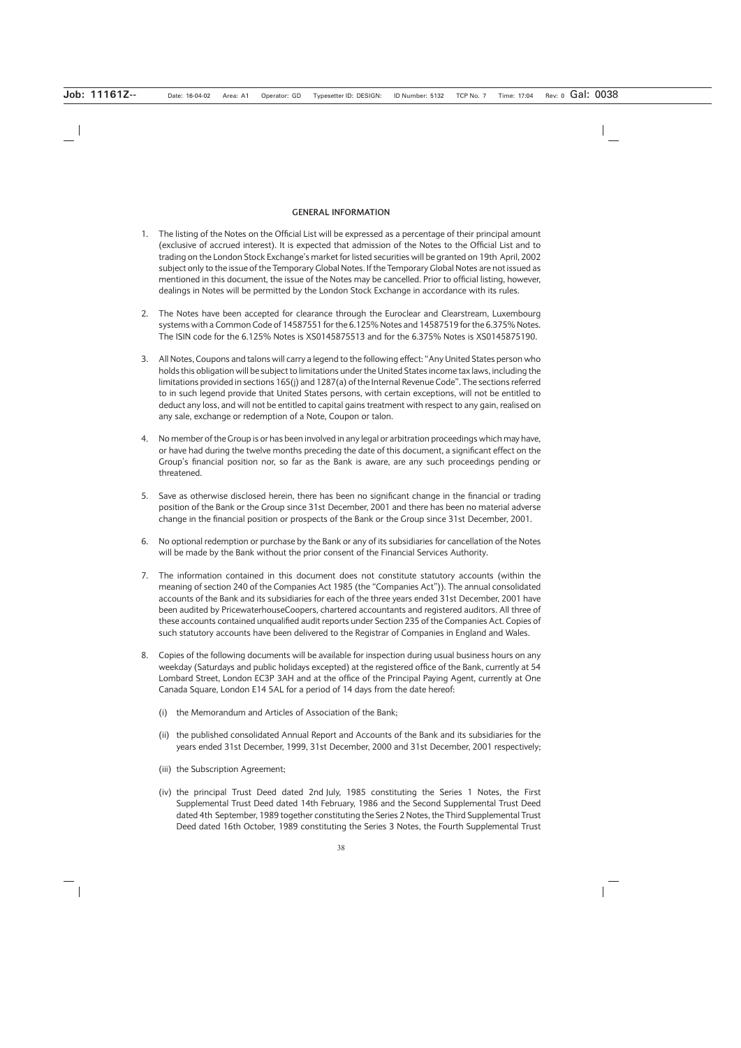## GENERAL INFORMATION

1. The listing of the Notes on the Official List will be expressed as a percentage of their principal amount (exclusive of accrued interest). It is expected that admission of the Notes to the Official List and to trading on the London Stock Exchange's market for listed securities will be granted on 19th April, 2002 subject only to the issue of the Temporary Global Notes. If the Temporary Global Notes are not issued as mentioned in this document, the issue of the Notes may be cancelled. Prior to official listing, however, dealings in Notes will be permitted by the London Stock Exchange in accordance with its rules.

2. The Notes have been accepted for clearance through the Euroclear and Clearstream, Luxembourg systems with a Common Code of 14587551 for the 6.125% Notes and 14587519 for the 6.375% Notes. The ISIN code for the 6.125% Notes is XS0145875513 and for the 6.375% Notes is XS0145875190.

3. All Notes, Coupons and talons will carry a legend to the following effect: "Any United States person who holds this obligation will be subject to limitations under the United States income tax laws, including the limitations provided in sections 165(j) and 1287(a) of the Internal Revenue Code". The sections referred to in such legend provide that United States persons, with certain exceptions, will not be entitled to deduct any loss, and will not be entitled to capital gains treatment with respect to any gain, realised on any sale, exchange or redemption of a Note, Coupon or talon.

4. No member of the Group is or has been involved in any legal or arbitration proceedings which may have, or have had during the twelve months preceding the date of this document, a significant effect on the Group's financial position nor, so far as the Bank is aware, are any such proceedings pending or threatened.

5. Save as otherwise disclosed herein, there has been no significant change in the financial or trading position of the Bank or the Group since 31st December, 2001 and there has been no material adverse change in the financial position or prospects of the Bank or the Group since 31st December, 2001.

6. No optional redemption or purchase by the Bank or any of its subsidiaries for cancellation of the Notes will be made by the Bank without the prior consent of the Financial Services Authority.

7. The information contained in this document does not constitute statutory accounts (within the meaning of section 240 of the Companies Act 1985 (the "Companies Act")). The annual consolidated accounts of the Bank and its subsidiaries for each of the three years ended 31st December, 2001 have been audited by PricewaterhouseCoopers, chartered accountants and registered auditors. All three of these accounts contained unqualified audit reports under Section 235 of the Companies Act. Copies of such statutory accounts have been delivered to the Registrar of Companies in England and Wales.

8. Copies of the following documents will be available for inspection during usual business hours on any weekday (Saturdays and public holidays excepted) at the registered office of the Bank, currently at 54 Lombard Street, London EC3P 3AH and at the office of the Principal Paying Agent, currently at One Canada Square, London E14 5AL for a period of 14 days from the date hereof:

   (i) the Memorandum and Articles of Association of the Bank;

   (ii) the published consolidated Annual Report and Accounts of the Bank and its subsidiaries for the years ended 31st December, 1999, 31st December, 2000 and 31st December, 2001 respectively;

   (iii) the Subscription Agreement;

   (iv) the principal Trust Deed dated 2nd July, 1985 constituting the Series 1 Notes, the First Supplemental Trust Deed dated 14th February, 1986 and the Second Supplemental Trust Deed dated 4th September, 1989 together constituting the Series 2 Notes, the Third Supplemental Trust Deed dated 16th October, 1989 constituting the Series 3 Notes, the Fourth Supplemental Trust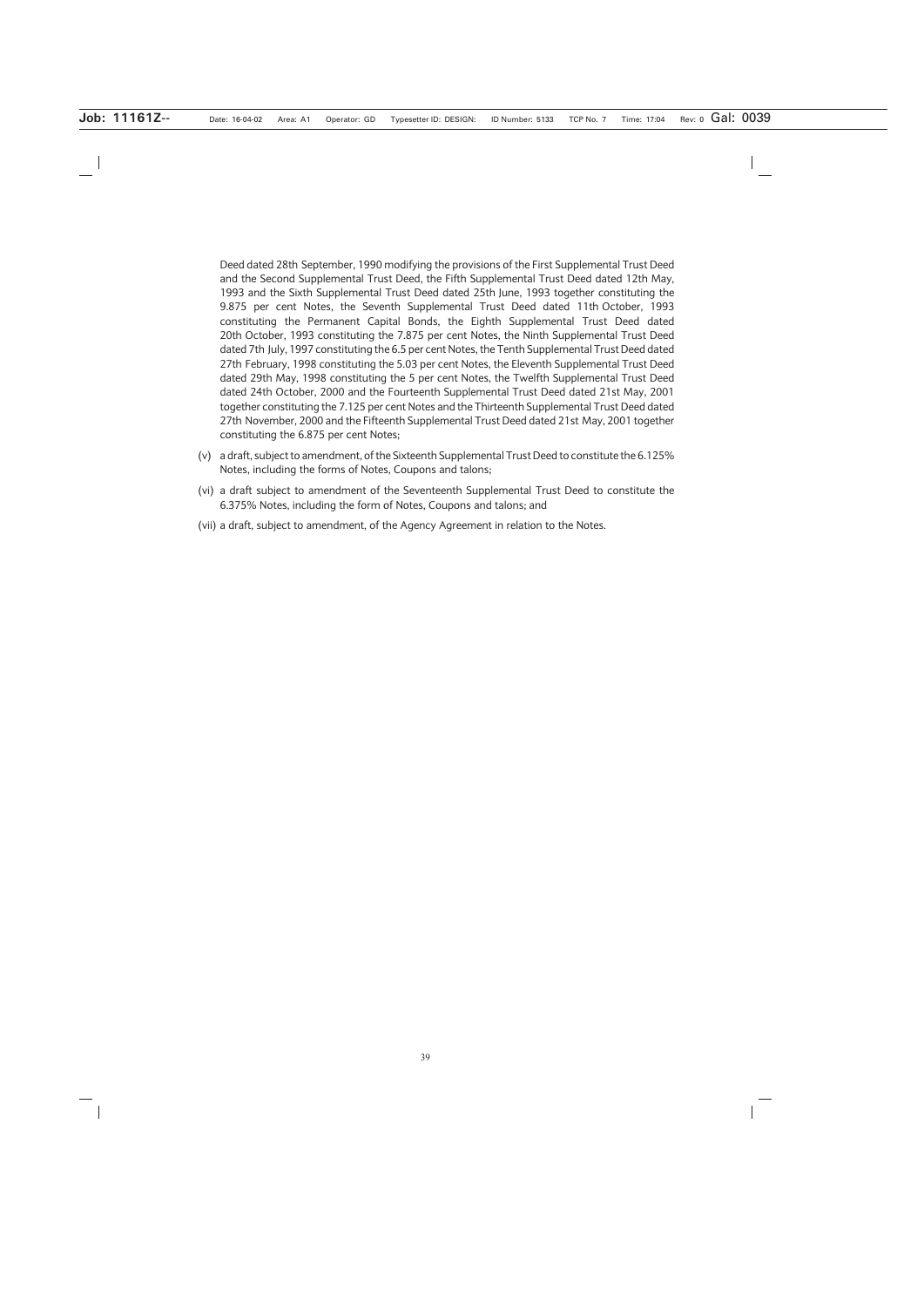Deed dated 28th September, 1990 modifying the provisions of the First Supplemental Trust Deed and the Second Supplemental Trust Deed, the Fifth Supplemental Trust Deed dated 12th May, 1993 and the Sixth Supplemental Trust Deed dated 25th June, 1993 together constituting the 9.875 per cent Notes, the Seventh Supplemental Trust Deed dated 11th October, 1993 constituting the Permanent Capital Bonds, the Eighth Supplemental Trust Deed dated 20th October, 1993 constituting the 7.875 per cent Notes, the Ninth Supplemental Trust Deed dated 7th July, 1997 constituting the 6.5 per cent Notes, the Tenth Supplemental Trust Deed dated 27th February, 1998 constituting the 5.03 per cent Notes, the Eleventh Supplemental Trust Deed dated 29th May, 1998 constituting the 5 per cent Notes, the Twelfth Supplemental Trust Deed dated 24th October, 2000 and the Fourteenth Supplemental Trust Deed dated 21st May, 2001 together constituting the 7.125 per cent Notes and the Thirteenth Supplemental Trust Deed dated 27th November, 2000 and the Fifteenth Supplemental Trust Deed dated 21st May, 2001 together constituting the 6.875 per cent Notes;

(v) a draft, subject to amendment, of the Sixteenth Supplemental Trust Deed to constitute the 6.125% Notes, including the forms of Notes, Coupons and talons;

(vi) a draft subject to amendment of the Seventeenth Supplemental Trust Deed to constitute the 6.375% Notes, including the form of Notes, Coupons and talons; and

(vii) a draft, subject to amendment, of the Agency Agreement in relation to the Notes.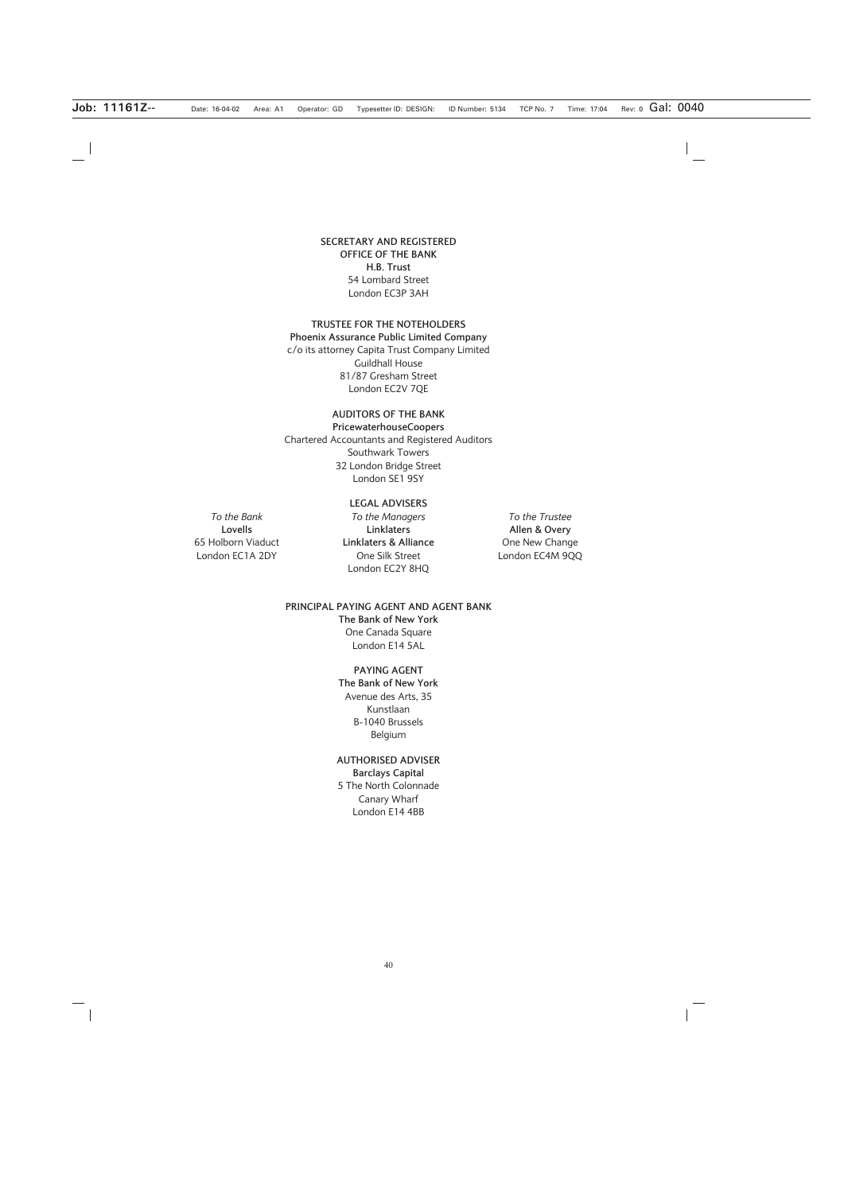**SECRETARY AND REGISTERED OFFICE OF THE BANK**

**H.B. Trust**
54 Lombard Street
London EC3P 3AH

**TRUSTEE FOR THE NOTEHOLDERS**

**Phoenix Assurance Public Limited Company**
c/o its attorney Capita Trust Company Limited
Guildhall House
81/87 Gresham Street
London EC2V 7QE

**AUDITORS OF THE BANK**

**PricewaterhouseCoopers**
Chartered Accountants and Registered Auditors
Southwark Towers
32 London Bridge Street
London SE1 9SY

**LEGAL ADVISERS**

*To the Bank*
**Lovells**
65 Holborn Viaduct
London EC1A 2DY

*To the Managers*
**Linklaters**
**Linklaters & Alliance**
One Silk Street
London EC2Y 8HQ

*To the Trustee*
**Allen & Overy**
One New Change
London EC4M 9QQ

**PRINCIPAL PAYING AGENT AND AGENT BANK**

**The Bank of New York**
One Canada Square
London E14 5AL

**PAYING AGENT**

**The Bank of New York**
Avenue des Arts, 35
Kunstlaan
B-1040 Brussels
Belgium

**AUTHORISED ADVISER**

**Barclays Capital**
5 The North Colonnade
Canary Wharf
London E14 4BB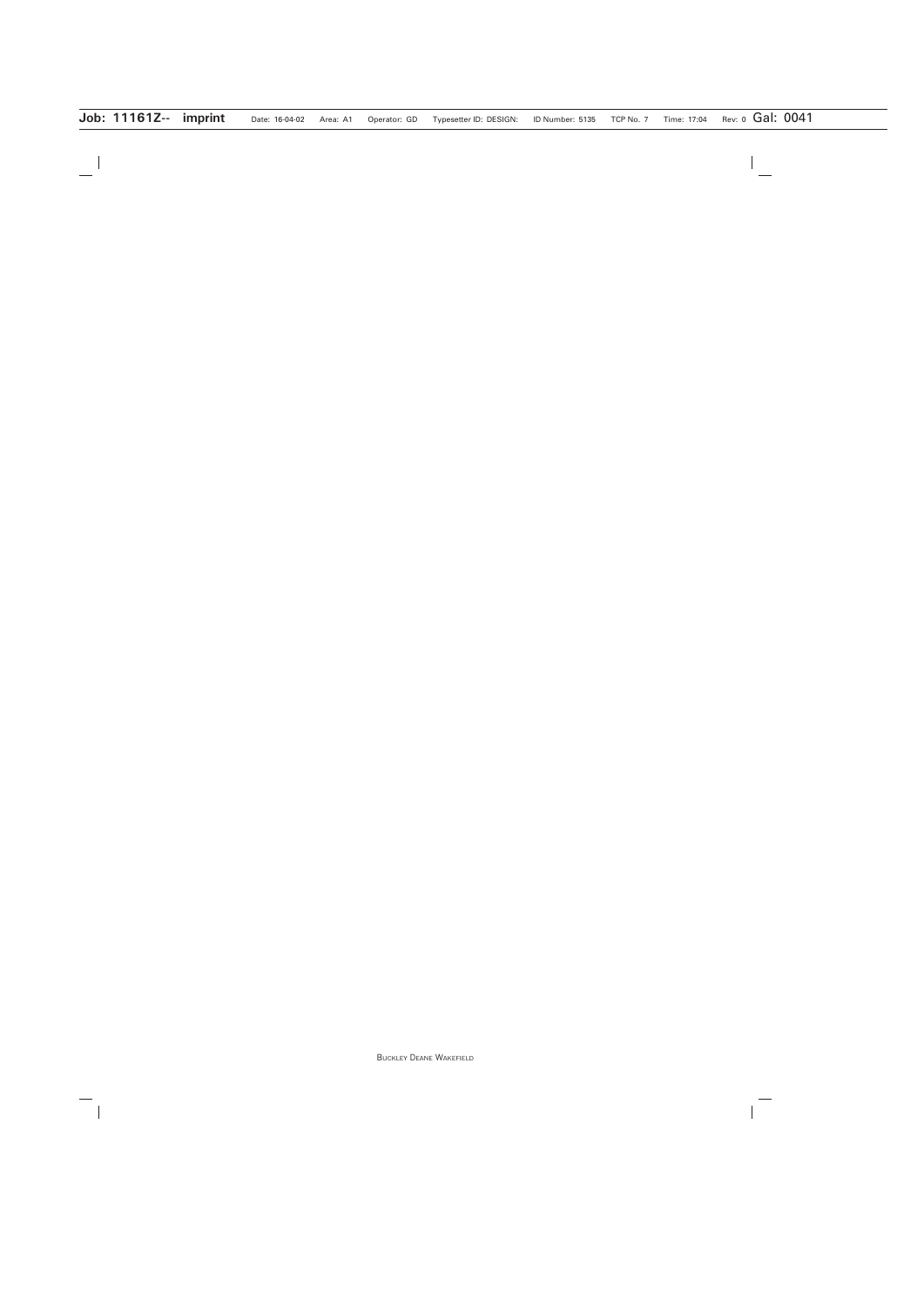Buckley Deane Wakefield